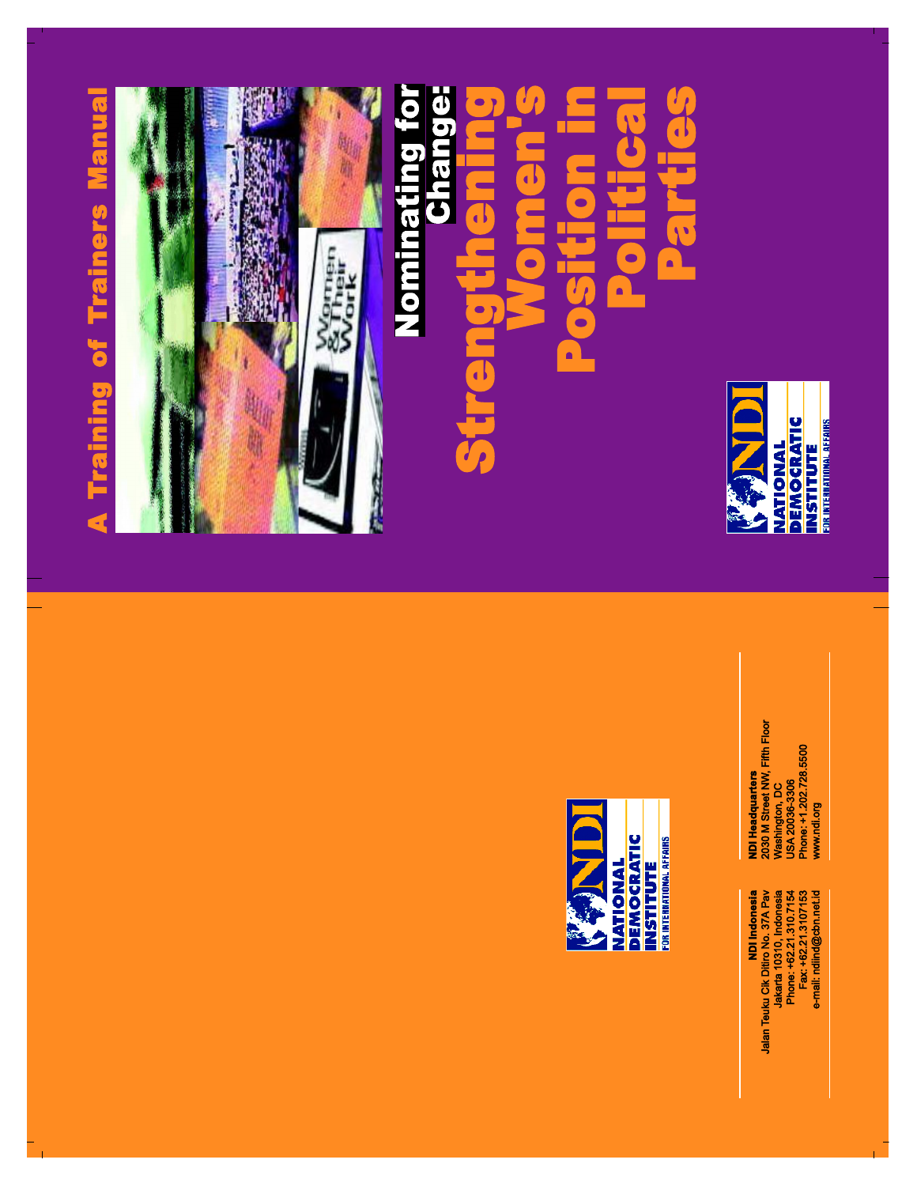# A Training of Trainers Manual

# Nominating for Change: Strengthening Women's Position in Political Parties

NATIONAL DEMOCRATIC INSTITUTE FOR INTERNATIONAL AFFAIRS

NATIONAL DEMOCRATIC INSTITUTE FOR INTERNATIONAL AFFAIRS

**NDI Indonesia**
Jalan Teuku Cik Ditiro No. 37A Pav
Jakarta 10310, Indonesia
Phone: +62.21.310.7154
Fax: +62.21.3107153
e-mail: ndiind@cbn.net.id

**NDI Headquarters**
2030 M Street NW, Fifth Floor
Washington, DC
USA 20036-3306
Phone: +1.202.728.5500
www.ndi.org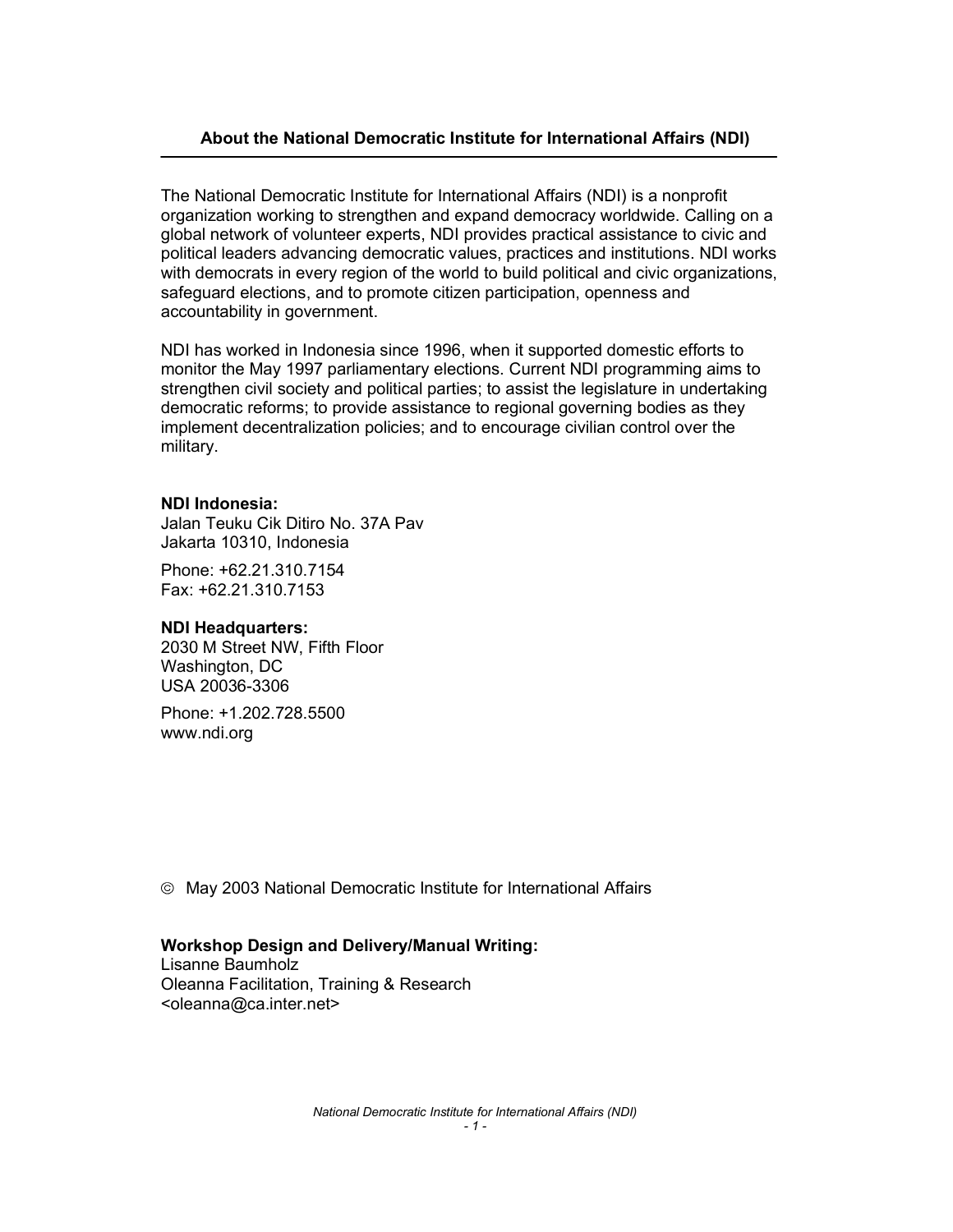## About the National Democratic Institute for International Affairs (NDI)

The National Democratic Institute for International Affairs (NDI) is a nonprofit organization working to strengthen and expand democracy worldwide. Calling on a global network of volunteer experts, NDI provides practical assistance to civic and political leaders advancing democratic values, practices and institutions. NDI works with democrats in every region of the world to build political and civic organizations, safeguard elections, and to promote citizen participation, openness and accountability in government.

NDI has worked in Indonesia since 1996, when it supported domestic efforts to monitor the May 1997 parliamentary elections. Current NDI programming aims to strengthen civil society and political parties; to assist the legislature in undertaking democratic reforms; to provide assistance to regional governing bodies as they implement decentralization policies; and to encourage civilian control over the military.

**NDI Indonesia:**
Jalan Teuku Cik Ditiro No. 37A Pav
Jakarta 10310, Indonesia

Phone: +62.21.310.7154
Fax: +62.21.310.7153

**NDI Headquarters:**
2030 M Street NW, Fifth Floor
Washington, DC
USA 20036-3306

Phone: +1.202.728.5500
www.ndi.org

© May 2003 National Democratic Institute for International Affairs

**Workshop Design and Delivery/Manual Writing:**
Lisanne Baumholz
Oleanna Facilitation, Training & Research
<oleanna@ca.inter.net>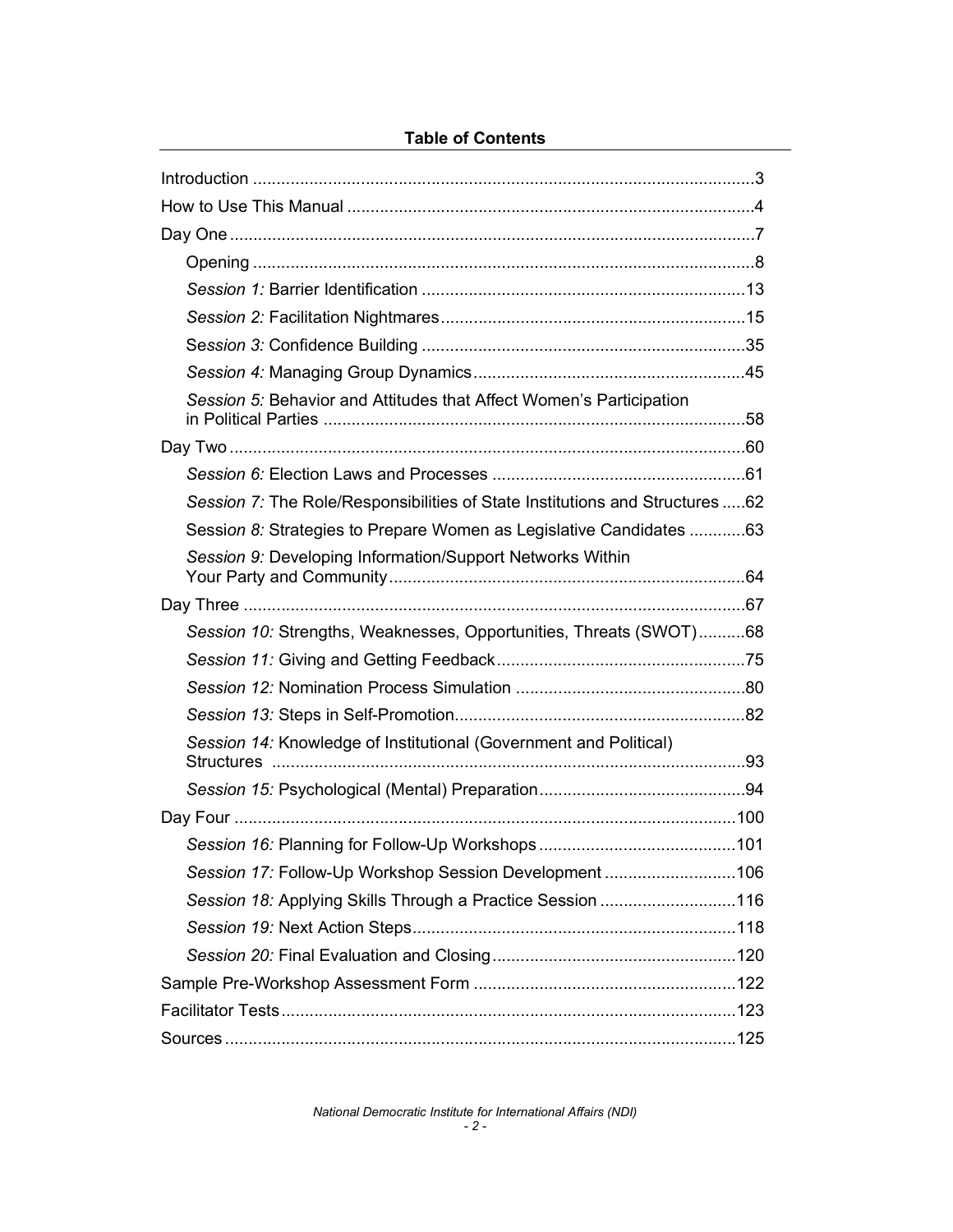## Table of Contents

| | |
|---|---|
| Introduction | 3 |
| How to Use This Manual | 4 |
| Day One | 7 |
| Opening | 8 |
| *Session 1:* Barrier Identification | 13 |
| *Session 2:* Facilitation Nightmares | 15 |
| *Session 3:* Confidence Building | 35 |
| *Session 4:* Managing Group Dynamics | 45 |
| *Session 5:* Behavior and Attitudes that Affect Women's Participation in Political Parties | 58 |
| Day Two | 60 |
| *Session 6:* Election Laws and Processes | 61 |
| *Session 7:* The Role/Responsibilities of State Institutions and Structures | 62 |
| *Session 8:* Strategies to Prepare Women as Legislative Candidates | 63 |
| *Session 9:* Developing Information/Support Networks Within Your Party and Community | 64 |
| Day Three | 67 |
| *Session 10:* Strengths, Weaknesses, Opportunities, Threats (SWOT) | 68 |
| *Session 11:* Giving and Getting Feedback | 75 |
| *Session 12:* Nomination Process Simulation | 80 |
| *Session 13:* Steps in Self-Promotion | 82 |
| *Session 14:* Knowledge of Institutional (Government and Political) Structures | 93 |
| *Session 15:* Psychological (Mental) Preparation | 94 |
| Day Four | 100 |
| *Session 16:* Planning for Follow-Up Workshops | 101 |
| *Session 17:* Follow-Up Workshop Session Development | 106 |
| *Session 18:* Applying Skills Through a Practice Session | 116 |
| *Session 19:* Next Action Steps | 118 |
| *Session 20:* Final Evaluation and Closing | 120 |
| Sample Pre-Workshop Assessment Form | 122 |
| Facilitator Tests | 123 |
| Sources | 125 |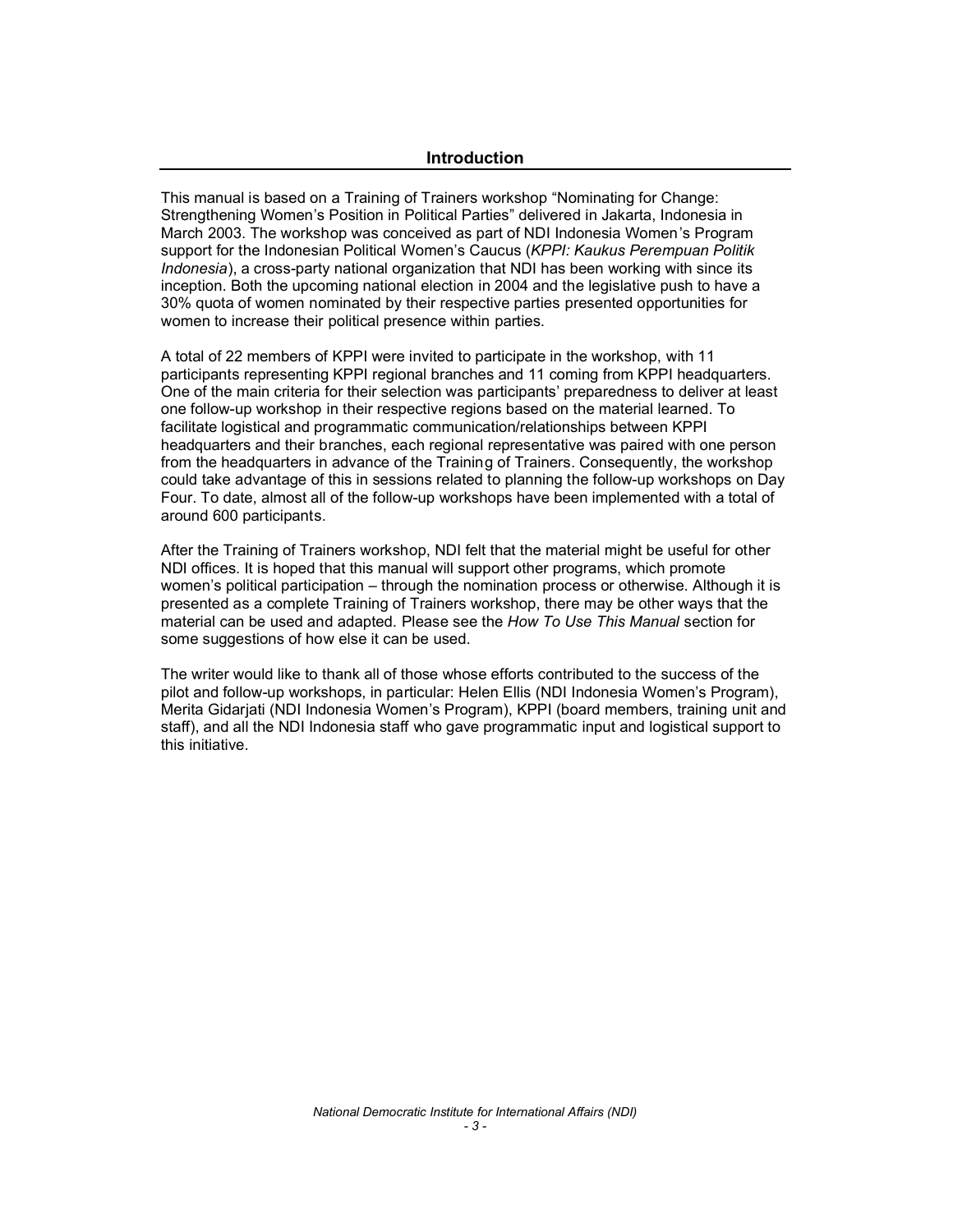## Introduction

This manual is based on a Training of Trainers workshop "Nominating for Change: Strengthening Women's Position in Political Parties" delivered in Jakarta, Indonesia in March 2003. The workshop was conceived as part of NDI Indonesia Women's Program support for the Indonesian Political Women's Caucus (*KPPI: Kaukus Perempuan Politik Indonesia*), a cross-party national organization that NDI has been working with since its inception. Both the upcoming national election in 2004 and the legislative push to have a 30% quota of women nominated by their respective parties presented opportunities for women to increase their political presence within parties.

A total of 22 members of KPPI were invited to participate in the workshop, with 11 participants representing KPPI regional branches and 11 coming from KPPI headquarters. One of the main criteria for their selection was participants' preparedness to deliver at least one follow-up workshop in their respective regions based on the material learned. To facilitate logistical and programmatic communication/relationships between KPPI headquarters and their branches, each regional representative was paired with one person from the headquarters in advance of the Training of Trainers. Consequently, the workshop could take advantage of this in sessions related to planning the follow-up workshops on Day Four. To date, almost all of the follow-up workshops have been implemented with a total of around 600 participants.

After the Training of Trainers workshop, NDI felt that the material might be useful for other NDI offices. It is hoped that this manual will support other programs, which promote women's political participation – through the nomination process or otherwise. Although it is presented as a complete Training of Trainers workshop, there may be other ways that the material can be used and adapted. Please see the *How To Use This Manual* section for some suggestions of how else it can be used.

The writer would like to thank all of those whose efforts contributed to the success of the pilot and follow-up workshops, in particular: Helen Ellis (NDI Indonesia Women's Program), Merita Gidarjati (NDI Indonesia Women's Program), KPPI (board members, training unit and staff), and all the NDI Indonesia staff who gave programmatic input and logistical support to this initiative.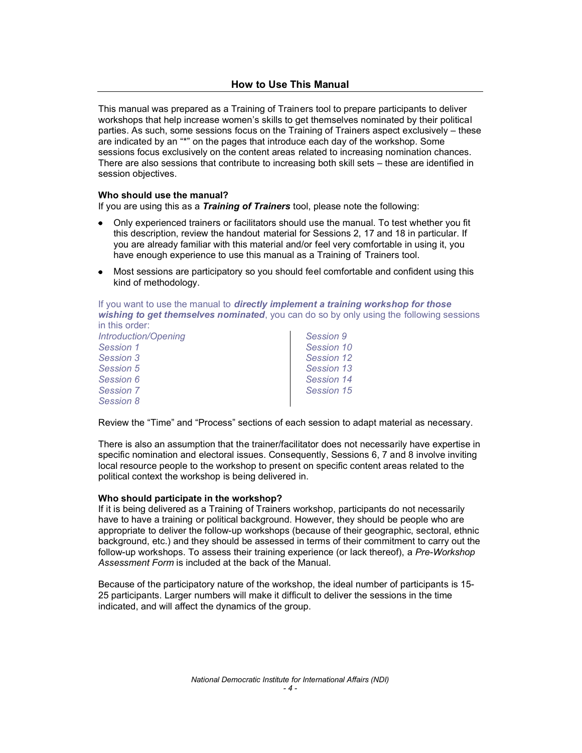## How to Use This Manual

This manual was prepared as a Training of Trainers tool to prepare participants to deliver workshops that help increase women's skills to get themselves nominated by their political parties. As such, some sessions focus on the Training of Trainers aspect exclusively – these are indicated by an "*" on the pages that introduce each day of the workshop. Some sessions focus exclusively on the content areas related to increasing nomination chances. There are also sessions that contribute to increasing both skill sets – these are identified in session objectives.

**Who should use the manual?**

If you are using this as a ***Training of Trainers*** tool, please note the following:

- Only experienced trainers or facilitators should use the manual. To test whether you fit this description, review the handout material for Sessions 2, 17 and 18 in particular. If you are already familiar with this material and/or feel very comfortable in using it, you have enough experience to use this manual as a Training of Trainers tool.
- Most sessions are participatory so you should feel comfortable and confident using this kind of methodology.

If you want to use the manual to ***directly implement a training workshop for those wishing to get themselves nominated***, you can do so by only using the following sessions in this order:

*Introduction/Opening*
*Session 1*
*Session 3*
*Session 5*
*Session 6*
*Session 7*
*Session 8*
*Session 9*
*Session 10*
*Session 12*
*Session 13*
*Session 14*
*Session 15*

Review the "Time" and "Process" sections of each session to adapt material as necessary.

There is also an assumption that the trainer/facilitator does not necessarily have expertise in specific nomination and electoral issues. Consequently, Sessions 6, 7 and 8 involve inviting local resource people to the workshop to present on specific content areas related to the political context the workshop is being delivered in.

**Who should participate in the workshop?**

If it is being delivered as a Training of Trainers workshop, participants do not necessarily have to have a training or political background. However, they should be people who are appropriate to deliver the follow-up workshops (because of their geographic, sectoral, ethnic background, etc.) and they should be assessed in terms of their commitment to carry out the follow-up workshops. To assess their training experience (or lack thereof), a *Pre-Workshop Assessment Form* is included at the back of the Manual.

Because of the participatory nature of the workshop, the ideal number of participants is 15-25 participants. Larger numbers will make it difficult to deliver the sessions in the time indicated, and will affect the dynamics of the group.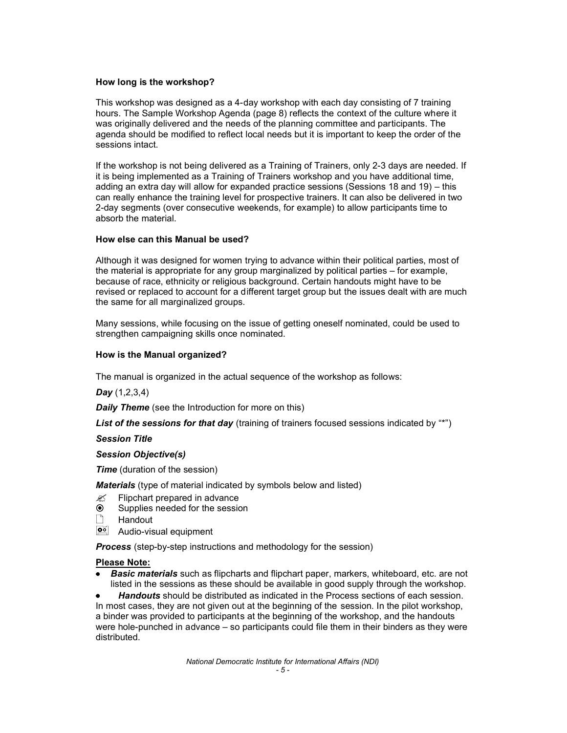**How long is the workshop?**

This workshop was designed as a 4-day workshop with each day consisting of 7 training hours. The Sample Workshop Agenda (page 8) reflects the context of the culture where it was originally delivered and the needs of the planning committee and participants. The agenda should be modified to reflect local needs but it is important to keep the order of the sessions intact.

If the workshop is not being delivered as a Training of Trainers, only 2-3 days are needed. If it is being implemented as a Training of Trainers workshop and you have additional time, adding an extra day will allow for expanded practice sessions (Sessions 18 and 19) – this can really enhance the training level for prospective trainers. It can also be delivered in two 2-day segments (over consecutive weekends, for example) to allow participants time to absorb the material.

**How else can this Manual be used?**

Although it was designed for women trying to advance within their political parties, most of the material is appropriate for any group marginalized by political parties – for example, because of race, ethnicity or religious background. Certain handouts might have to be revised or replaced to account for a different target group but the issues dealt with are much the same for all marginalized groups.

Many sessions, while focusing on the issue of getting oneself nominated, could be used to strengthen campaigning skills once nominated.

**How is the Manual organized?**

The manual is organized in the actual sequence of the workshop as follows:

***Day*** (1,2,3,4)

***Daily Theme*** (see the Introduction for more on this)

***List of the sessions for that day*** (training of trainers focused sessions indicated by "*")

***Session Title***

***Session Objective(s)***

***Time*** (duration of the session)

***Materials*** (type of material indicated by symbols below and listed)

- ✍ Flipchart prepared in advance
- ◉ Supplies needed for the session
- 🗋 Handout
- 📼 Audio-visual equipment

***Process*** (step-by-step instructions and methodology for the session)

**Please Note:**

- ***Basic materials*** such as flipcharts and flipchart paper, markers, whiteboard, etc. are not listed in the sessions as these should be available in good supply through the workshop.
- ***Handouts*** should be distributed as indicated in the Process sections of each session. In most cases, they are not given out at the beginning of the session. In the pilot workshop, a binder was provided to participants at the beginning of the workshop, and the handouts were hole-punched in advance – so participants could file them in their binders as they were distributed.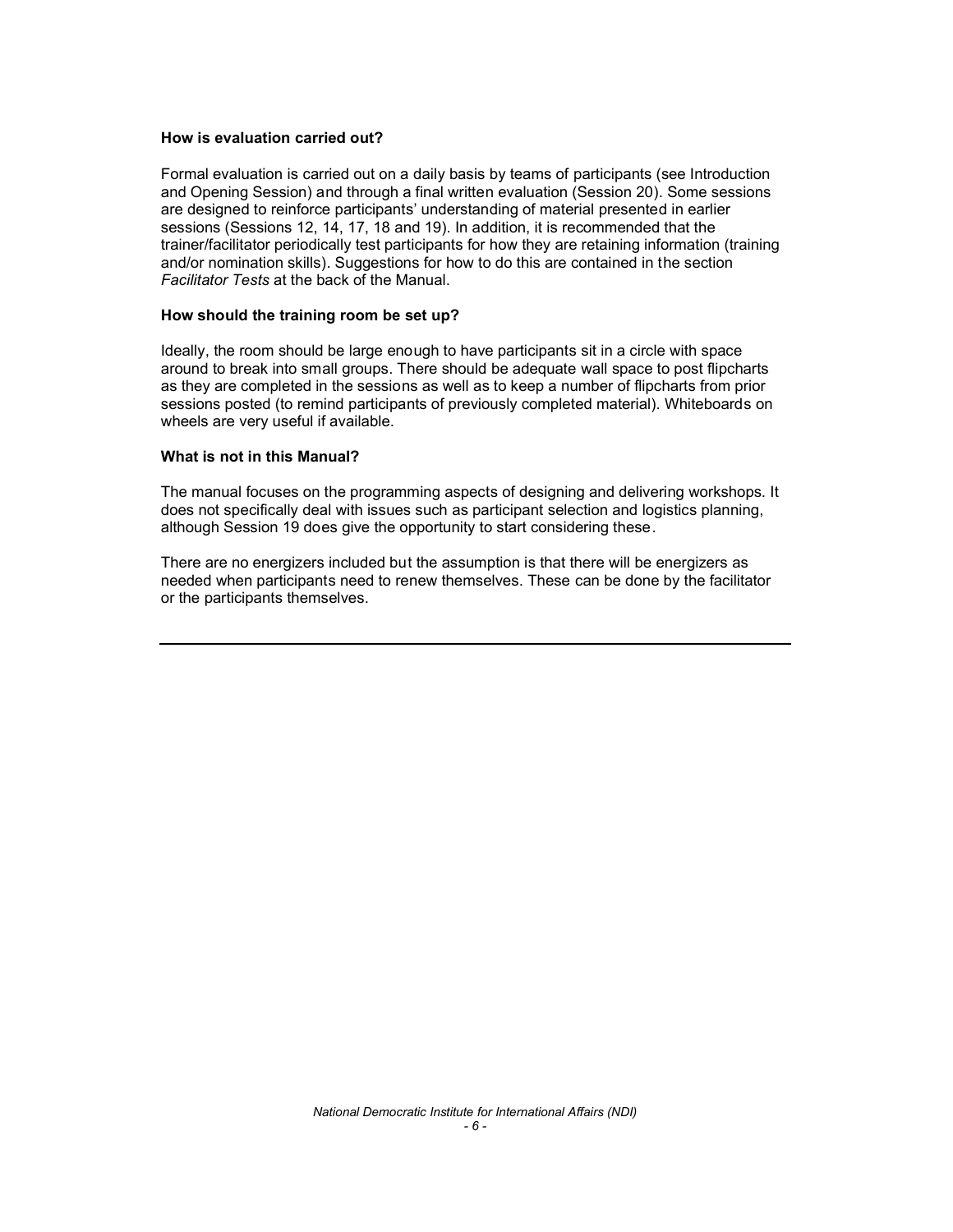**How is evaluation carried out?**

Formal evaluation is carried out on a daily basis by teams of participants (see Introduction and Opening Session) and through a final written evaluation (Session 20). Some sessions are designed to reinforce participants' understanding of material presented in earlier sessions (Sessions 12, 14, 17, 18 and 19). In addition, it is recommended that the trainer/facilitator periodically test participants for how they are retaining information (training and/or nomination skills). Suggestions for how to do this are contained in the section *Facilitator Tests* at the back of the Manual.

**How should the training room be set up?**

Ideally, the room should be large enough to have participants sit in a circle with space around to break into small groups. There should be adequate wall space to post flipcharts as they are completed in the sessions as well as to keep a number of flipcharts from prior sessions posted (to remind participants of previously completed material). Whiteboards on wheels are very useful if available.

**What is not in this Manual?**

The manual focuses on the programming aspects of designing and delivering workshops. It does not specifically deal with issues such as participant selection and logistics planning, although Session 19 does give the opportunity to start considering these.

There are no energizers included but the assumption is that there will be energizers as needed when participants need to renew themselves. These can be done by the facilitator or the participants themselves.

---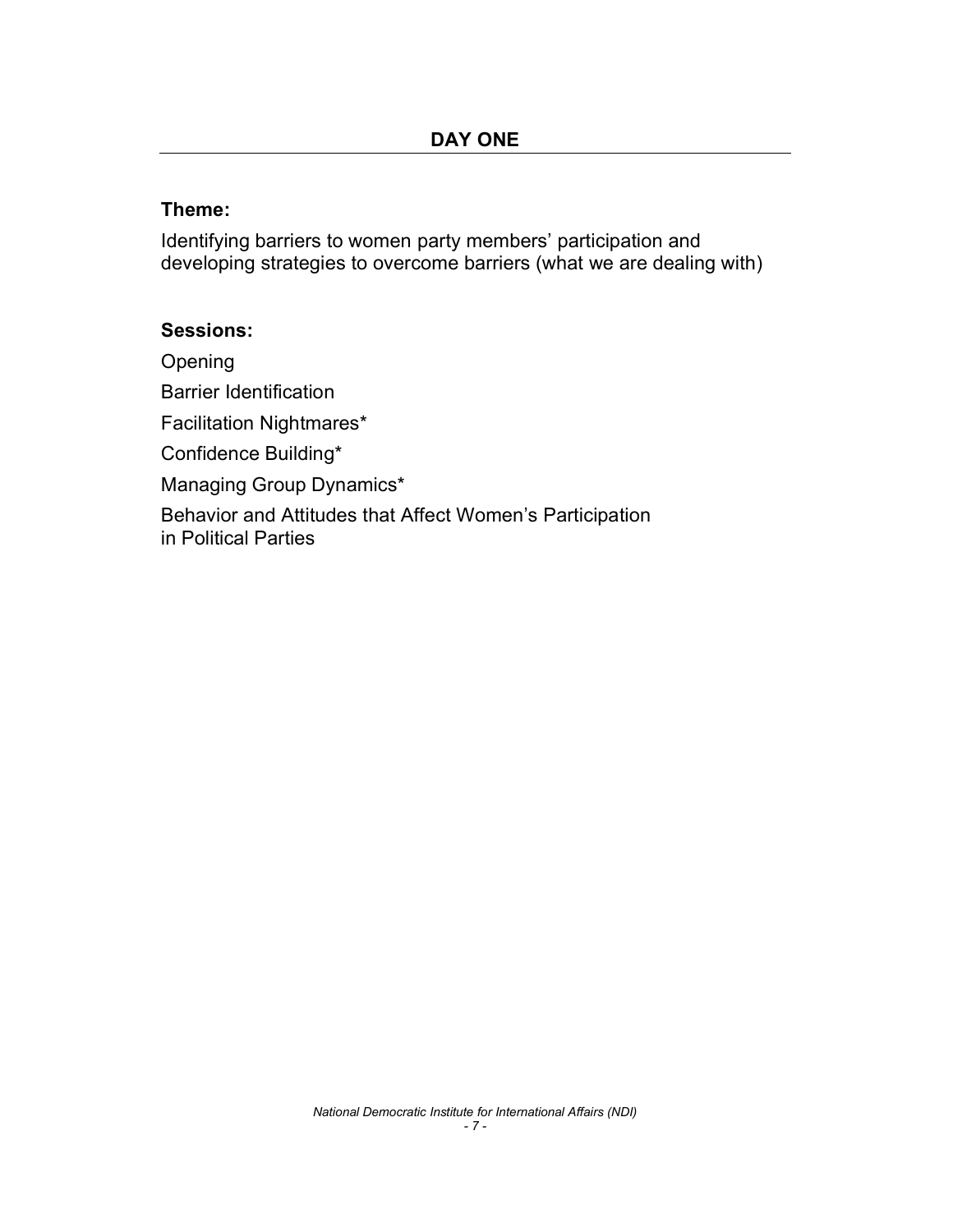## DAY ONE

**Theme:**

Identifying barriers to women party members' participation and developing strategies to overcome barriers (what we are dealing with)

**Sessions:**

Opening

Barrier Identification

Facilitation Nightmares*

Confidence Building*

Managing Group Dynamics*

Behavior and Attitudes that Affect Women's Participation in Political Parties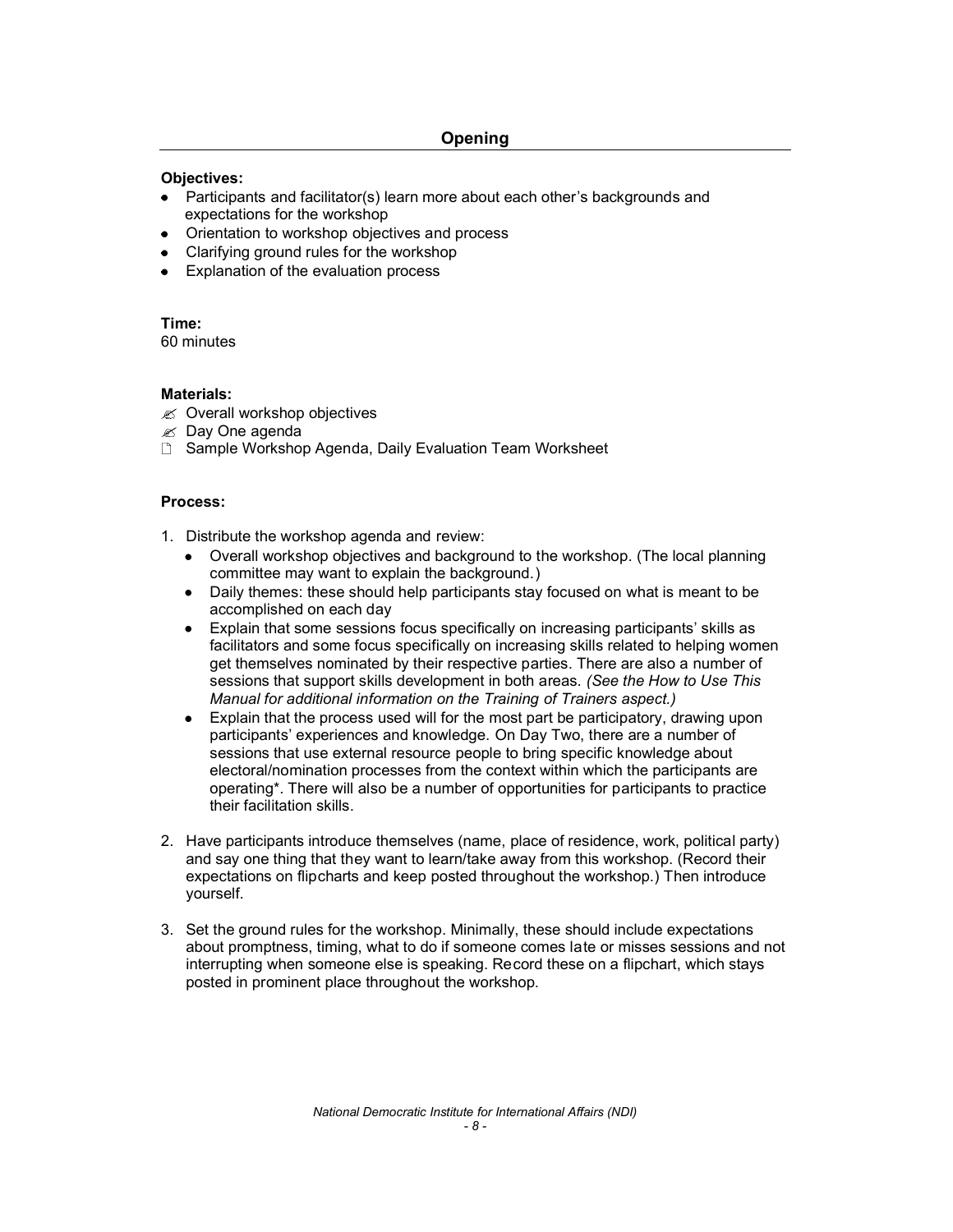## Opening

**Objectives:**

- Participants and facilitator(s) learn more about each other's backgrounds and expectations for the workshop
- Orientation to workshop objectives and process
- Clarifying ground rules for the workshop
- Explanation of the evaluation process

**Time:**
60 minutes

**Materials:**

- ✍ Overall workshop objectives
- ✍ Day One agenda
- 🗋 Sample Workshop Agenda, Daily Evaluation Team Worksheet

**Process:**

1. Distribute the workshop agenda and review:
   - Overall workshop objectives and background to the workshop. (The local planning committee may want to explain the background.)
   - Daily themes: these should help participants stay focused on what is meant to be accomplished on each day
   - Explain that some sessions focus specifically on increasing participants' skills as facilitators and some focus specifically on increasing skills related to helping women get themselves nominated by their respective parties. There are also a number of sessions that support skills development in both areas. *(See the How to Use This Manual for additional information on the Training of Trainers aspect.)*
   - Explain that the process used will for the most part be participatory, drawing upon participants' experiences and knowledge. On Day Two, there are a number of sessions that use external resource people to bring specific knowledge about electoral/nomination processes from the context within which the participants are operating*. There will also be a number of opportunities for participants to practice their facilitation skills.

2. Have participants introduce themselves (name, place of residence, work, political party) and say one thing that they want to learn/take away from this workshop. (Record their expectations on flipcharts and keep posted throughout the workshop.) Then introduce yourself.

3. Set the ground rules for the workshop. Minimally, these should include expectations about promptness, timing, what to do if someone comes late or misses sessions and not interrupting when someone else is speaking. Record these on a flipchart, which stays posted in prominent place throughout the workshop.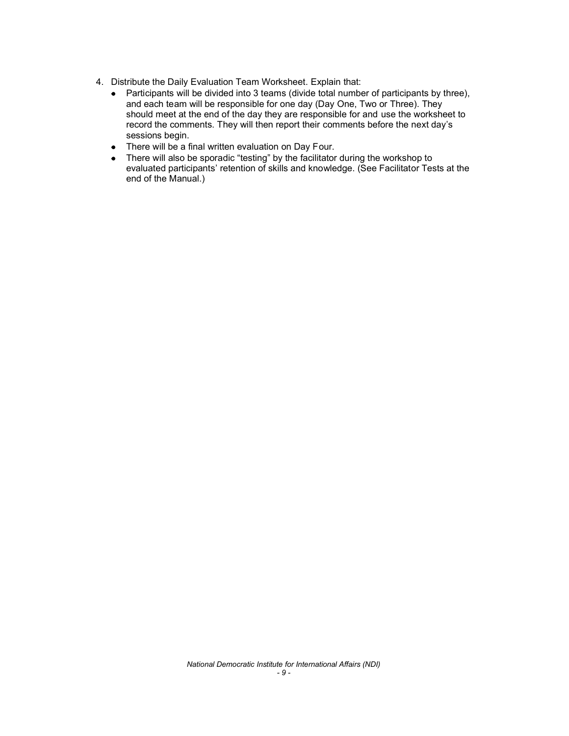4. Distribute the Daily Evaluation Team Worksheet. Explain that:
   - Participants will be divided into 3 teams (divide total number of participants by three), and each team will be responsible for one day (Day One, Two or Three). They should meet at the end of the day they are responsible for and use the worksheet to record the comments. They will then report their comments before the next day's sessions begin.
   - There will be a final written evaluation on Day Four.
   - There will also be sporadic "testing" by the facilitator during the workshop to evaluated participants' retention of skills and knowledge. (See Facilitator Tests at the end of the Manual.)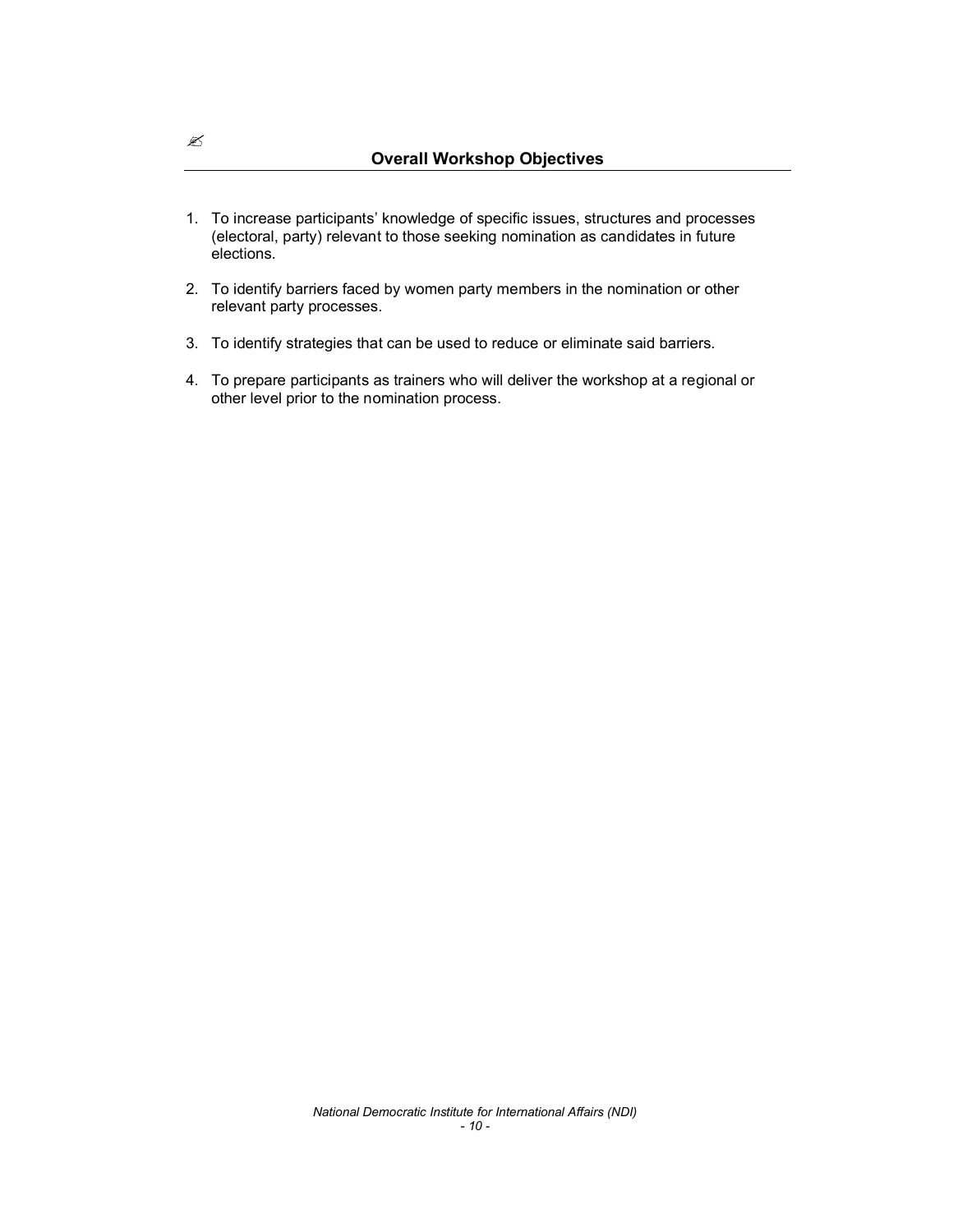✍

## Overall Workshop Objectives

1. To increase participants' knowledge of specific issues, structures and processes (electoral, party) relevant to those seeking nomination as candidates in future elections.

2. To identify barriers faced by women party members in the nomination or other relevant party processes.

3. To identify strategies that can be used to reduce or eliminate said barriers.

4. To prepare participants as trainers who will deliver the workshop at a regional or other level prior to the nomination process.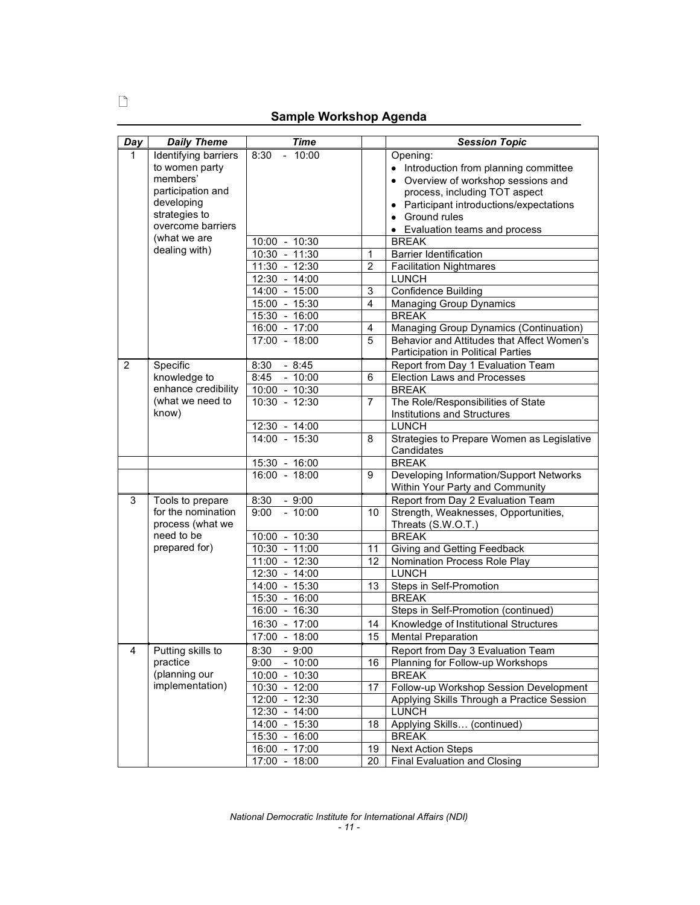## Sample Workshop Agenda

| Day | Daily Theme | Time | | Session Topic |
|---|---|---|---|---|
| 1 | Identifying barriers to women party members' participation and developing strategies to overcome barriers (what we are dealing with) | 8:30 - 10:00 | | Opening:<br>• Introduction from planning committee<br>• Overview of workshop sessions and process, including TOT aspect<br>• Participant introductions/expectations<br>• Ground rules<br>• Evaluation teams and process |
| | | 10:00 - 10:30 | | BREAK |
| | | 10:30 - 11:30 | 1 | Barrier Identification |
| | | 11:30 - 12:30 | 2 | Facilitation Nightmares |
| | | 12:30 - 14:00 | | LUNCH |
| | | 14:00 - 15:00 | 3 | Confidence Building |
| | | 15:00 - 15:30 | 4 | Managing Group Dynamics |
| | | 15:30 - 16:00 | | BREAK |
| | | 16:00 - 17:00 | 4 | Managing Group Dynamics (Continuation) |
| | | 17:00 - 18:00 | 5 | Behavior and Attitudes that Affect Women's Participation in Political Parties |
| 2 | Specific knowledge to enhance credibility (what we need to know) | 8:30 - 8:45 | | Report from Day 1 Evaluation Team |
| | | 8:45 - 10:00 | 6 | Election Laws and Processes |
| | | 10:00 - 10:30 | | BREAK |
| | | 10:30 - 12:30 | 7 | The Role/Responsibilities of State Institutions and Structures |
| | | 12:30 - 14:00 | | LUNCH |
| | | 14:00 - 15:30 | 8 | Strategies to Prepare Women as Legislative Candidates |
| | | 15:30 - 16:00 | | BREAK |
| | | 16:00 - 18:00 | 9 | Developing Information/Support Networks Within Your Party and Community |
| 3 | Tools to prepare for the nomination process (what we need to be prepared for) | 8:30 - 9:00 | | Report from Day 2 Evaluation Team |
| | | 9:00 - 10:00 | 10 | Strength, Weaknesses, Opportunities, Threats (S.W.O.T.) |
| | | 10:00 - 10:30 | | BREAK |
| | | 10:30 - 11:00 | 11 | Giving and Getting Feedback |
| | | 11:00 - 12:30 | 12 | Nomination Process Role Play |
| | | 12:30 - 14:00 | | LUNCH |
| | | 14:00 - 15:30 | 13 | Steps in Self-Promotion |
| | | 15:30 - 16:00 | | BREAK |
| | | 16:00 - 16:30 | | Steps in Self-Promotion (continued) |
| | | 16:30 - 17:00 | 14 | Knowledge of Institutional Structures |
| | | 17:00 - 18:00 | 15 | Mental Preparation |
| 4 | Putting skills to practice (planning our implementation) | 8:30 - 9:00 | | Report from Day 3 Evaluation Team |
| | | 9:00 - 10:00 | 16 | Planning for Follow-up Workshops |
| | | 10:00 - 10:30 | | BREAK |
| | | 10:30 - 12:00 | 17 | Follow-up Workshop Session Development |
| | | 12:00 - 12:30 | | Applying Skills Through a Practice Session |
| | | 12:30 - 14:00 | | LUNCH |
| | | 14:00 - 15:30 | 18 | Applying Skills… (continued) |
| | | 15:30 - 16:00 | | BREAK |
| | | 16:00 - 17:00 | 19 | Next Action Steps |
| | | 17:00 - 18:00 | 20 | Final Evaluation and Closing |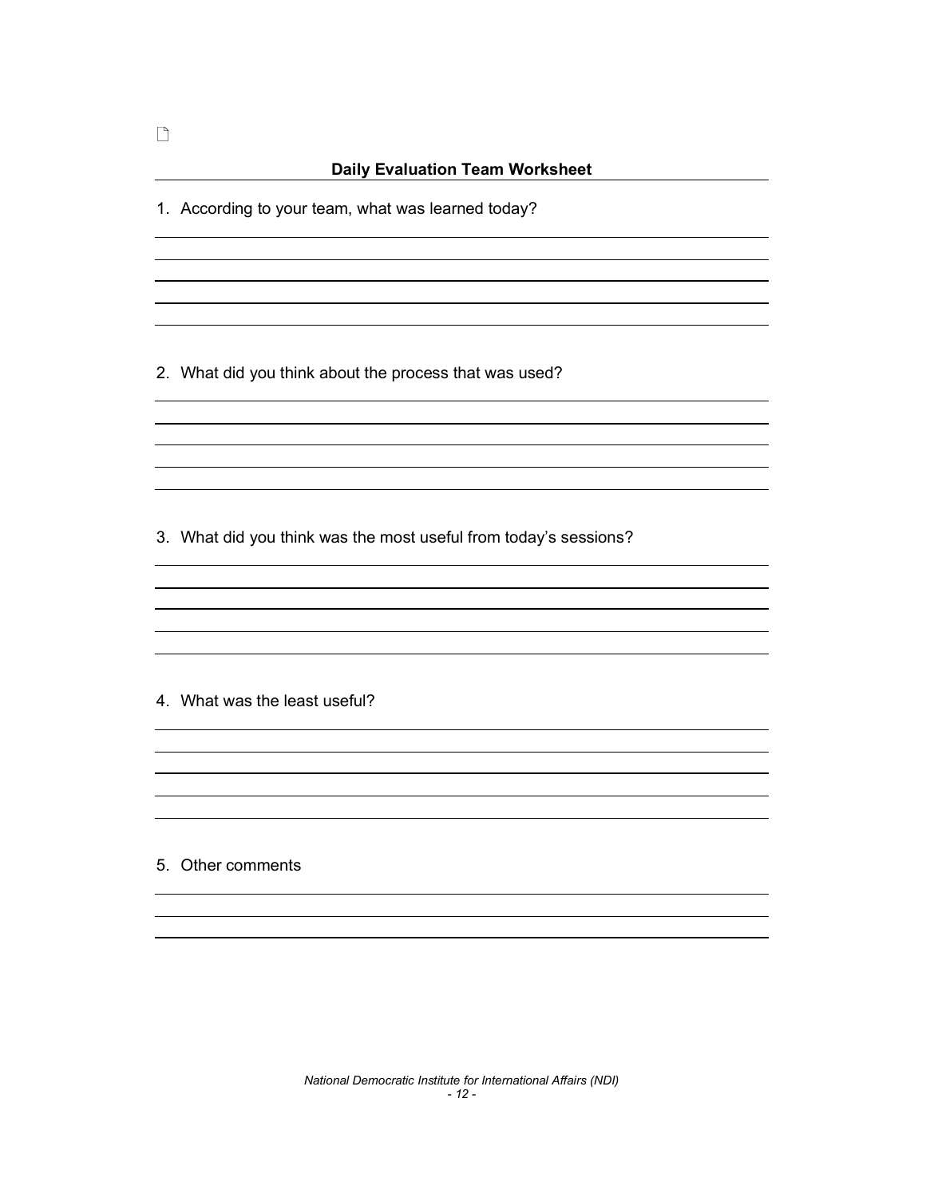## Daily Evaluation Team Worksheet

1. According to your team, what was learned today?

2. What did you think about the process that was used?

3. What did you think was the most useful from today's sessions?

4. What was the least useful?

5. Other comments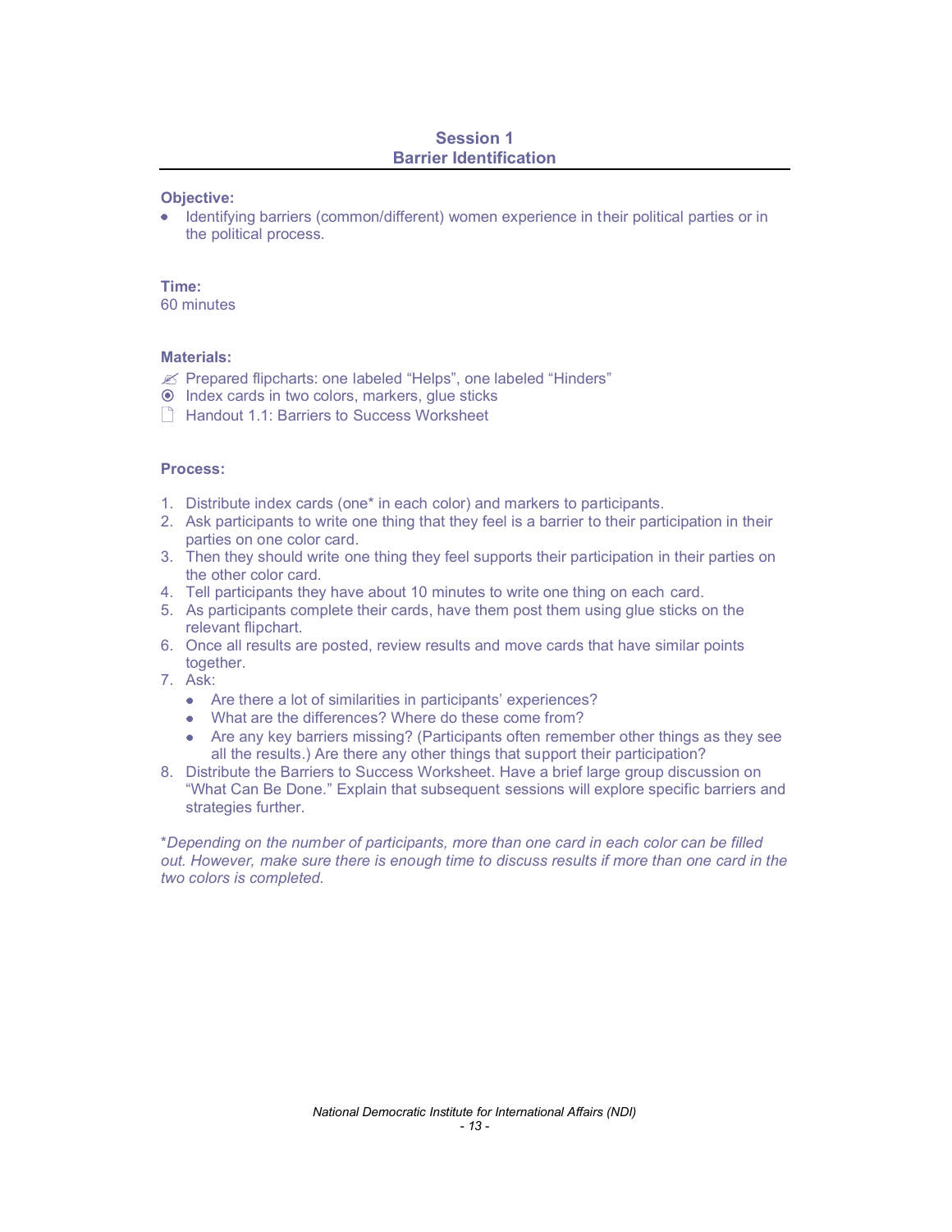## Session 1
## Barrier Identification

**Objective:**

- Identifying barriers (common/different) women experience in their political parties or in the political process.

**Time:**
60 minutes

**Materials:**

- ✍ Prepared flipcharts: one labeled "Helps", one labeled "Hinders"
- ⦿ Index cards in two colors, markers, glue sticks
- 🗋 Handout 1.1: Barriers to Success Worksheet

**Process:**

1. Distribute index cards (one* in each color) and markers to participants.
2. Ask participants to write one thing that they feel is a barrier to their participation in their parties on one color card.
3. Then they should write one thing they feel supports their participation in their parties on the other color card.
4. Tell participants they have about 10 minutes to write one thing on each card.
5. As participants complete their cards, have them post them using glue sticks on the relevant flipchart.
6. Once all results are posted, review results and move cards that have similar points together.
7. Ask:
   - Are there a lot of similarities in participants' experiences?
   - What are the differences? Where do these come from?
   - Are any key barriers missing? (Participants often remember other things as they see all the results.) Are there any other things that support their participation?
8. Distribute the Barriers to Success Worksheet. Have a brief large group discussion on "What Can Be Done." Explain that subsequent sessions will explore specific barriers and strategies further.

**Depending on the number of participants, more than one card in each color can be filled out. However, make sure there is enough time to discuss results if more than one card in the two colors is completed.*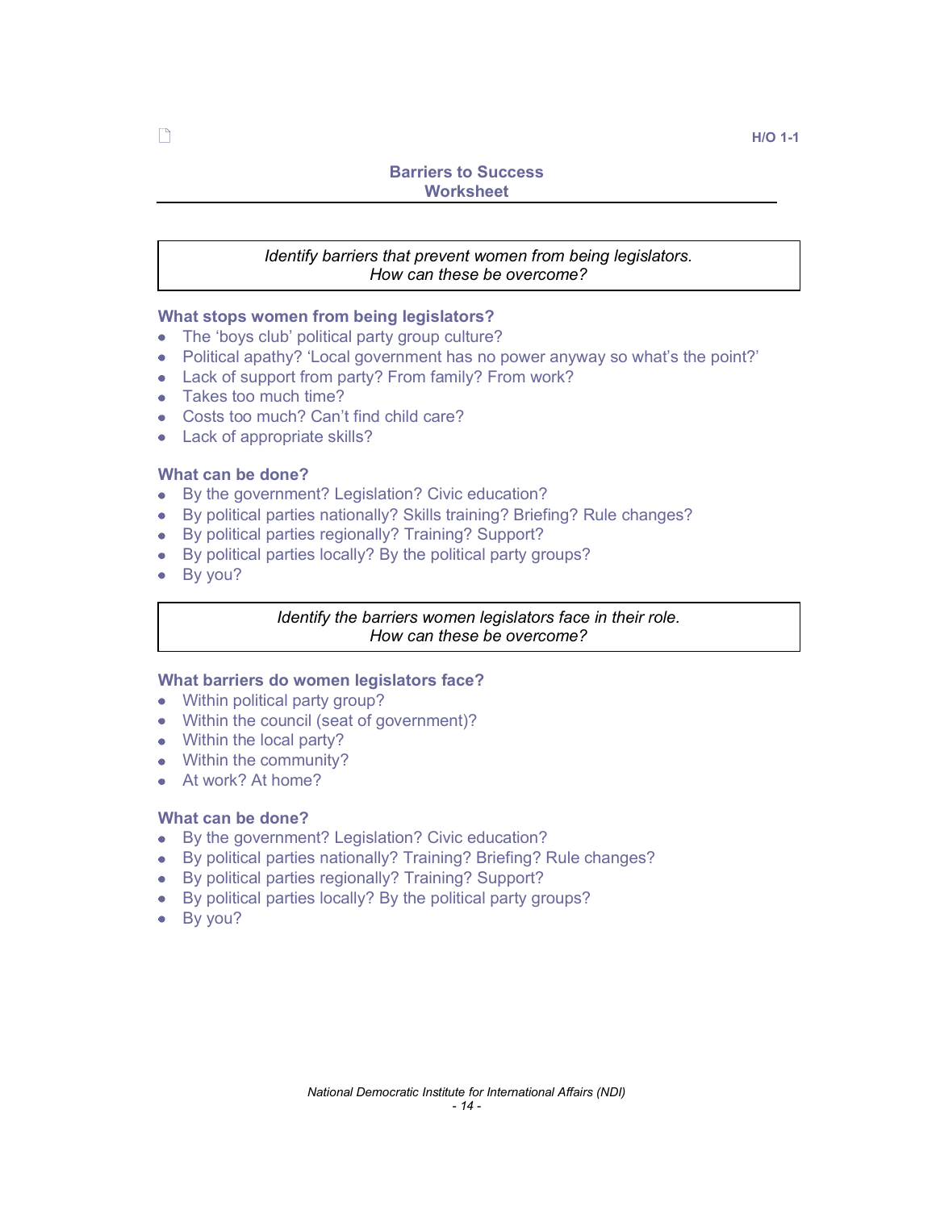H/O 1-1

## Barriers to Success Worksheet

*Identify barriers that prevent women from being legislators.*
*How can these be overcome?*

### What stops women from being legislators?

- The 'boys club' political party group culture?
- Political apathy? 'Local government has no power anyway so what's the point?'
- Lack of support from party? From family? From work?
- Takes too much time?
- Costs too much? Can't find child care?
- Lack of appropriate skills?

### What can be done?

- By the government? Legislation? Civic education?
- By political parties nationally? Skills training? Briefing? Rule changes?
- By political parties regionally? Training? Support?
- By political parties locally? By the political party groups?
- By you?

*Identify the barriers women legislators face in their role.*
*How can these be overcome?*

### What barriers do women legislators face?

- Within political party group?
- Within the council (seat of government)?
- Within the local party?
- Within the community?
- At work? At home?

### What can be done?

- By the government? Legislation? Civic education?
- By political parties nationally? Training? Briefing? Rule changes?
- By political parties regionally? Training? Support?
- By political parties locally? By the political party groups?
- By you?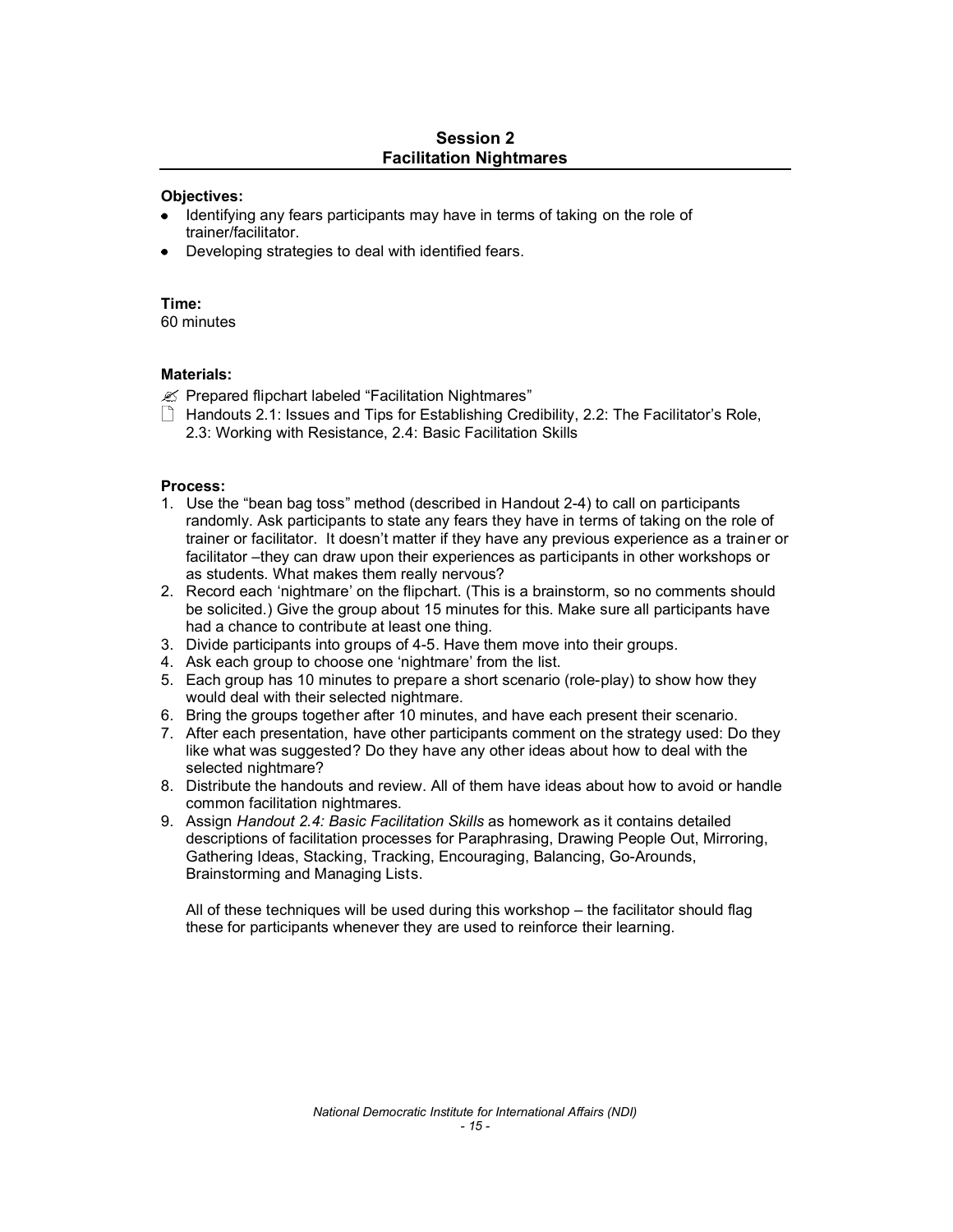## Session 2
## Facilitation Nightmares

**Objectives:**

- Identifying any fears participants may have in terms of taking on the role of trainer/facilitator.
- Developing strategies to deal with identified fears.

**Time:**
60 minutes

**Materials:**

✍ Prepared flipchart labeled "Facilitation Nightmares"

🗋 Handouts 2.1: Issues and Tips for Establishing Credibility, 2.2: The Facilitator's Role, 2.3: Working with Resistance, 2.4: Basic Facilitation Skills

**Process:**

1. Use the "bean bag toss" method (described in Handout 2-4) to call on participants randomly. Ask participants to state any fears they have in terms of taking on the role of trainer or facilitator. It doesn't matter if they have any previous experience as a trainer or facilitator –they can draw upon their experiences as participants in other workshops or as students. What makes them really nervous?
2. Record each 'nightmare' on the flipchart. (This is a brainstorm, so no comments should be solicited.) Give the group about 15 minutes for this. Make sure all participants have had a chance to contribute at least one thing.
3. Divide participants into groups of 4-5. Have them move into their groups.
4. Ask each group to choose one 'nightmare' from the list.
5. Each group has 10 minutes to prepare a short scenario (role-play) to show how they would deal with their selected nightmare.
6. Bring the groups together after 10 minutes, and have each present their scenario.
7. After each presentation, have other participants comment on the strategy used: Do they like what was suggested? Do they have any other ideas about how to deal with the selected nightmare?
8. Distribute the handouts and review. All of them have ideas about how to avoid or handle common facilitation nightmares.
9. Assign *Handout 2.4: Basic Facilitation Skills* as homework as it contains detailed descriptions of facilitation processes for Paraphrasing, Drawing People Out, Mirroring, Gathering Ideas, Stacking, Tracking, Encouraging, Balancing, Go-Arounds, Brainstorming and Managing Lists.

   All of these techniques will be used during this workshop – the facilitator should flag these for participants whenever they are used to reinforce their learning.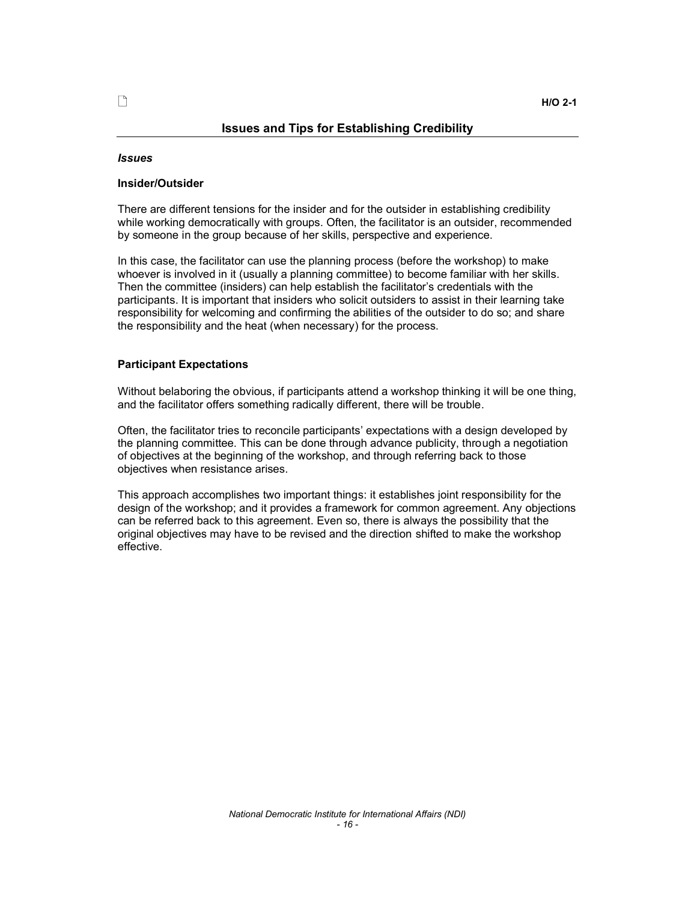H/O 2-1

## Issues and Tips for Establishing Credibility

### *Issues*

**Insider/Outsider**

There are different tensions for the insider and for the outsider in establishing credibility while working democratically with groups. Often, the facilitator is an outsider, recommended by someone in the group because of her skills, perspective and experience.

In this case, the facilitator can use the planning process (before the workshop) to make whoever is involved in it (usually a planning committee) to become familiar with her skills. Then the committee (insiders) can help establish the facilitator's credentials with the participants. It is important that insiders who solicit outsiders to assist in their learning take responsibility for welcoming and confirming the abilities of the outsider to do so; and share the responsibility and the heat (when necessary) for the process.

**Participant Expectations**

Without belaboring the obvious, if participants attend a workshop thinking it will be one thing, and the facilitator offers something radically different, there will be trouble.

Often, the facilitator tries to reconcile participants' expectations with a design developed by the planning committee. This can be done through advance publicity, through a negotiation of objectives at the beginning of the workshop, and through referring back to those objectives when resistance arises.

This approach accomplishes two important things: it establishes joint responsibility for the design of the workshop; and it provides a framework for common agreement. Any objections can be referred back to this agreement. Even so, there is always the possibility that the original objectives may have to be revised and the direction shifted to make the workshop effective.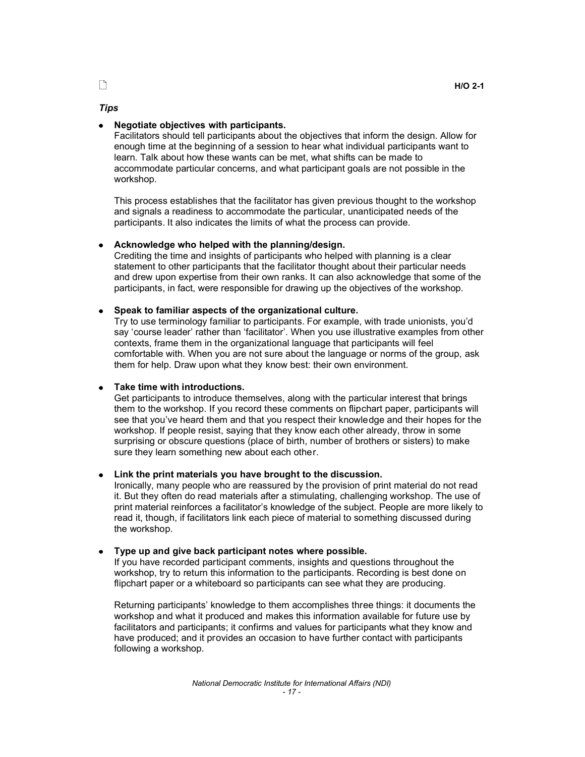H/O 2-1

*Tips*

- **Negotiate objectives with participants.**
  Facilitators should tell participants about the objectives that inform the design. Allow for enough time at the beginning of a session to hear what individual participants want to learn. Talk about how these wants can be met, what shifts can be made to accommodate particular concerns, and what participant goals are not possible in the workshop.

  This process establishes that the facilitator has given previous thought to the workshop and signals a readiness to accommodate the particular, unanticipated needs of the participants. It also indicates the limits of what the process can provide.

- **Acknowledge who helped with the planning/design.**
  Crediting the time and insights of participants who helped with planning is a clear statement to other participants that the facilitator thought about their particular needs and drew upon expertise from their own ranks. It can also acknowledge that some of the participants, in fact, were responsible for drawing up the objectives of the workshop.

- **Speak to familiar aspects of the organizational culture.**
  Try to use terminology familiar to participants. For example, with trade unionists, you'd say 'course leader' rather than 'facilitator'. When you use illustrative examples from other contexts, frame them in the organizational language that participants will feel comfortable with. When you are not sure about the language or norms of the group, ask them for help. Draw upon what they know best: their own environment.

- **Take time with introductions.**
  Get participants to introduce themselves, along with the particular interest that brings them to the workshop. If you record these comments on flipchart paper, participants will see that you've heard them and that you respect their knowledge and their hopes for the workshop. If people resist, saying that they know each other already, throw in some surprising or obscure questions (place of birth, number of brothers or sisters) to make sure they learn something new about each other.

- **Link the print materials you have brought to the discussion.**
  Ironically, many people who are reassured by the provision of print material do not read it. But they often do read materials after a stimulating, challenging workshop. The use of print material reinforces a facilitator's knowledge of the subject. People are more likely to read it, though, if facilitators link each piece of material to something discussed during the workshop.

- **Type up and give back participant notes where possible.**
  If you have recorded participant comments, insights and questions throughout the workshop, try to return this information to the participants. Recording is best done on flipchart paper or a whiteboard so participants can see what they are producing.

  Returning participants' knowledge to them accomplishes three things: it documents the workshop and what it produced and makes this information available for future use by facilitators and participants; it confirms and values for participants what they know and have produced; and it provides an occasion to have further contact with participants following a workshop.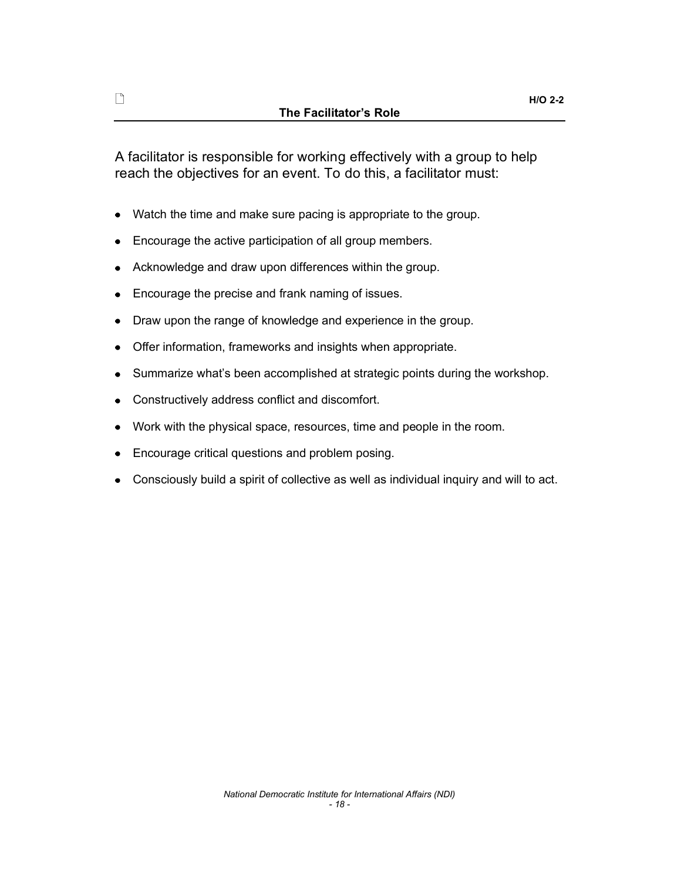H/O 2-2

## The Facilitator's Role

A facilitator is responsible for working effectively with a group to help reach the objectives for an event. To do this, a facilitator must:

- Watch the time and make sure pacing is appropriate to the group.
- Encourage the active participation of all group members.
- Acknowledge and draw upon differences within the group.
- Encourage the precise and frank naming of issues.
- Draw upon the range of knowledge and experience in the group.
- Offer information, frameworks and insights when appropriate.
- Summarize what's been accomplished at strategic points during the workshop.
- Constructively address conflict and discomfort.
- Work with the physical space, resources, time and people in the room.
- Encourage critical questions and problem posing.
- Consciously build a spirit of collective as well as individual inquiry and will to act.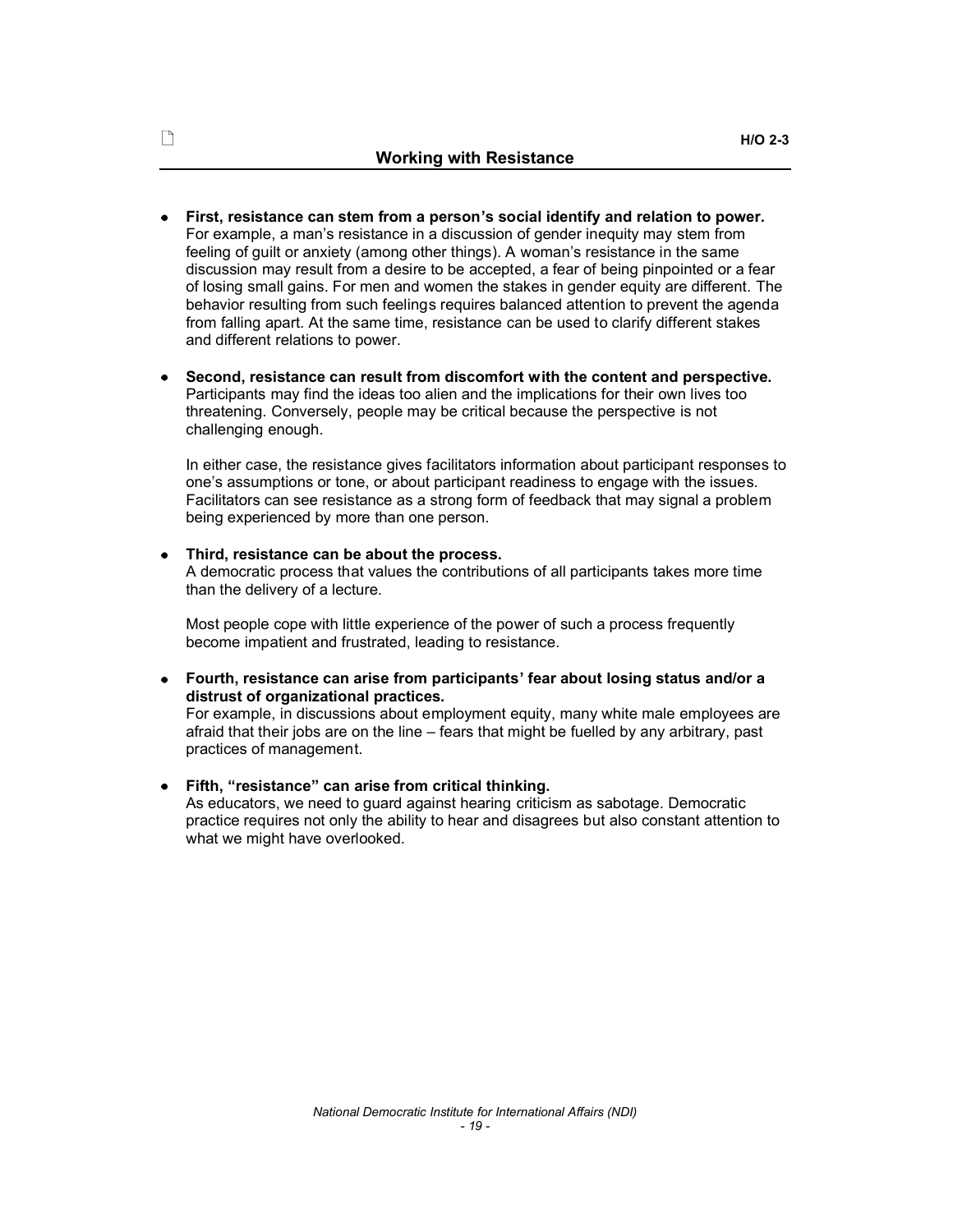H/O 2-3

## Working with Resistance

- **First, resistance can stem from a person's social identify and relation to power.** For example, a man's resistance in a discussion of gender inequity may stem from feeling of guilt or anxiety (among other things). A woman's resistance in the same discussion may result from a desire to be accepted, a fear of being pinpointed or a fear of losing small gains. For men and women the stakes in gender equity are different. The behavior resulting from such feelings requires balanced attention to prevent the agenda from falling apart. At the same time, resistance can be used to clarify different stakes and different relations to power.

- **Second, resistance can result from discomfort with the content and perspective.** Participants may find the ideas too alien and the implications for their own lives too threatening. Conversely, people may be critical because the perspective is not challenging enough.

  In either case, the resistance gives facilitators information about participant responses to one's assumptions or tone, or about participant readiness to engage with the issues. Facilitators can see resistance as a strong form of feedback that may signal a problem being experienced by more than one person.

- **Third, resistance can be about the process.**
  A democratic process that values the contributions of all participants takes more time than the delivery of a lecture.

  Most people cope with little experience of the power of such a process frequently become impatient and frustrated, leading to resistance.

- **Fourth, resistance can arise from participants' fear about losing status and/or a distrust of organizational practices.**
  For example, in discussions about employment equity, many white male employees are afraid that their jobs are on the line – fears that might be fuelled by any arbitrary, past practices of management.

- **Fifth, "resistance" can arise from critical thinking.**
  As educators, we need to guard against hearing criticism as sabotage. Democratic practice requires not only the ability to hear and disagrees but also constant attention to what we might have overlooked.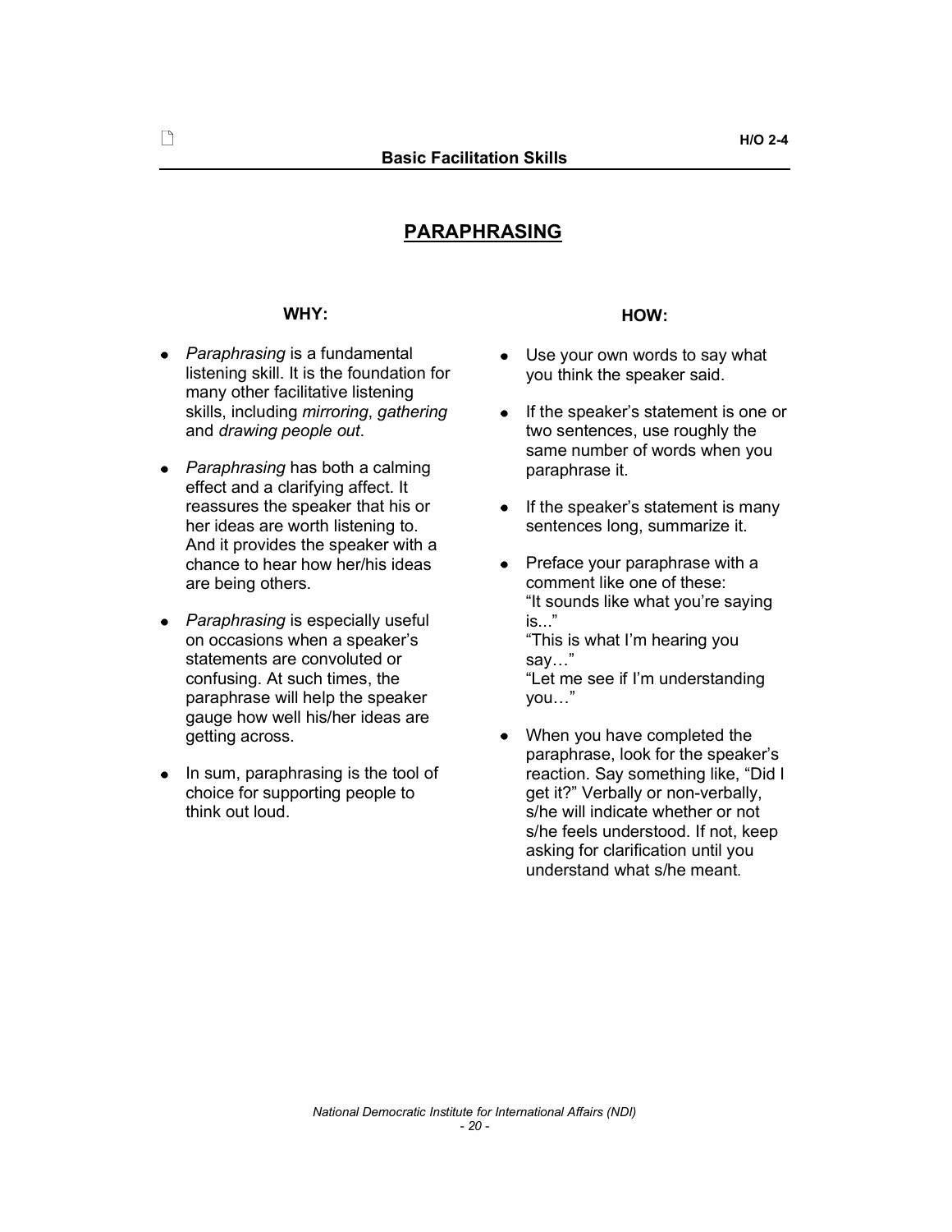# PARAPHRASING

### WHY:

- *Paraphrasing* is a fundamental listening skill. It is the foundation for many other facilitative listening skills, including *mirroring*, *gathering* and *drawing people out*.
- *Paraphrasing* has both a calming effect and a clarifying affect. It reassures the speaker that his or her ideas are worth listening to. And it provides the speaker with a chance to hear how her/his ideas are being others.
- *Paraphrasing* is especially useful on occasions when a speaker's statements are convoluted or confusing. At such times, the paraphrase will help the speaker gauge how well his/her ideas are getting across.
- In sum, paraphrasing is the tool of choice for supporting people to think out loud.

### HOW:

- Use your own words to say what you think the speaker said.
- If the speaker's statement is one or two sentences, use roughly the same number of words when you paraphrase it.
- If the speaker's statement is many sentences long, summarize it.
- Preface your paraphrase with a comment like one of these:
  "It sounds like what you're saying is..."
  "This is what I'm hearing you say…"
  "Let me see if I'm understanding you…"
- When you have completed the paraphrase, look for the speaker's reaction. Say something like, "Did I get it?" Verbally or non-verbally, s/he will indicate whether or not s/he feels understood. If not, keep asking for clarification until you understand what s/he meant.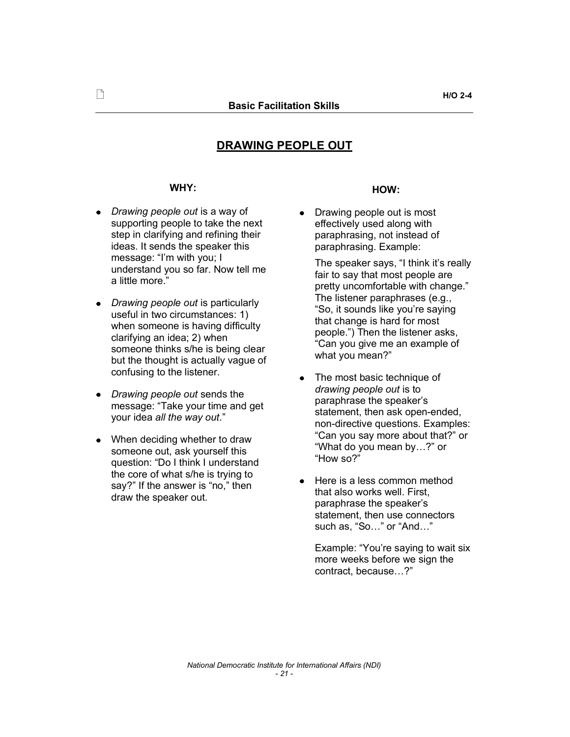# DRAWING PEOPLE OUT

## WHY:

- *Drawing people out* is a way of supporting people to take the next step in clarifying and refining their ideas. It sends the speaker this message: "I'm with you; I understand you so far. Now tell me a little more."
- *Drawing people out* is particularly useful in two circumstances: 1) when someone is having difficulty clarifying an idea; 2) when someone thinks s/he is being clear but the thought is actually vague of confusing to the listener.
- *Drawing people out* sends the message: "Take your time and get your idea *all the way out*."
- When deciding whether to draw someone out, ask yourself this question: "Do I think I understand the core of what s/he is trying to say?" If the answer is "no," then draw the speaker out.

## HOW:

- Drawing people out is most effectively used along with paraphrasing, not instead of paraphrasing. Example:

  The speaker says, "I think it's really fair to say that most people are pretty uncomfortable with change." The listener paraphrases (e.g., "So, it sounds like you're saying that change is hard for most people.") Then the listener asks, "Can you give me an example of what you mean?"

- The most basic technique of *drawing people out* is to paraphrase the speaker's statement, then ask open-ended, non-directive questions. Examples: "Can you say more about that?" or "What do you mean by…?" or "How so?"
- Here is a less common method that also works well. First, paraphrase the speaker's statement, then use connectors such as, "So…" or "And…"

  Example: "You're saying to wait six more weeks before we sign the contract, because…?"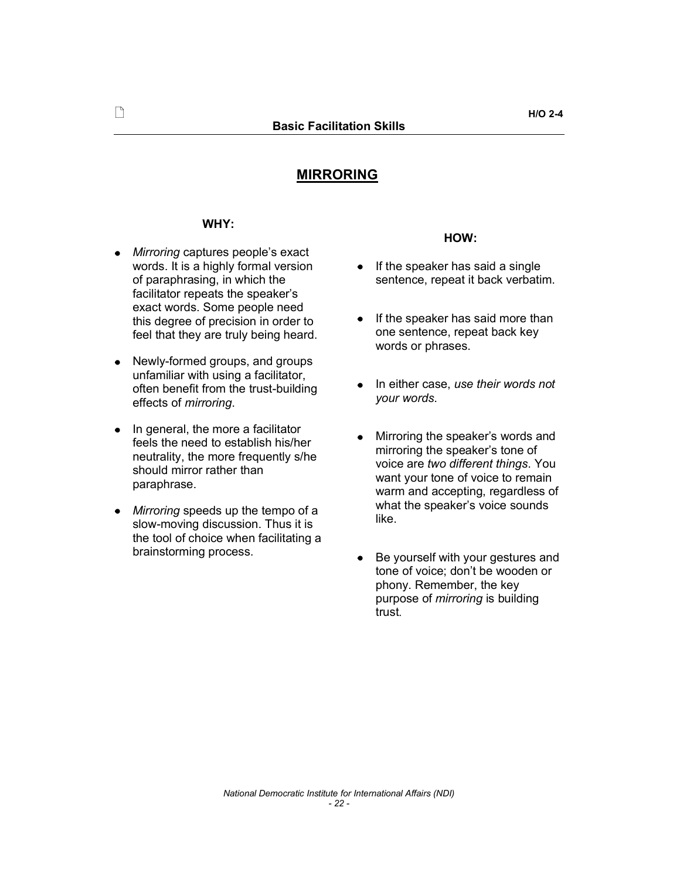# MIRRORING

### WHY:

- *Mirroring* captures people's exact words. It is a highly formal version of paraphrasing, in which the facilitator repeats the speaker's exact words. Some people need this degree of precision in order to feel that they are truly being heard.
- Newly-formed groups, and groups unfamiliar with using a facilitator, often benefit from the trust-building effects of *mirroring*.
- In general, the more a facilitator feels the need to establish his/her neutrality, the more frequently s/he should mirror rather than paraphrase.
- *Mirroring* speeds up the tempo of a slow-moving discussion. Thus it is the tool of choice when facilitating a brainstorming process.

### HOW:

- If the speaker has said a single sentence, repeat it back verbatim.
- If the speaker has said more than one sentence, repeat back key words or phrases.
- In either case, *use their words not your words*.
- Mirroring the speaker's words and mirroring the speaker's tone of voice are *two different things*. You want your tone of voice to remain warm and accepting, regardless of what the speaker's voice sounds like.
- Be yourself with your gestures and tone of voice; don't be wooden or phony. Remember, the key purpose of *mirroring* is building trust.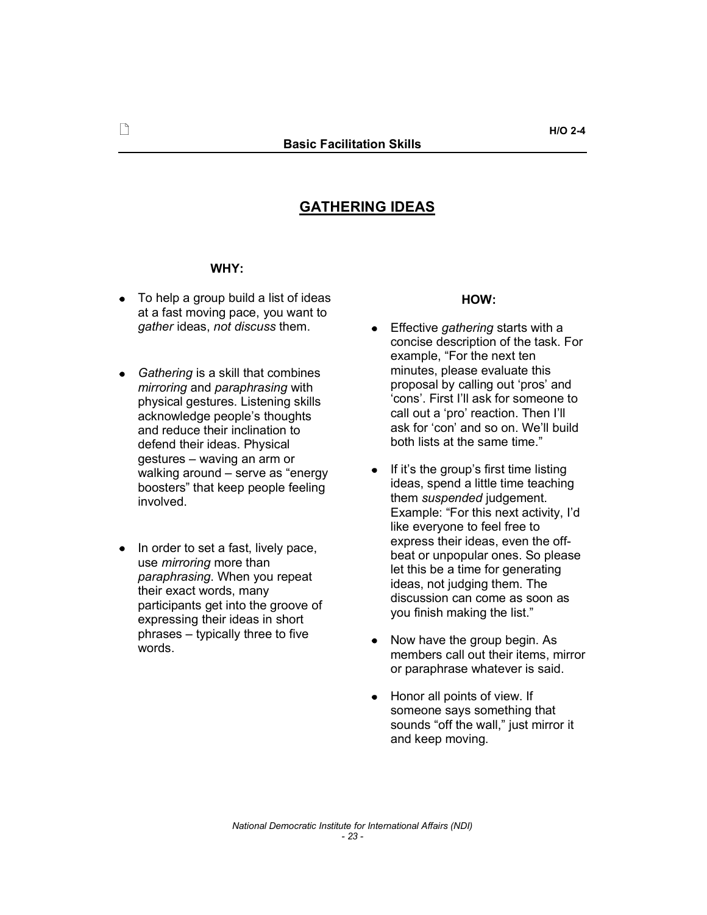# GATHERING IDEAS

**WHY:**

- To help a group build a list of ideas at a fast moving pace, you want to *gather* ideas, *not discuss* them.

- *Gathering* is a skill that combines *mirroring* and *paraphrasing* with physical gestures. Listening skills acknowledge people's thoughts and reduce their inclination to defend their ideas. Physical gestures – waving an arm or walking around – serve as "energy boosters" that keep people feeling involved.

- In order to set a fast, lively pace, use *mirroring* more than *paraphrasing*. When you repeat their exact words, many participants get into the groove of expressing their ideas in short phrases – typically three to five words.

**HOW:**

- Effective *gathering* starts with a concise description of the task. For example, "For the next ten minutes, please evaluate this proposal by calling out 'pros' and 'cons'. First I'll ask for someone to call out a 'pro' reaction. Then I'll ask for 'con' and so on. We'll build both lists at the same time."

- If it's the group's first time listing ideas, spend a little time teaching them *suspended* judgement. Example: "For this next activity, I'd like everyone to feel free to express their ideas, even the off-beat or unpopular ones. So please let this be a time for generating ideas, not judging them. The discussion can come as soon as you finish making the list."

- Now have the group begin. As members call out their items, mirror or paraphrase whatever is said.

- Honor all points of view. If someone says something that sounds "off the wall," just mirror it and keep moving.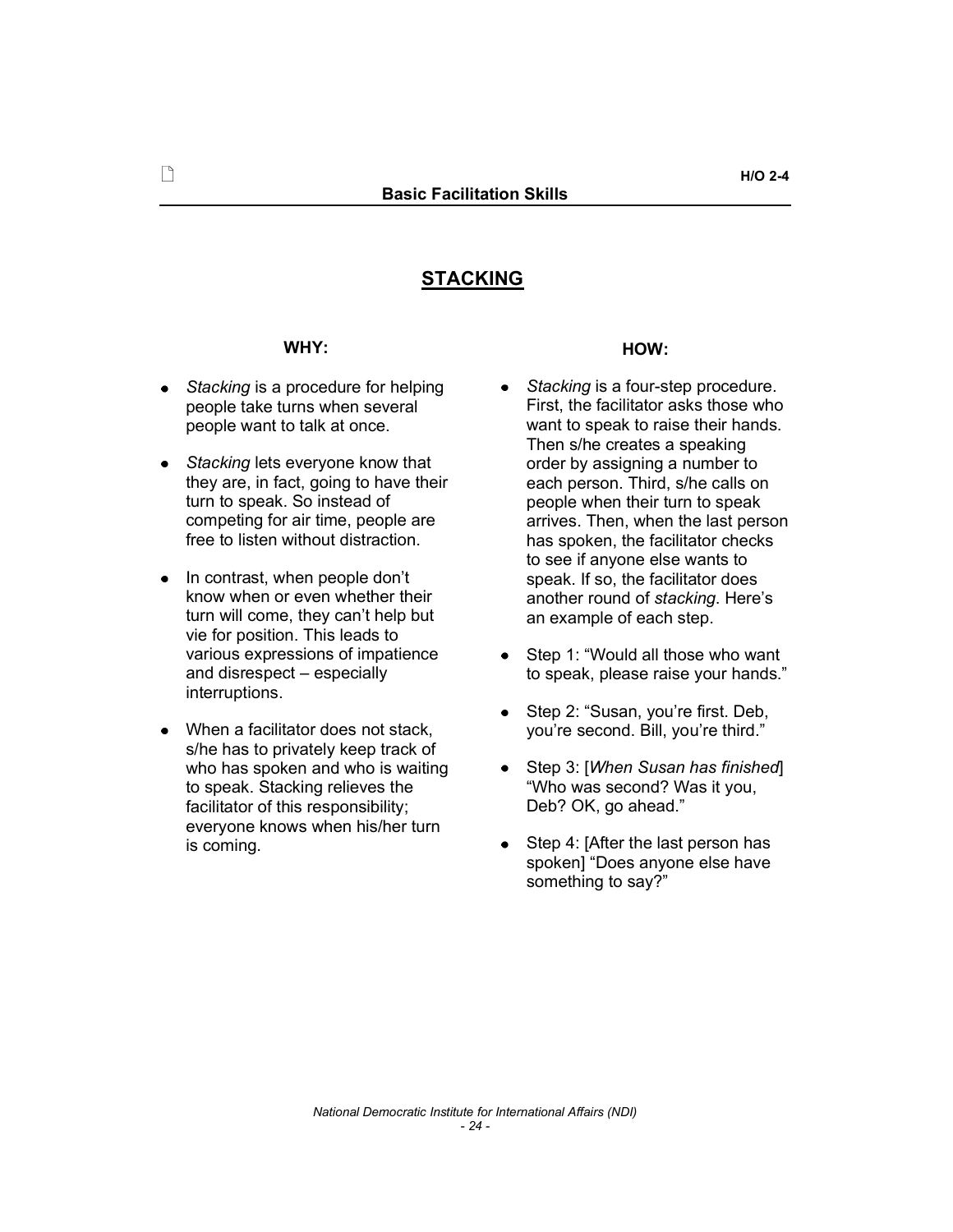# STACKING

## WHY:

- *Stacking* is a procedure for helping people take turns when several people want to talk at once.
- *Stacking* lets everyone know that they are, in fact, going to have their turn to speak. So instead of competing for air time, people are free to listen without distraction.
- In contrast, when people don't know when or even whether their turn will come, they can't help but vie for position. This leads to various expressions of impatience and disrespect – especially interruptions.
- When a facilitator does not stack, s/he has to privately keep track of who has spoken and who is waiting to speak. Stacking relieves the facilitator of this responsibility; everyone knows when his/her turn is coming.

## HOW:

- *Stacking* is a four-step procedure. First, the facilitator asks those who want to speak to raise their hands. Then s/he creates a speaking order by assigning a number to each person. Third, s/he calls on people when their turn to speak arrives. Then, when the last person has spoken, the facilitator checks to see if anyone else wants to speak. If so, the facilitator does another round of *stacking*. Here's an example of each step.
- Step 1: "Would all those who want to speak, please raise your hands."
- Step 2: "Susan, you're first. Deb, you're second. Bill, you're third."
- Step 3: [*When Susan has finished*] "Who was second? Was it you, Deb? OK, go ahead."
- Step 4: [After the last person has spoken] "Does anyone else have something to say?"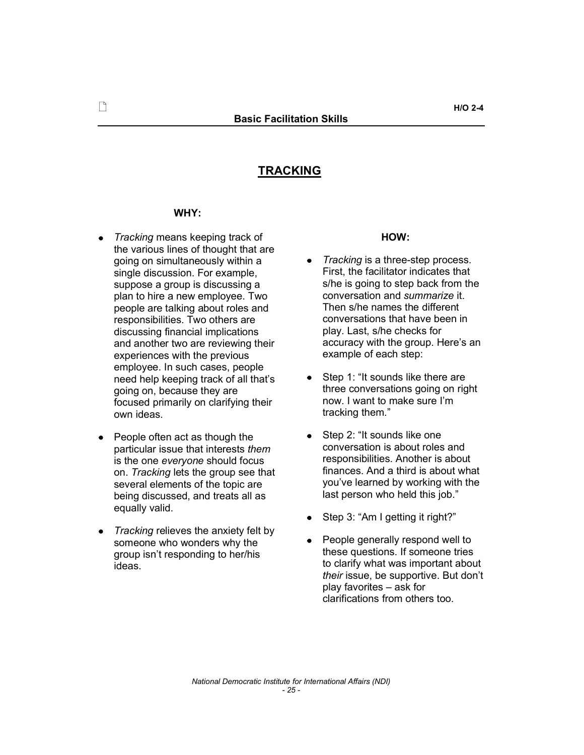# TRACKING

### WHY:

- *Tracking* means keeping track of the various lines of thought that are going on simultaneously within a single discussion. For example, suppose a group is discussing a plan to hire a new employee. Two people are talking about roles and responsibilities. Two others are discussing financial implications and another two are reviewing their experiences with the previous employee. In such cases, people need help keeping track of all that's going on, because they are focused primarily on clarifying their own ideas.
- People often act as though the particular issue that interests *them* is the one *everyone* should focus on. *Tracking* lets the group see that several elements of the topic are being discussed, and treats all as equally valid.
- *Tracking* relieves the anxiety felt by someone who wonders why the group isn't responding to her/his ideas.

### HOW:

- *Tracking* is a three-step process. First, the facilitator indicates that s/he is going to step back from the conversation and *summarize* it. Then s/he names the different conversations that have been in play. Last, s/he checks for accuracy with the group. Here's an example of each step:
- Step 1: "It sounds like there are three conversations going on right now. I want to make sure I'm tracking them."
- Step 2: "It sounds like one conversation is about roles and responsibilities. Another is about finances. And a third is about what you've learned by working with the last person who held this job."
- Step 3: "Am I getting it right?"
- People generally respond well to these questions. If someone tries to clarify what was important about *their* issue, be supportive. But don't play favorites – ask for clarifications from others too.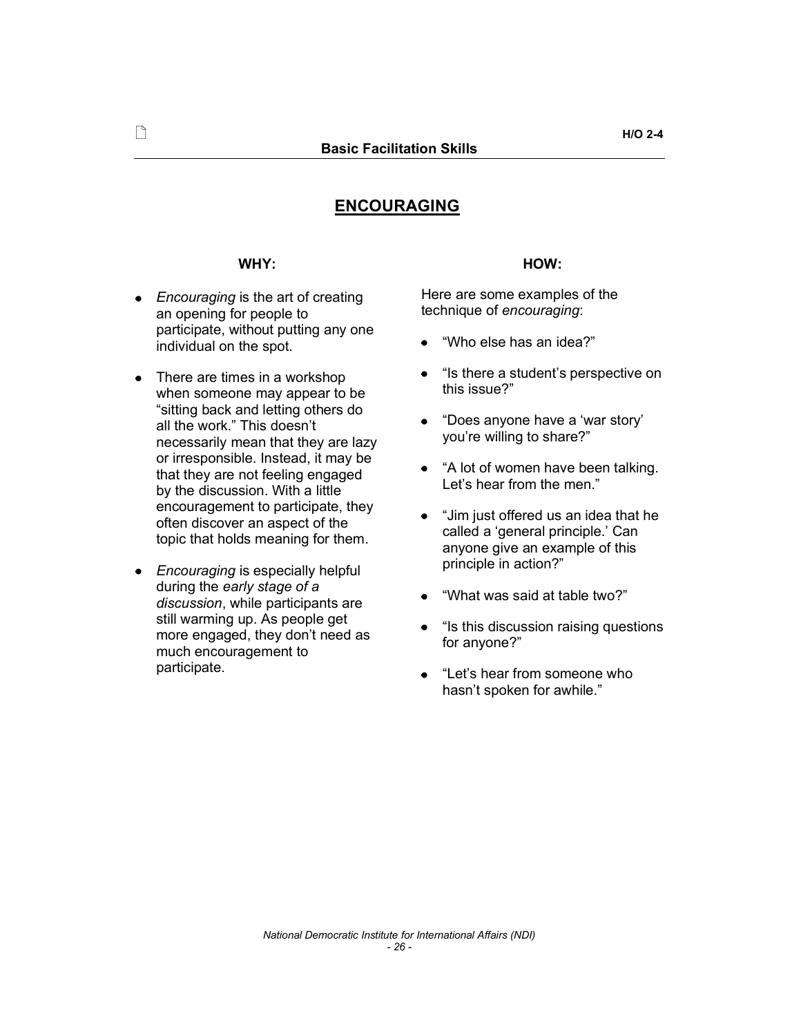## ENCOURAGING

### WHY:

- *Encouraging* is the art of creating an opening for people to participate, without putting any one individual on the spot.
- There are times in a workshop when someone may appear to be "sitting back and letting others do all the work." This doesn't necessarily mean that they are lazy or irresponsible. Instead, it may be that they are not feeling engaged by the discussion. With a little encouragement to participate, they often discover an aspect of the topic that holds meaning for them.
- *Encouraging* is especially helpful during the *early stage of a discussion*, while participants are still warming up. As people get more engaged, they don't need as much encouragement to participate.

### HOW:

Here are some examples of the technique of *encouraging*:

- "Who else has an idea?"
- "Is there a student's perspective on this issue?"
- "Does anyone have a 'war story' you're willing to share?"
- "A lot of women have been talking. Let's hear from the men."
- "Jim just offered us an idea that he called a 'general principle.' Can anyone give an example of this principle in action?"
- "What was said at table two?"
- "Is this discussion raising questions for anyone?"
- "Let's hear from someone who hasn't spoken for awhile."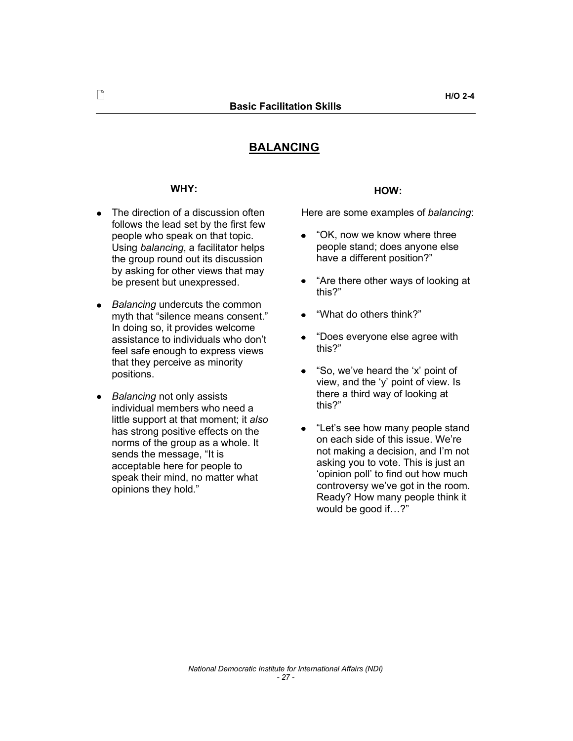# BALANCING

## WHY:

- The direction of a discussion often follows the lead set by the first few people who speak on that topic. Using *balancing*, a facilitator helps the group round out its discussion by asking for other views that may be present but unexpressed.
- *Balancing* undercuts the common myth that "silence means consent." In doing so, it provides welcome assistance to individuals who don't feel safe enough to express views that they perceive as minority positions.
- *Balancing* not only assists individual members who need a little support at that moment; it *also* has strong positive effects on the norms of the group as a whole. It sends the message, "It is acceptable here for people to speak their mind, no matter what opinions they hold."

## HOW:

Here are some examples of *balancing*:

- "OK, now we know where three people stand; does anyone else have a different position?"
- "Are there other ways of looking at this?"
- "What do others think?"
- "Does everyone else agree with this?"
- "So, we've heard the 'x' point of view, and the 'y' point of view. Is there a third way of looking at this?"
- "Let's see how many people stand on each side of this issue. We're not making a decision, and I'm not asking you to vote. This is just an 'opinion poll' to find out how much controversy we've got in the room. Ready? How many people think it would be good if…?"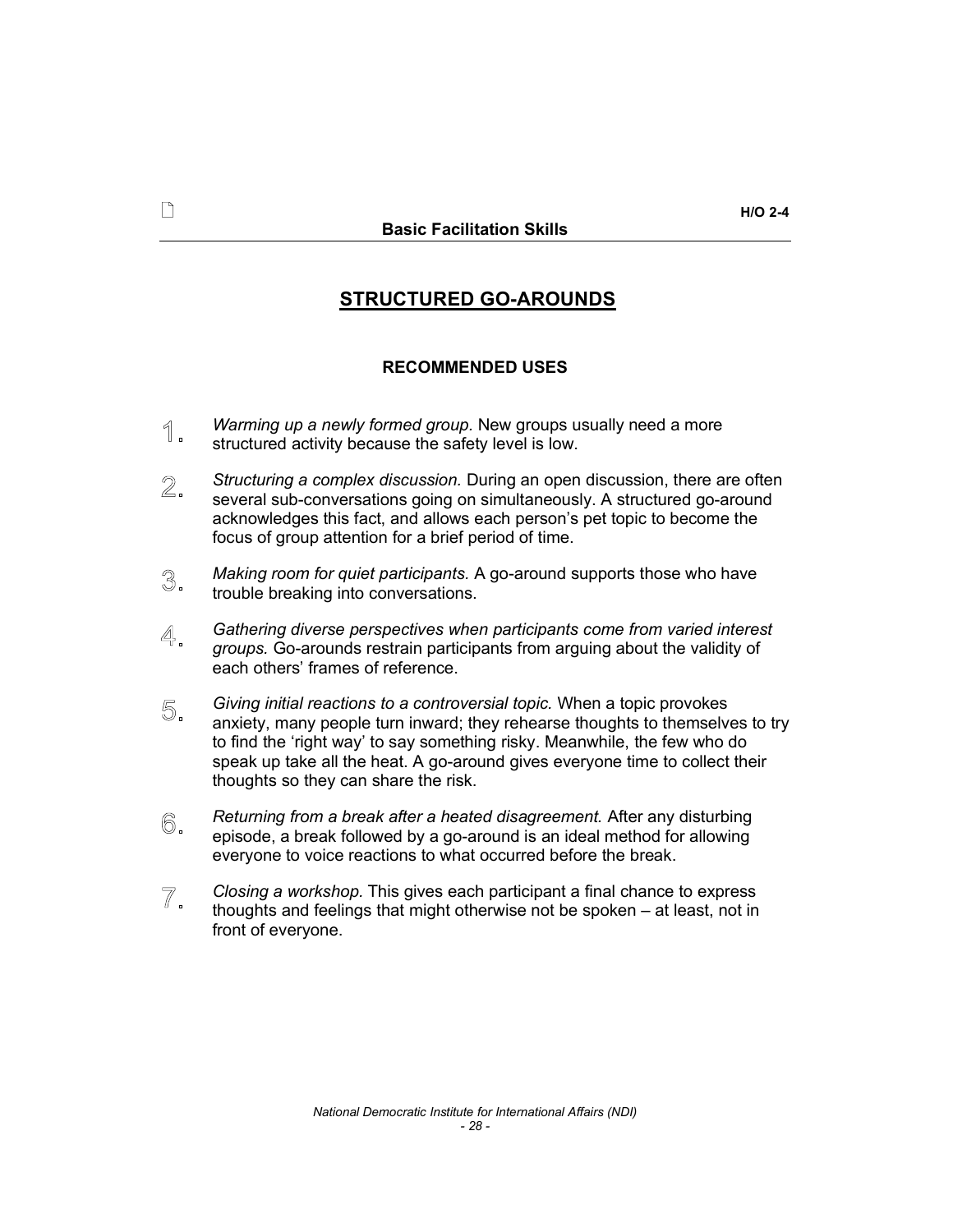## STRUCTURED GO-AROUNDS

### RECOMMENDED USES

1. *Warming up a newly formed group.* New groups usually need a more structured activity because the safety level is low.

2. *Structuring a complex discussion.* During an open discussion, there are often several sub-conversations going on simultaneously. A structured go-around acknowledges this fact, and allows each person's pet topic to become the focus of group attention for a brief period of time.

3. *Making room for quiet participants.* A go-around supports those who have trouble breaking into conversations.

4. *Gathering diverse perspectives when participants come from varied interest groups.* Go-arounds restrain participants from arguing about the validity of each others' frames of reference.

5. *Giving initial reactions to a controversial topic.* When a topic provokes anxiety, many people turn inward; they rehearse thoughts to themselves to try to find the 'right way' to say something risky. Meanwhile, the few who do speak up take all the heat. A go-around gives everyone time to collect their thoughts so they can share the risk.

6. *Returning from a break after a heated disagreement.* After any disturbing episode, a break followed by a go-around is an ideal method for allowing everyone to voice reactions to what occurred before the break.

7. *Closing a workshop.* This gives each participant a final chance to express thoughts and feelings that might otherwise not be spoken – at least, not in front of everyone.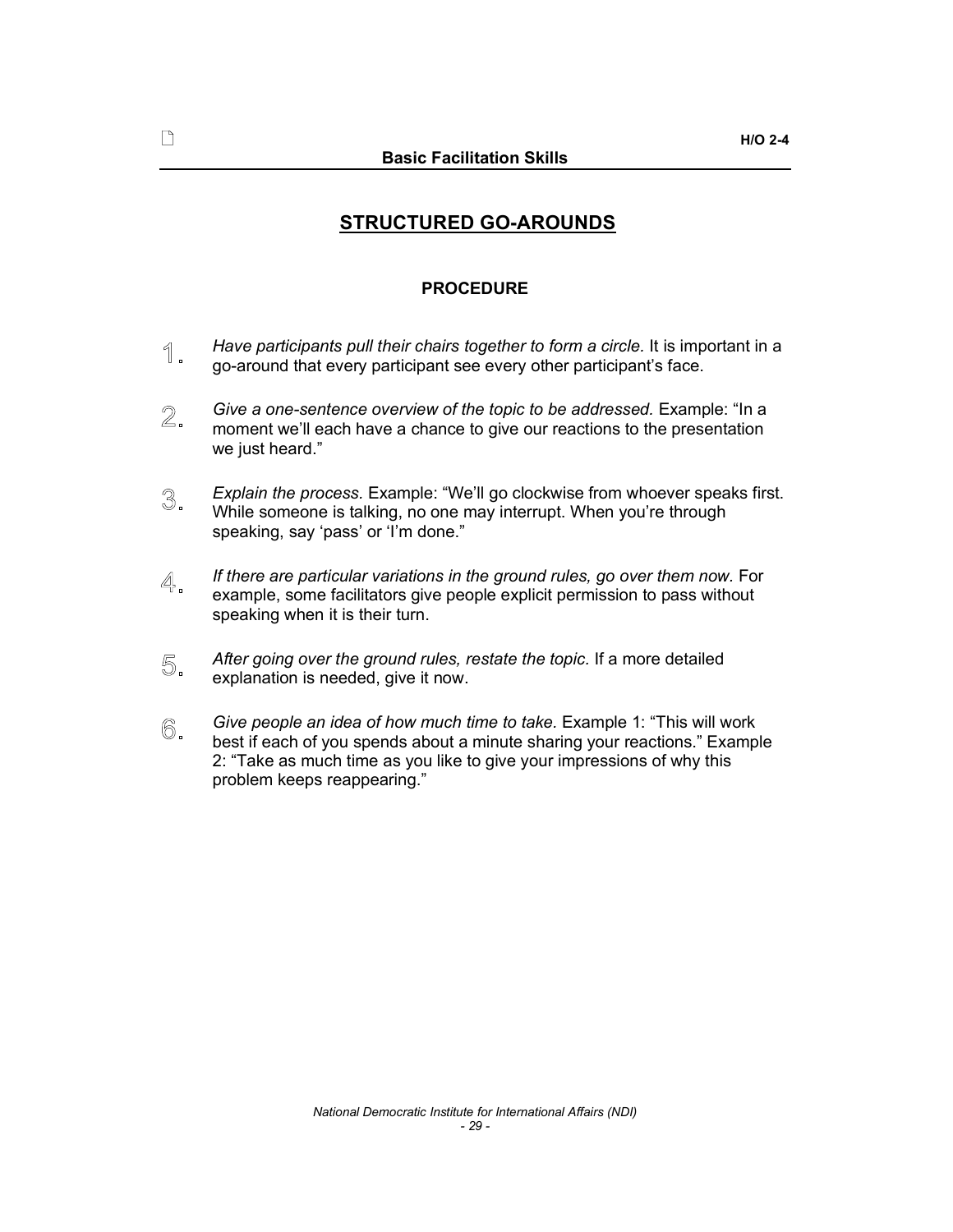# STRUCTURED GO-AROUNDS

## PROCEDURE

1. *Have participants pull their chairs together to form a circle.* It is important in a go-around that every participant see every other participant's face.

2. *Give a one-sentence overview of the topic to be addressed.* Example: "In a moment we'll each have a chance to give our reactions to the presentation we just heard."

3. *Explain the process.* Example: "We'll go clockwise from whoever speaks first. While someone is talking, no one may interrupt. When you're through speaking, say 'pass' or 'I'm done.'"

4. *If there are particular variations in the ground rules, go over them now.* For example, some facilitators give people explicit permission to pass without speaking when it is their turn.

5. *After going over the ground rules, restate the topic.* If a more detailed explanation is needed, give it now.

6. *Give people an idea of how much time to take.* Example 1: "This will work best if each of you spends about a minute sharing your reactions." Example 2: "Take as much time as you like to give your impressions of why this problem keeps reappearing."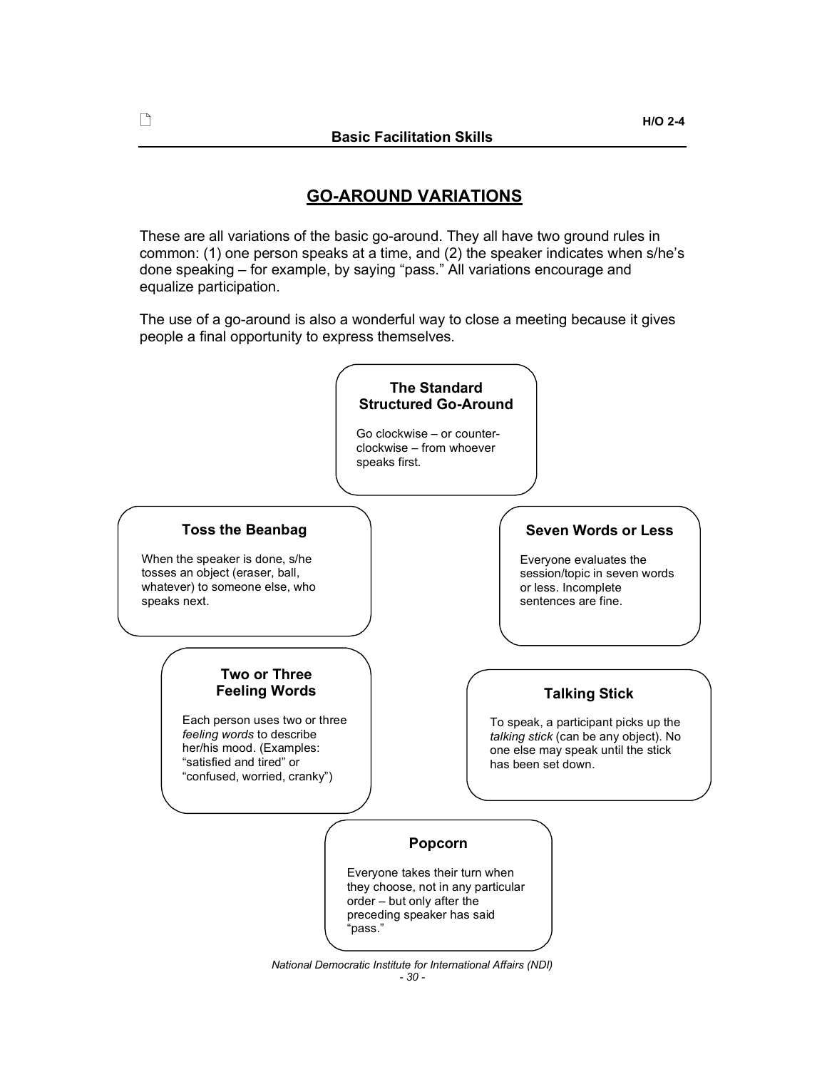## GO-AROUND VARIATIONS

These are all variations of the basic go-around. They all have two ground rules in common: (1) one person speaks at a time, and (2) the speaker indicates when s/he's done speaking – for example, by saying "pass." All variations encourage and equalize participation.

The use of a go-around is also a wonderful way to close a meeting because it gives people a final opportunity to express themselves.

### The Standard Structured Go-Around

Go clockwise – or counter-clockwise – from whoever speaks first.

### Toss the Beanbag

When the speaker is done, s/he tosses an object (eraser, ball, whatever) to someone else, who speaks next.

### Seven Words or Less

Everyone evaluates the session/topic in seven words or less. Incomplete sentences are fine.

### Two or Three Feeling Words

Each person uses two or three *feeling words* to describe her/his mood. (Examples: "satisfied and tired" or "confused, worried, cranky")

### Talking Stick

To speak, a participant picks up the *talking stick* (can be any object). No one else may speak until the stick has been set down.

### Popcorn

Everyone takes their turn when they choose, not in any particular order – but only after the preceding speaker has said "pass."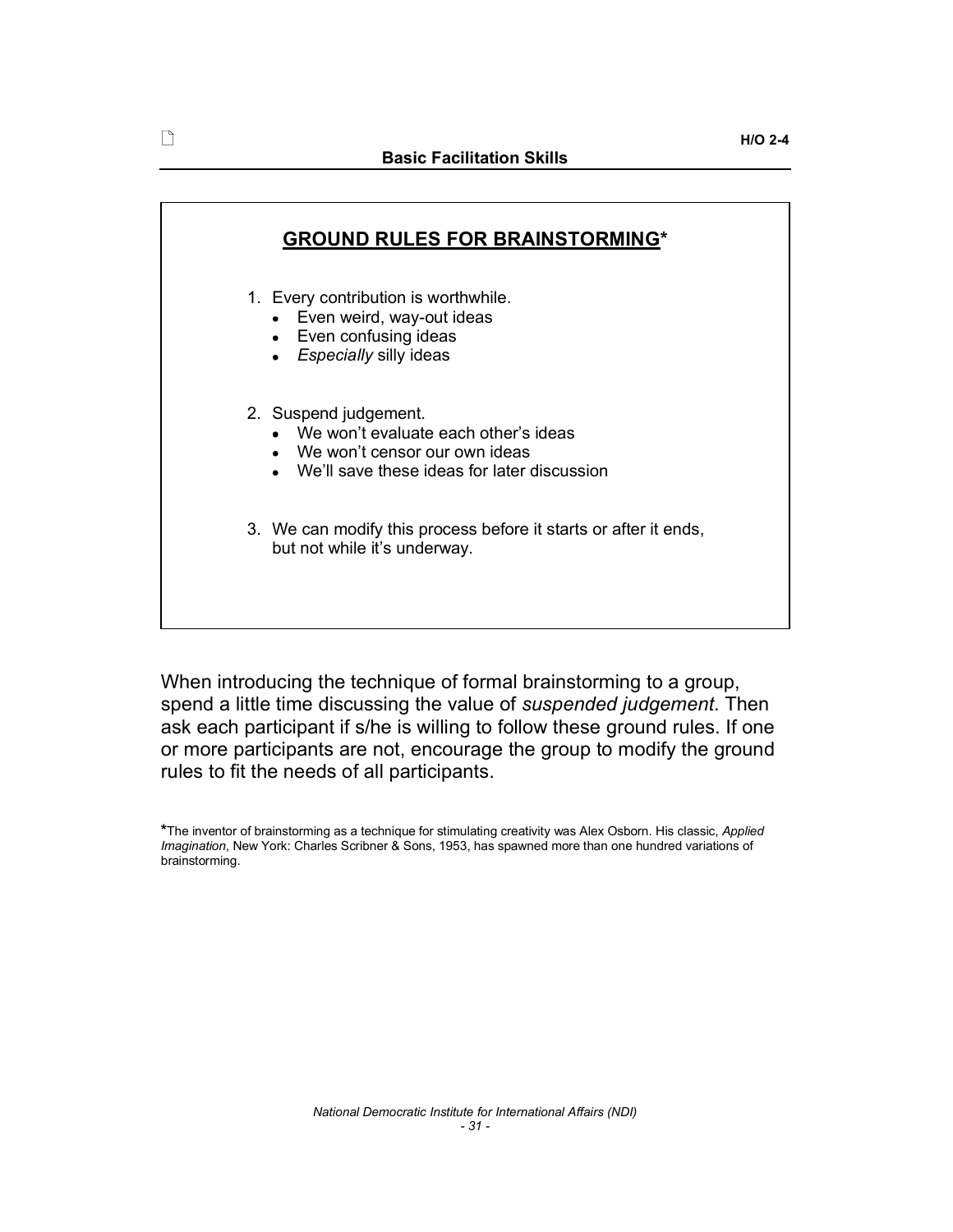## GROUND RULES FOR BRAINSTORMING*

1. Every contribution is worthwhile.
   - Even weird, way-out ideas
   - Even confusing ideas
   - *Especially* silly ideas

2. Suspend judgement.
   - We won't evaluate each other's ideas
   - We won't censor our own ideas
   - We'll save these ideas for later discussion

3. We can modify this process before it starts or after it ends, but not while it's underway.

When introducing the technique of formal brainstorming to a group, spend a little time discussing the value of *suspended judgement*. Then ask each participant if s/he is willing to follow these ground rules. If one or more participants are not, encourage the group to modify the ground rules to fit the needs of all participants.

*The inventor of brainstorming as a technique for stimulating creativity was Alex Osborn. His classic, *Applied Imagination*, New York: Charles Scribner & Sons, 1953, has spawned more than one hundred variations of brainstorming.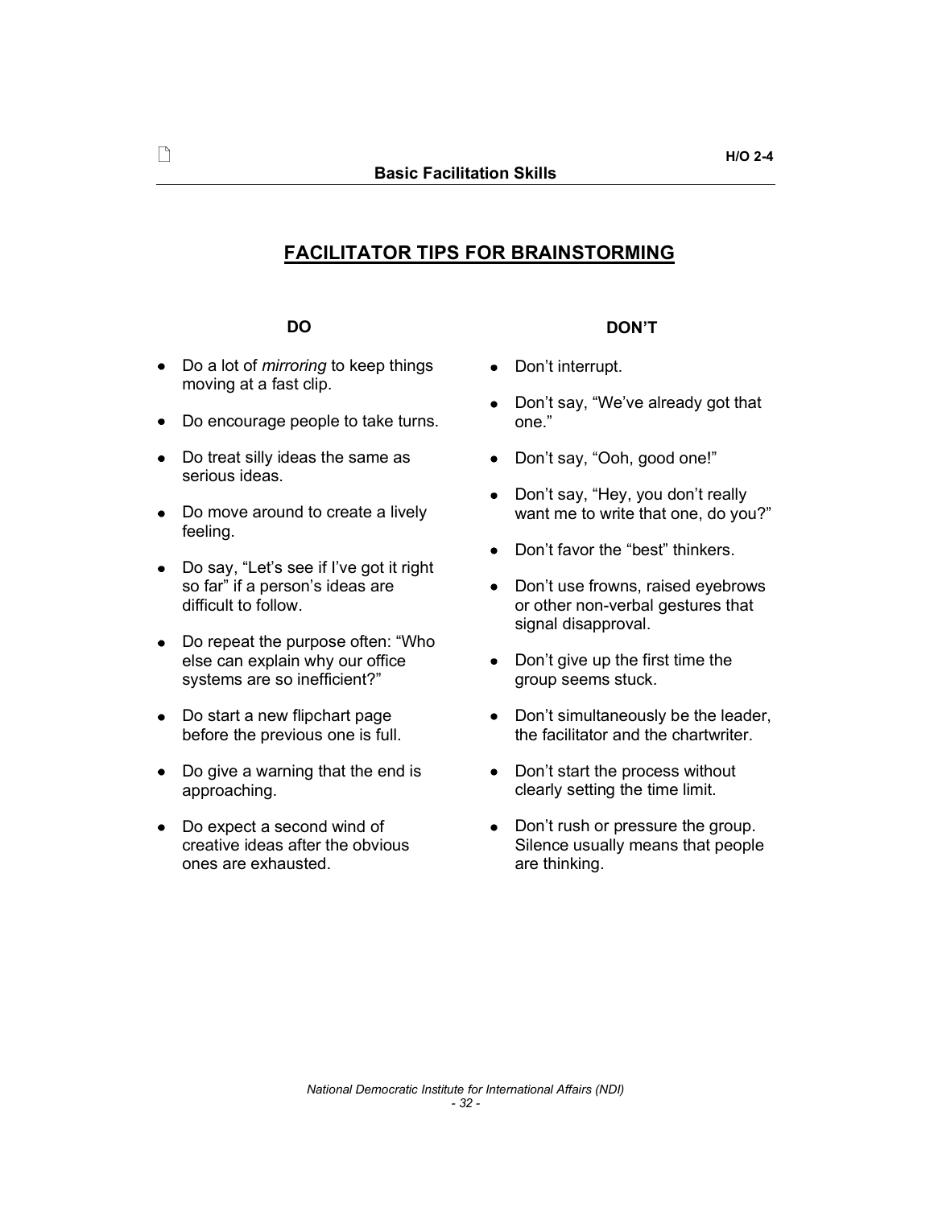# FACILITATOR TIPS FOR BRAINSTORMING

### DO

- Do a lot of *mirroring* to keep things moving at a fast clip.
- Do encourage people to take turns.
- Do treat silly ideas the same as serious ideas.
- Do move around to create a lively feeling.
- Do say, "Let's see if I've got it right so far" if a person's ideas are difficult to follow.
- Do repeat the purpose often: "Who else can explain why our office systems are so inefficient?"
- Do start a new flipchart page before the previous one is full.
- Do give a warning that the end is approaching.
- Do expect a second wind of creative ideas after the obvious ones are exhausted.

### DON'T

- Don't interrupt.
- Don't say, "We've already got that one."
- Don't say, "Ooh, good one!"
- Don't say, "Hey, you don't really want me to write that one, do you?"
- Don't favor the "best" thinkers.
- Don't use frowns, raised eyebrows or other non-verbal gestures that signal disapproval.
- Don't give up the first time the group seems stuck.
- Don't simultaneously be the leader, the facilitator and the chartwriter.
- Don't start the process without clearly setting the time limit.
- Don't rush or pressure the group. Silence usually means that people are thinking.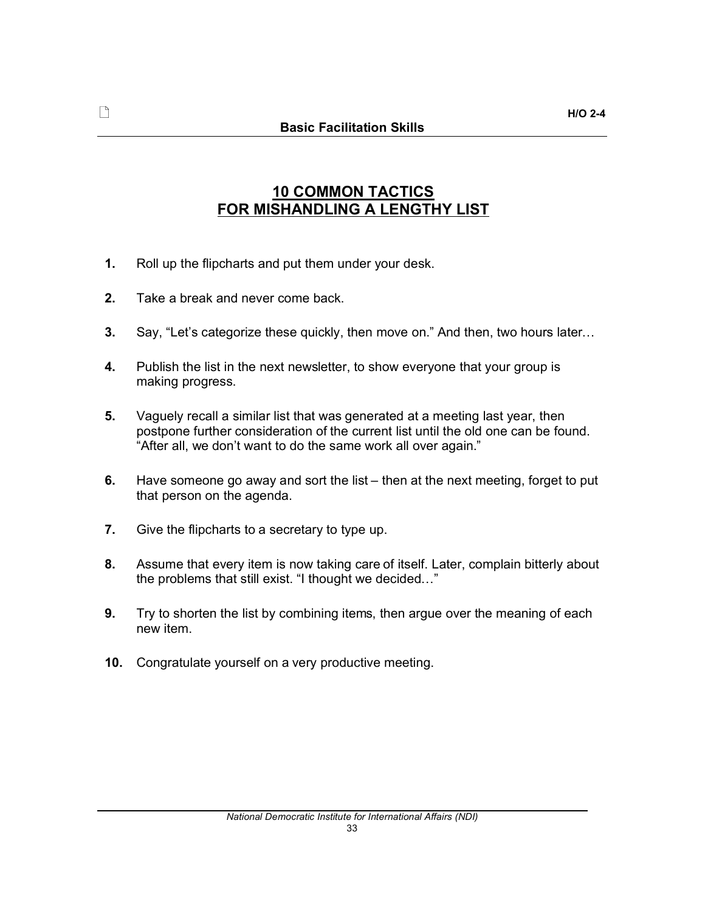# 10 COMMON TACTICS FOR MISHANDLING A LENGTHY LIST

1. Roll up the flipcharts and put them under your desk.

2. Take a break and never come back.

3. Say, "Let's categorize these quickly, then move on." And then, two hours later…

4. Publish the list in the next newsletter, to show everyone that your group is making progress.

5. Vaguely recall a similar list that was generated at a meeting last year, then postpone further consideration of the current list until the old one can be found. "After all, we don't want to do the same work all over again."

6. Have someone go away and sort the list – then at the next meeting, forget to put that person on the agenda.

7. Give the flipcharts to a secretary to type up.

8. Assume that every item is now taking care of itself. Later, complain bitterly about the problems that still exist. "I thought we decided…"

9. Try to shorten the list by combining items, then argue over the meaning of each new item.

10. Congratulate yourself on a very productive meeting.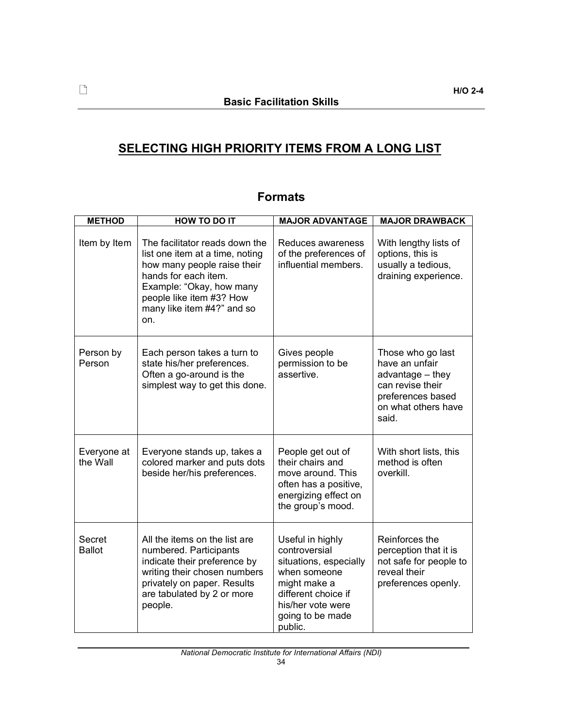# SELECTING HIGH PRIORITY ITEMS FROM A LONG LIST

## Formats

| METHOD | HOW TO DO IT | MAJOR ADVANTAGE | MAJOR DRAWBACK |
|---|---|---|---|
| Item by Item | The facilitator reads down the list one item at a time, noting how many people raise their hands for each item. Example: "Okay, how many people like item #3? How many like item #4?" and so on. | Reduces awareness of the preferences of influential members. | With lengthy lists of options, this is usually a tedious, draining experience. |
| Person by Person | Each person takes a turn to state his/her preferences. Often a go-around is the simplest way to get this done. | Gives people permission to be assertive. | Those who go last have an unfair advantage – they can revise their preferences based on what others have said. |
| Everyone at the Wall | Everyone stands up, takes a colored marker and puts dots beside her/his preferences. | People get out of their chairs and move around. This often has a positive, energizing effect on the group's mood. | With short lists, this method is often overkill. |
| Secret Ballot | All the items on the list are numbered. Participants indicate their preference by writing their chosen numbers privately on paper. Results are tabulated by 2 or more people. | Useful in highly controversial situations, especially when someone might make a different choice if his/her vote were going to be made public. | Reinforces the perception that it is not safe for people to reveal their preferences openly. |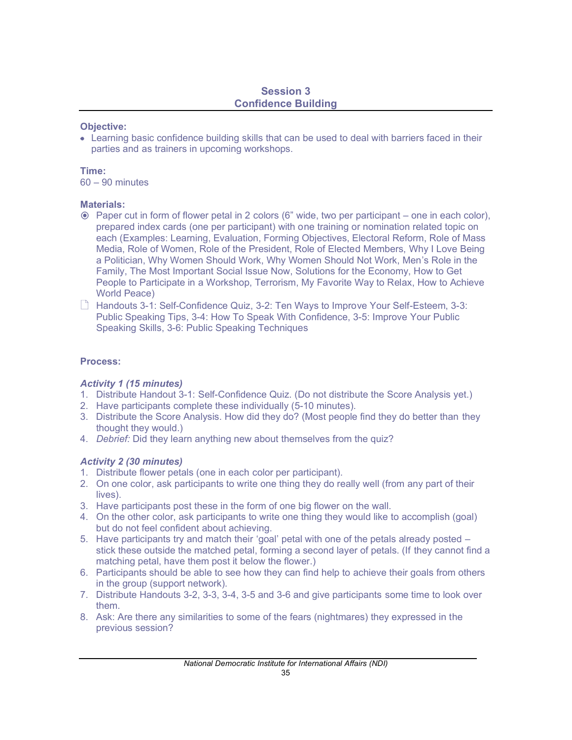## Session 3
## Confidence Building

**Objective:**

- Learning basic confidence building skills that can be used to deal with barriers faced in their parties and as trainers in upcoming workshops.

**Time:**

60 – 90 minutes

**Materials:**

- Paper cut in form of flower petal in 2 colors (6" wide, two per participant – one in each color), prepared index cards (one per participant) with one training or nomination related topic on each (Examples: Learning, Evaluation, Forming Objectives, Electoral Reform, Role of Mass Media, Role of Women, Role of the President, Role of Elected Members, Why I Love Being a Politician, Why Women Should Work, Why Women Should Not Work, Men's Role in the Family, The Most Important Social Issue Now, Solutions for the Economy, How to Get People to Participate in a Workshop, Terrorism, My Favorite Way to Relax, How to Achieve World Peace)
- Handouts 3-1: Self-Confidence Quiz, 3-2: Ten Ways to Improve Your Self-Esteem, 3-3: Public Speaking Tips, 3-4: How To Speak With Confidence, 3-5: Improve Your Public Speaking Skills, 3-6: Public Speaking Techniques

**Process:**

***Activity 1 (15 minutes)***

1. Distribute Handout 3-1: Self-Confidence Quiz. (Do not distribute the Score Analysis yet.)
2. Have participants complete these individually (5-10 minutes).
3. Distribute the Score Analysis. How did they do? (Most people find they do better than they thought they would.)
4. *Debrief:* Did they learn anything new about themselves from the quiz?

***Activity 2 (30 minutes)***

1. Distribute flower petals (one in each color per participant).
2. On one color, ask participants to write one thing they do really well (from any part of their lives).
3. Have participants post these in the form of one big flower on the wall.
4. On the other color, ask participants to write one thing they would like to accomplish (goal) but do not feel confident about achieving.
5. Have participants try and match their 'goal' petal with one of the petals already posted – stick these outside the matched petal, forming a second layer of petals. (If they cannot find a matching petal, have them post it below the flower.)
6. Participants should be able to see how they can find help to achieve their goals from others in the group (support network).
7. Distribute Handouts 3-2, 3-3, 3-4, 3-5 and 3-6 and give participants some time to look over them.
8. Ask: Are there any similarities to some of the fears (nightmares) they expressed in the previous session?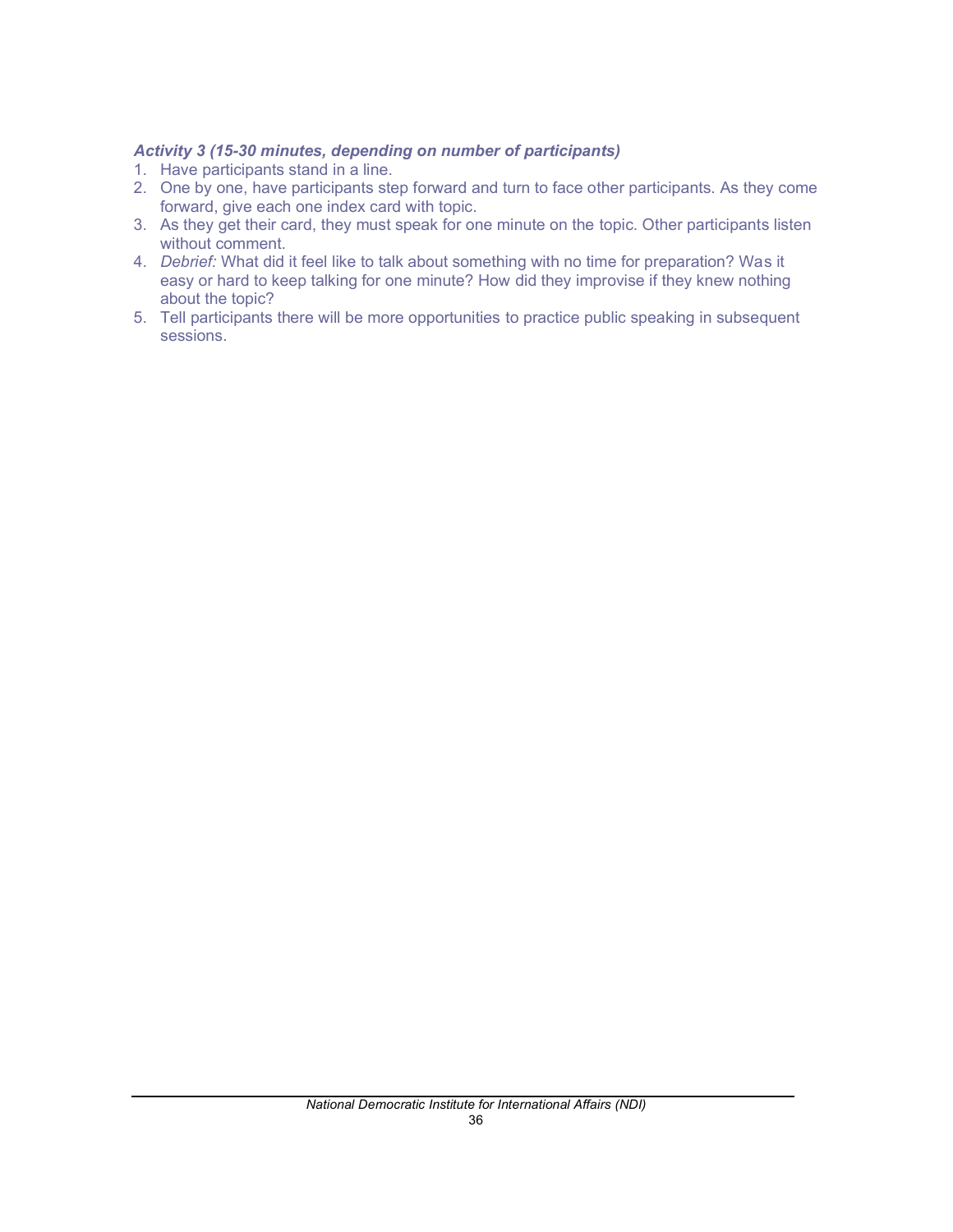*Activity 3 (15-30 minutes, depending on number of participants)*

1. Have participants stand in a line.
2. One by one, have participants step forward and turn to face other participants. As they come forward, give each one index card with topic.
3. As they get their card, they must speak for one minute on the topic. Other participants listen without comment.
4. *Debrief:* What did it feel like to talk about something with no time for preparation? Was it easy or hard to keep talking for one minute? How did they improvise if they knew nothing about the topic?
5. Tell participants there will be more opportunities to practice public speaking in subsequent sessions.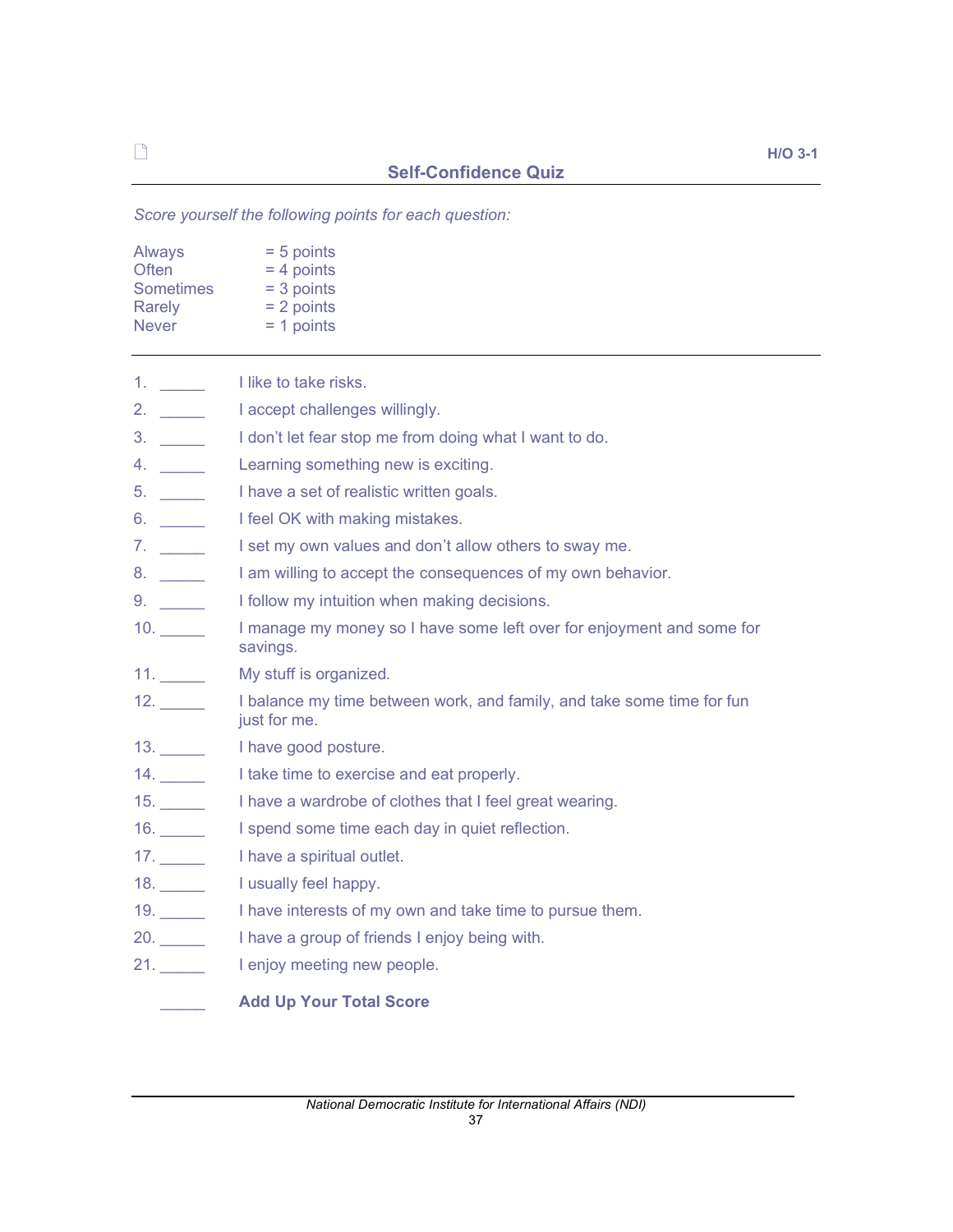H/O 3-1

## Self-Confidence Quiz

*Score yourself the following points for each question:*

| | |
|---|---|
| Always | = 5 points |
| Often | = 4 points |
| Sometimes | = 3 points |
| Rarely | = 2 points |
| Never | = 1 points |

---

1. _____ I like to take risks.
2. _____ I accept challenges willingly.
3. _____ I don't let fear stop me from doing what I want to do.
4. _____ Learning something new is exciting.
5. _____ I have a set of realistic written goals.
6. _____ I feel OK with making mistakes.
7. _____ I set my own values and don't allow others to sway me.
8. _____ I am willing to accept the consequences of my own behavior.
9. _____ I follow my intuition when making decisions.
10. _____ I manage my money so I have some left over for enjoyment and some for savings.
11. _____ My stuff is organized.
12. _____ I balance my time between work, and family, and take some time for fun just for me.
13. _____ I have good posture.
14. _____ I take time to exercise and eat properly.
15. _____ I have a wardrobe of clothes that I feel great wearing.
16. _____ I spend some time each day in quiet reflection.
17. _____ I have a spiritual outlet.
18. _____ I usually feel happy.
19. _____ I have interests of my own and take time to pursue them.
20. _____ I have a group of friends I enjoy being with.
21. _____ I enjoy meeting new people.

_____ **Add Up Your Total Score**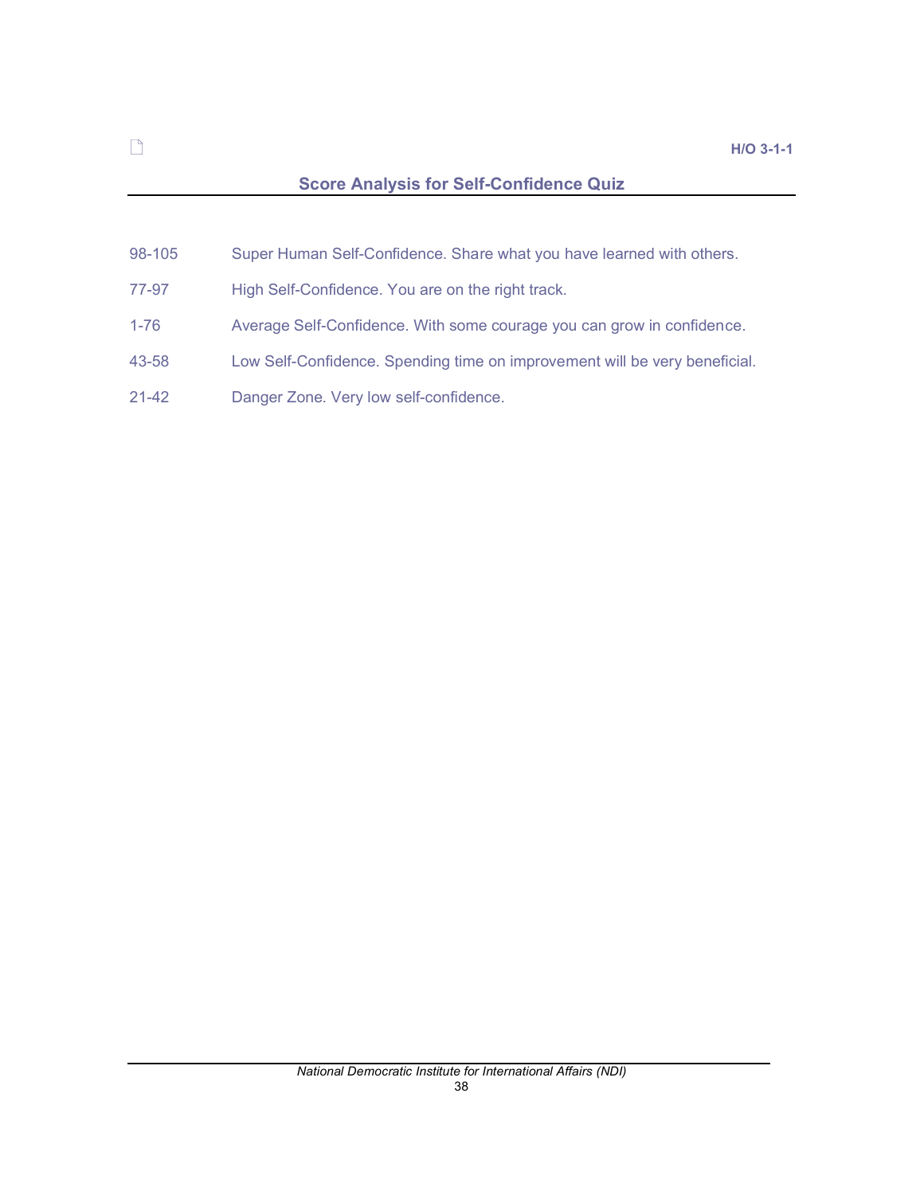H/O 3-1-1

## Score Analysis for Self-Confidence Quiz

| | |
|---|---|
| 98-105 | Super Human Self-Confidence. Share what you have learned with others. |
| 77-97 | High Self-Confidence. You are on the right track. |
| 1-76 | Average Self-Confidence. With some courage you can grow in confidence. |
| 43-58 | Low Self-Confidence. Spending time on improvement will be very beneficial. |
| 21-42 | Danger Zone. Very low self-confidence. |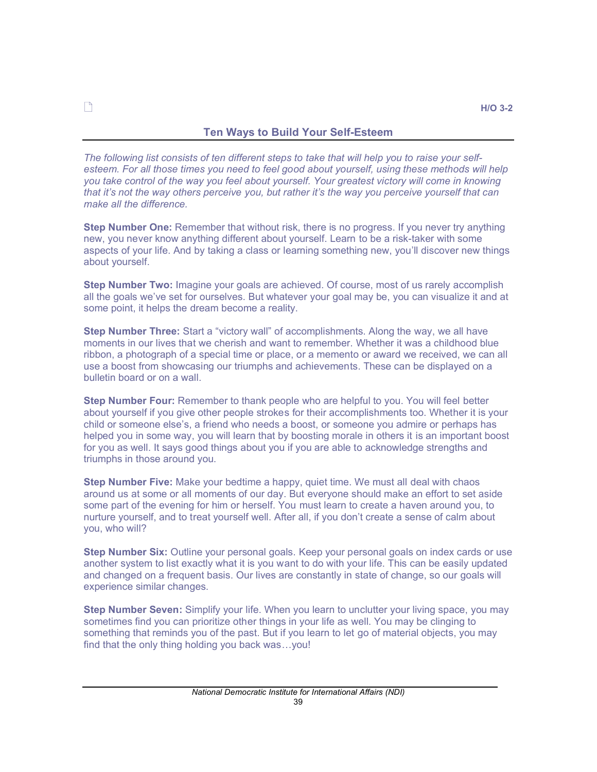H/O 3-2

## Ten Ways to Build Your Self-Esteem

*The following list consists of ten different steps to take that will help you to raise your self-esteem. For all those times you need to feel good about yourself, using these methods will help you take control of the way you feel about yourself. Your greatest victory will come in knowing that it's not the way others perceive you, but rather it's the way you perceive yourself that can make all the difference.*

**Step Number One:** Remember that without risk, there is no progress. If you never try anything new, you never know anything different about yourself. Learn to be a risk-taker with some aspects of your life. And by taking a class or learning something new, you'll discover new things about yourself.

**Step Number Two:** Imagine your goals are achieved. Of course, most of us rarely accomplish all the goals we've set for ourselves. But whatever your goal may be, you can visualize it and at some point, it helps the dream become a reality.

**Step Number Three:** Start a "victory wall" of accomplishments. Along the way, we all have moments in our lives that we cherish and want to remember. Whether it was a childhood blue ribbon, a photograph of a special time or place, or a memento or award we received, we can all use a boost from showcasing our triumphs and achievements. These can be displayed on a bulletin board or on a wall.

**Step Number Four:** Remember to thank people who are helpful to you. You will feel better about yourself if you give other people strokes for their accomplishments too. Whether it is your child or someone else's, a friend who needs a boost, or someone you admire or perhaps has helped you in some way, you will learn that by boosting morale in others it is an important boost for you as well. It says good things about you if you are able to acknowledge strengths and triumphs in those around you.

**Step Number Five:** Make your bedtime a happy, quiet time. We must all deal with chaos around us at some or all moments of our day. But everyone should make an effort to set aside some part of the evening for him or herself. You must learn to create a haven around you, to nurture yourself, and to treat yourself well. After all, if you don't create a sense of calm about you, who will?

**Step Number Six:** Outline your personal goals. Keep your personal goals on index cards or use another system to list exactly what it is you want to do with your life. This can be easily updated and changed on a frequent basis. Our lives are constantly in state of change, so our goals will experience similar changes.

**Step Number Seven:** Simplify your life. When you learn to unclutter your living space, you may sometimes find you can prioritize other things in your life as well. You may be clinging to something that reminds you of the past. But if you learn to let go of material objects, you may find that the only thing holding you back was…you!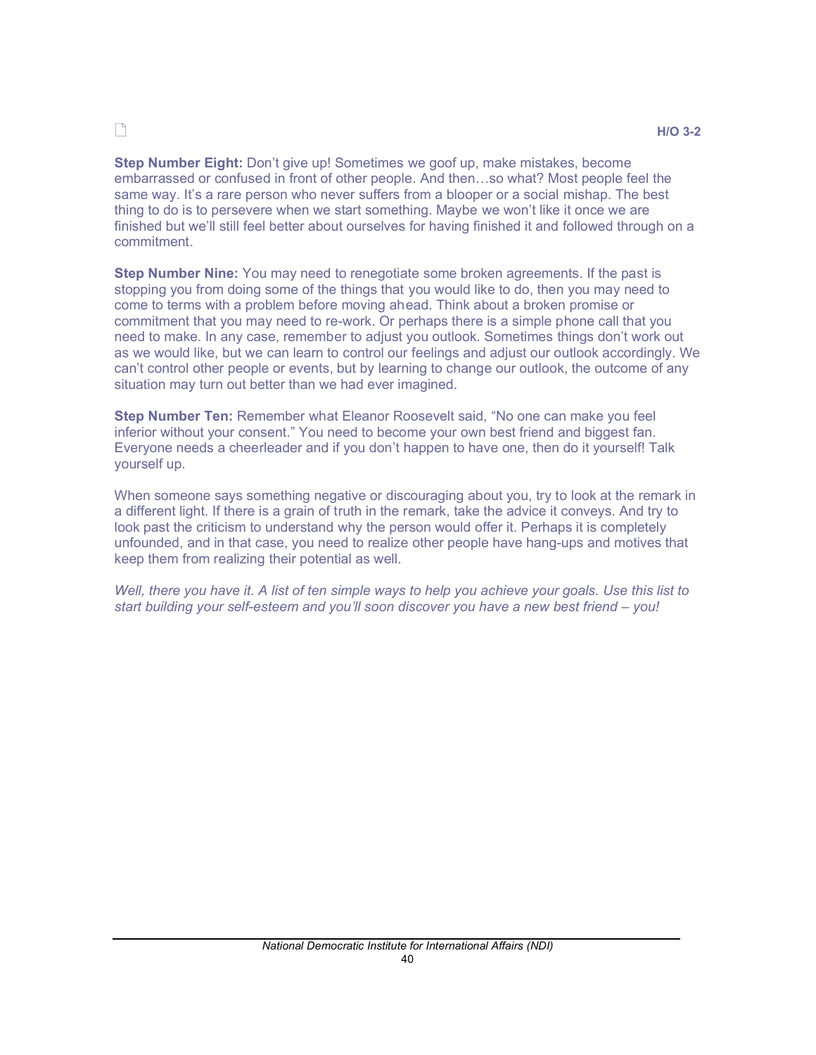**Step Number Eight:** Don't give up! Sometimes we goof up, make mistakes, become embarrassed or confused in front of other people. And then…so what? Most people feel the same way. It's a rare person who never suffers from a blooper or a social mishap. The best thing to do is to persevere when we start something. Maybe we won't like it once we are finished but we'll still feel better about ourselves for having finished it and followed through on a commitment.

**Step Number Nine:** You may need to renegotiate some broken agreements. If the past is stopping you from doing some of the things that you would like to do, then you may need to come to terms with a problem before moving ahead. Think about a broken promise or commitment that you may need to re-work. Or perhaps there is a simple phone call that you need to make. In any case, remember to adjust you outlook. Sometimes things don't work out as we would like, but we can learn to control our feelings and adjust our outlook accordingly. We can't control other people or events, but by learning to change our outlook, the outcome of any situation may turn out better than we had ever imagined.

**Step Number Ten:** Remember what Eleanor Roosevelt said, "No one can make you feel inferior without your consent." You need to become your own best friend and biggest fan. Everyone needs a cheerleader and if you don't happen to have one, then do it yourself! Talk yourself up.

When someone says something negative or discouraging about you, try to look at the remark in a different light. If there is a grain of truth in the remark, take the advice it conveys. And try to look past the criticism to understand why the person would offer it. Perhaps it is completely unfounded, and in that case, you need to realize other people have hang-ups and motives that keep them from realizing their potential as well.

*Well, there you have it. A list of ten simple ways to help you achieve your goals. Use this list to start building your self-esteem and you'll soon discover you have a new best friend – you!*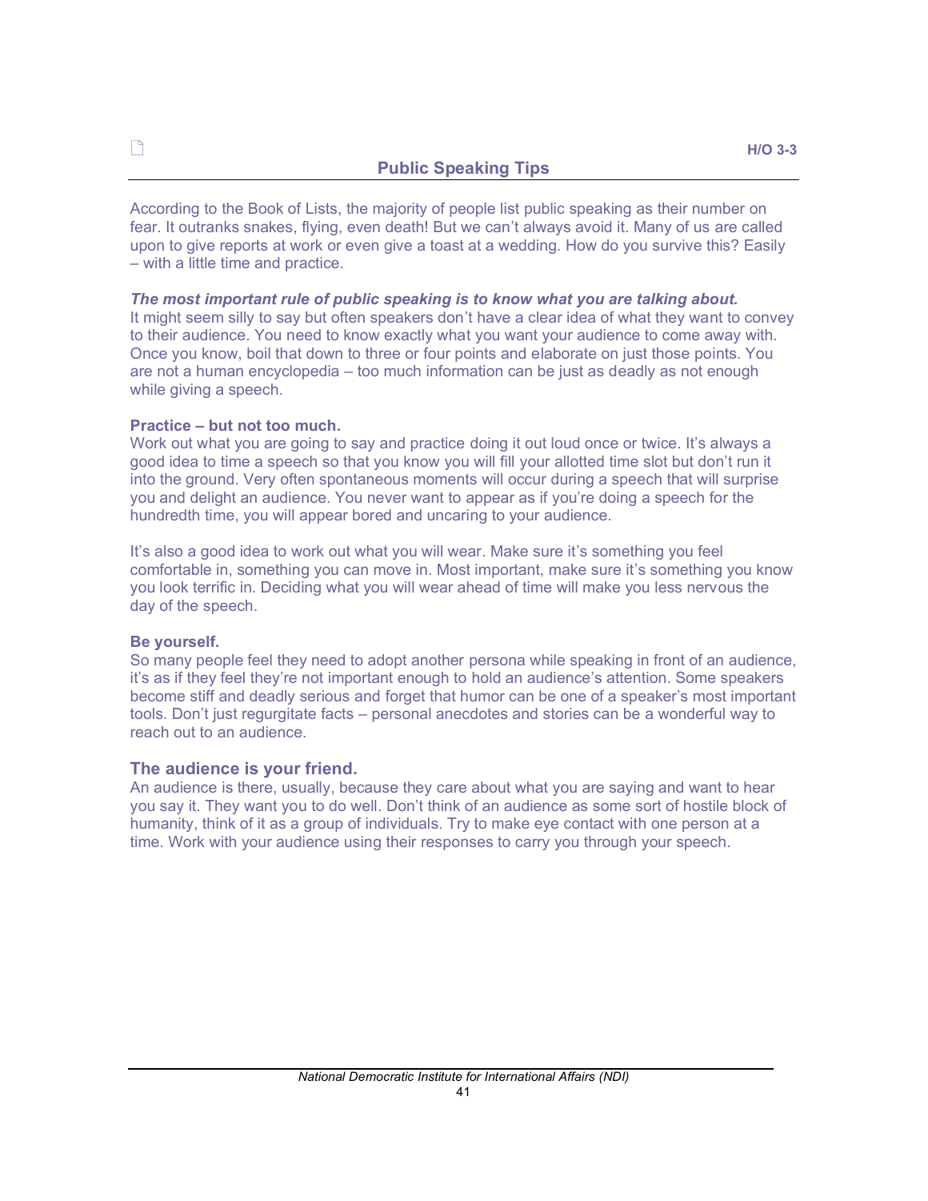## Public Speaking Tips

According to the Book of Lists, the majority of people list public speaking as their number on fear. It outranks snakes, flying, even death! But we can't always avoid it. Many of us are called upon to give reports at work or even give a toast at a wedding. How do you survive this? Easily – with a little time and practice.

***The most important rule of public speaking is to know what you are talking about.***
It might seem silly to say but often speakers don't have a clear idea of what they want to convey to their audience. You need to know exactly what you want your audience to come away with. Once you know, boil that down to three or four points and elaborate on just those points. You are not a human encyclopedia – too much information can be just as deadly as not enough while giving a speech.

**Practice – but not too much.**
Work out what you are going to say and practice doing it out loud once or twice. It's always a good idea to time a speech so that you know you will fill your allotted time slot but don't run it into the ground. Very often spontaneous moments will occur during a speech that will surprise you and delight an audience. You never want to appear as if you're doing a speech for the hundredth time, you will appear bored and uncaring to your audience.

It's also a good idea to work out what you will wear. Make sure it's something you feel comfortable in, something you can move in. Most important, make sure it's something you know you look terrific in. Deciding what you will wear ahead of time will make you less nervous the day of the speech.

**Be yourself.**
So many people feel they need to adopt another persona while speaking in front of an audience, it's as if they feel they're not important enough to hold an audience's attention. Some speakers become stiff and deadly serious and forget that humor can be one of a speaker's most important tools. Don't just regurgitate facts – personal anecdotes and stories can be a wonderful way to reach out to an audience.

**The audience is your friend.**
An audience is there, usually, because they care about what you are saying and want to hear you say it. They want you to do well. Don't think of an audience as some sort of hostile block of humanity, think of it as a group of individuals. Try to make eye contact with one person at a time. Work with your audience using their responses to carry you through your speech.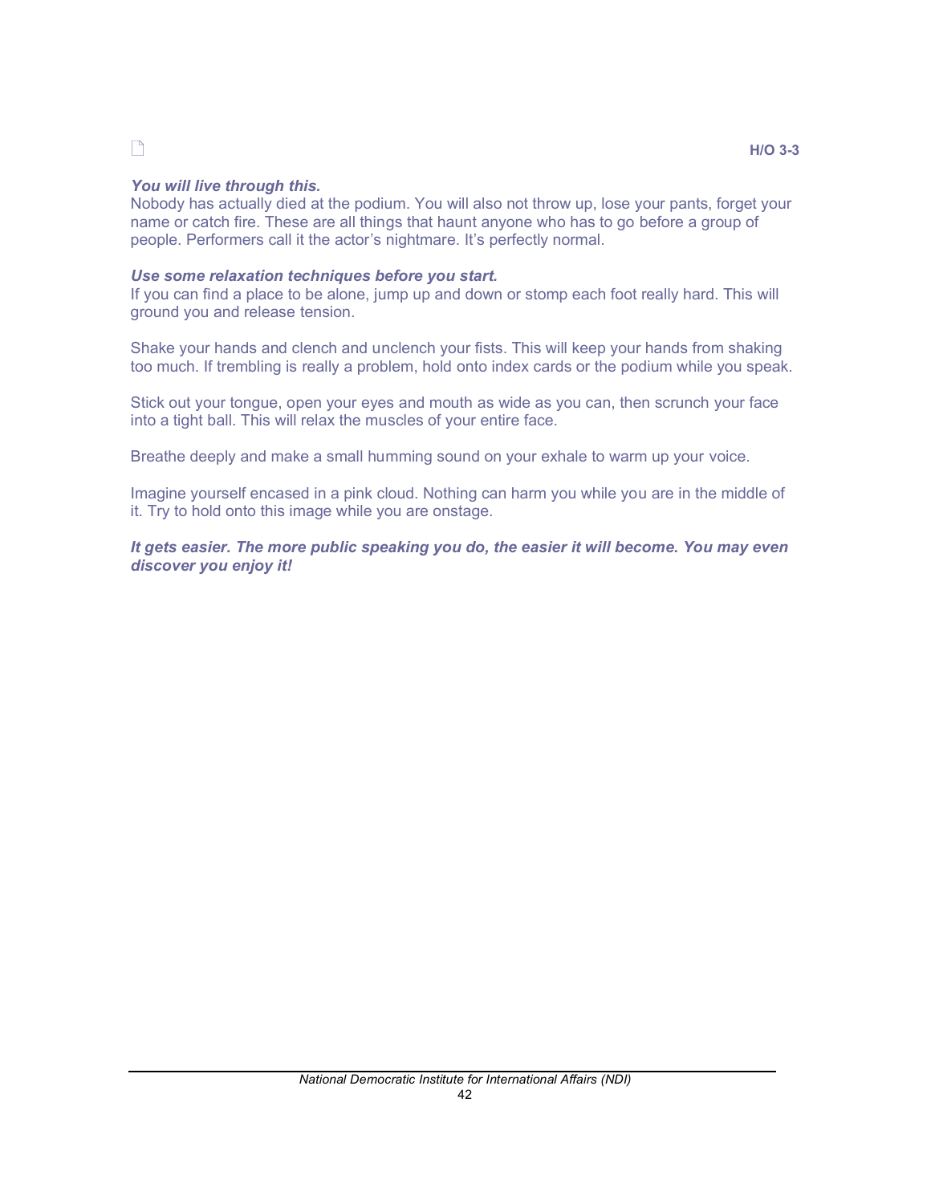H/O 3-3

***You will live through this.***

Nobody has actually died at the podium. You will also not throw up, lose your pants, forget your name or catch fire. These are all things that haunt anyone who has to go before a group of people. Performers call it the actor's nightmare. It's perfectly normal.

***Use some relaxation techniques before you start.***

If you can find a place to be alone, jump up and down or stomp each foot really hard. This will ground you and release tension.

Shake your hands and clench and unclench your fists. This will keep your hands from shaking too much. If trembling is really a problem, hold onto index cards or the podium while you speak.

Stick out your tongue, open your eyes and mouth as wide as you can, then scrunch your face into a tight ball. This will relax the muscles of your entire face.

Breathe deeply and make a small humming sound on your exhale to warm up your voice.

Imagine yourself encased in a pink cloud. Nothing can harm you while you are in the middle of it. Try to hold onto this image while you are onstage.

***It gets easier. The more public speaking you do, the easier it will become. You may even discover you enjoy it!***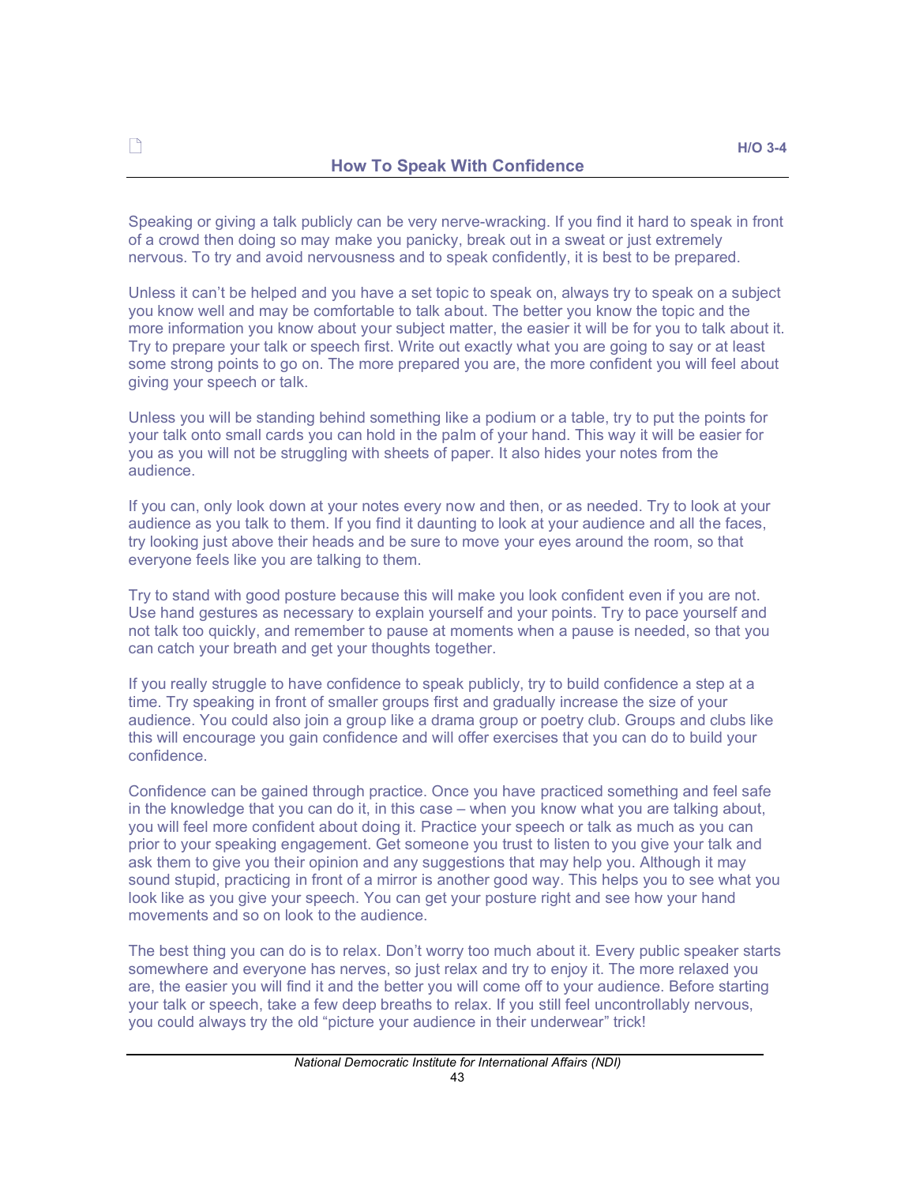H/O 3-4

# How To Speak With Confidence

Speaking or giving a talk publicly can be very nerve-wracking. If you find it hard to speak in front of a crowd then doing so may make you panicky, break out in a sweat or just extremely nervous. To try and avoid nervousness and to speak confidently, it is best to be prepared.

Unless it can't be helped and you have a set topic to speak on, always try to speak on a subject you know well and may be comfortable to talk about. The better you know the topic and the more information you know about your subject matter, the easier it will be for you to talk about it. Try to prepare your talk or speech first. Write out exactly what you are going to say or at least some strong points to go on. The more prepared you are, the more confident you will feel about giving your speech or talk.

Unless you will be standing behind something like a podium or a table, try to put the points for your talk onto small cards you can hold in the palm of your hand. This way it will be easier for you as you will not be struggling with sheets of paper. It also hides your notes from the audience.

If you can, only look down at your notes every now and then, or as needed. Try to look at your audience as you talk to them. If you find it daunting to look at your audience and all the faces, try looking just above their heads and be sure to move your eyes around the room, so that everyone feels like you are talking to them.

Try to stand with good posture because this will make you look confident even if you are not. Use hand gestures as necessary to explain yourself and your points. Try to pace yourself and not talk too quickly, and remember to pause at moments when a pause is needed, so that you can catch your breath and get your thoughts together.

If you really struggle to have confidence to speak publicly, try to build confidence a step at a time. Try speaking in front of smaller groups first and gradually increase the size of your audience. You could also join a group like a drama group or poetry club. Groups and clubs like this will encourage you gain confidence and will offer exercises that you can do to build your confidence.

Confidence can be gained through practice. Once you have practiced something and feel safe in the knowledge that you can do it, in this case – when you know what you are talking about, you will feel more confident about doing it. Practice your speech or talk as much as you can prior to your speaking engagement. Get someone you trust to listen to you give your talk and ask them to give you their opinion and any suggestions that may help you. Although it may sound stupid, practicing in front of a mirror is another good way. This helps you to see what you look like as you give your speech. You can get your posture right and see how your hand movements and so on look to the audience.

The best thing you can do is to relax. Don't worry too much about it. Every public speaker starts somewhere and everyone has nerves, so just relax and try to enjoy it. The more relaxed you are, the easier you will find it and the better you will come off to your audience. Before starting your talk or speech, take a few deep breaths to relax. If you still feel uncontrollably nervous, you could always try the old "picture your audience in their underwear" trick!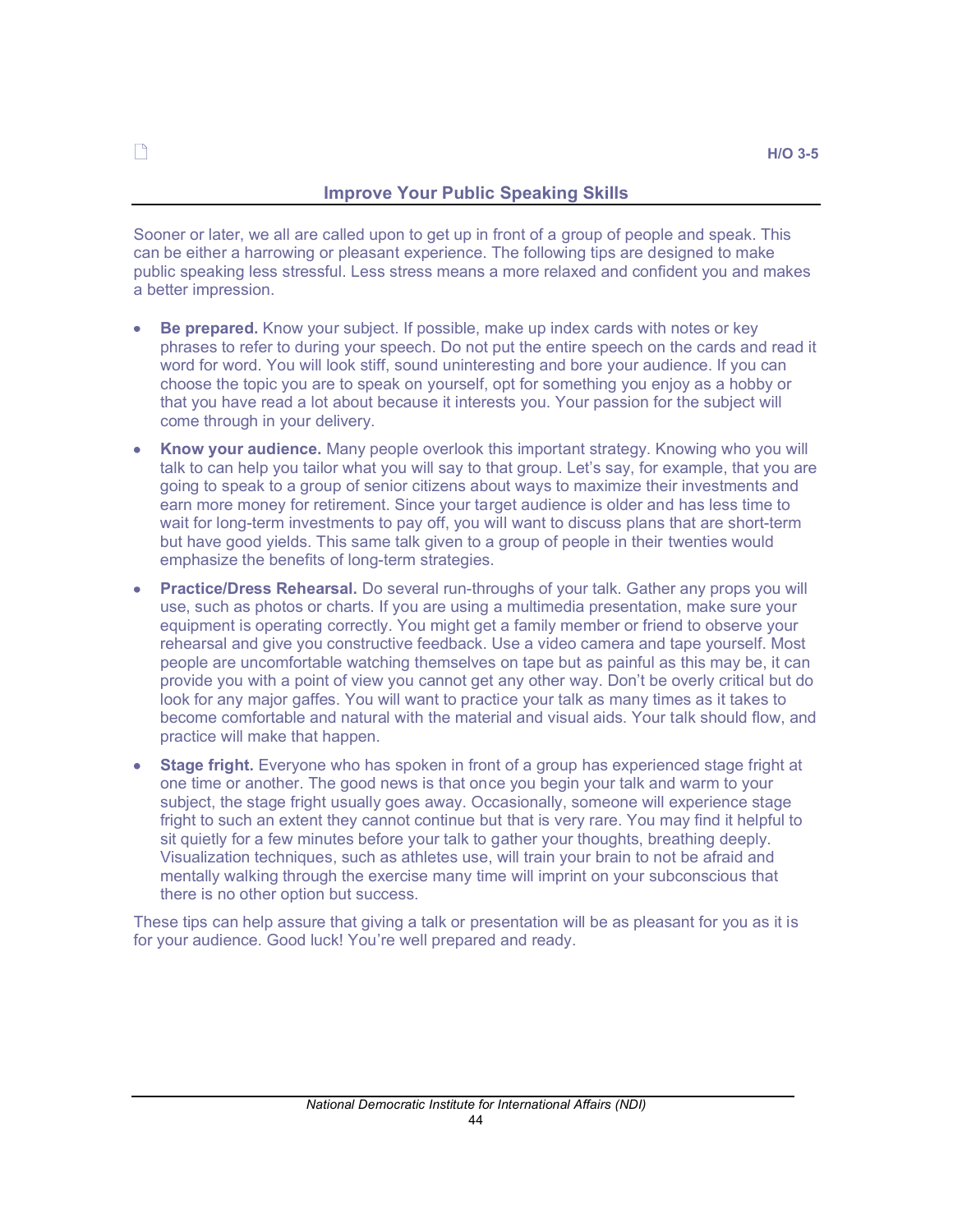H/O 3-5

## Improve Your Public Speaking Skills

Sooner or later, we all are called upon to get up in front of a group of people and speak. This can be either a harrowing or pleasant experience. The following tips are designed to make public speaking less stressful. Less stress means a more relaxed and confident you and makes a better impression.

- **Be prepared.** Know your subject. If possible, make up index cards with notes or key phrases to refer to during your speech. Do not put the entire speech on the cards and read it word for word. You will look stiff, sound uninteresting and bore your audience. If you can choose the topic you are to speak on yourself, opt for something you enjoy as a hobby or that you have read a lot about because it interests you. Your passion for the subject will come through in your delivery.
- **Know your audience.** Many people overlook this important strategy. Knowing who you will talk to can help you tailor what you will say to that group. Let's say, for example, that you are going to speak to a group of senior citizens about ways to maximize their investments and earn more money for retirement. Since your target audience is older and has less time to wait for long-term investments to pay off, you will want to discuss plans that are short-term but have good yields. This same talk given to a group of people in their twenties would emphasize the benefits of long-term strategies.
- **Practice/Dress Rehearsal.** Do several run-throughs of your talk. Gather any props you will use, such as photos or charts. If you are using a multimedia presentation, make sure your equipment is operating correctly. You might get a family member or friend to observe your rehearsal and give you constructive feedback. Use a video camera and tape yourself. Most people are uncomfortable watching themselves on tape but as painful as this may be, it can provide you with a point of view you cannot get any other way. Don't be overly critical but do look for any major gaffes. You will want to practice your talk as many times as it takes to become comfortable and natural with the material and visual aids. Your talk should flow, and practice will make that happen.
- **Stage fright.** Everyone who has spoken in front of a group has experienced stage fright at one time or another. The good news is that once you begin your talk and warm to your subject, the stage fright usually goes away. Occasionally, someone will experience stage fright to such an extent they cannot continue but that is very rare. You may find it helpful to sit quietly for a few minutes before your talk to gather your thoughts, breathing deeply. Visualization techniques, such as athletes use, will train your brain to not be afraid and mentally walking through the exercise many time will imprint on your subconscious that there is no other option but success.

These tips can help assure that giving a talk or presentation will be as pleasant for you as it is for your audience. Good luck! You're well prepared and ready.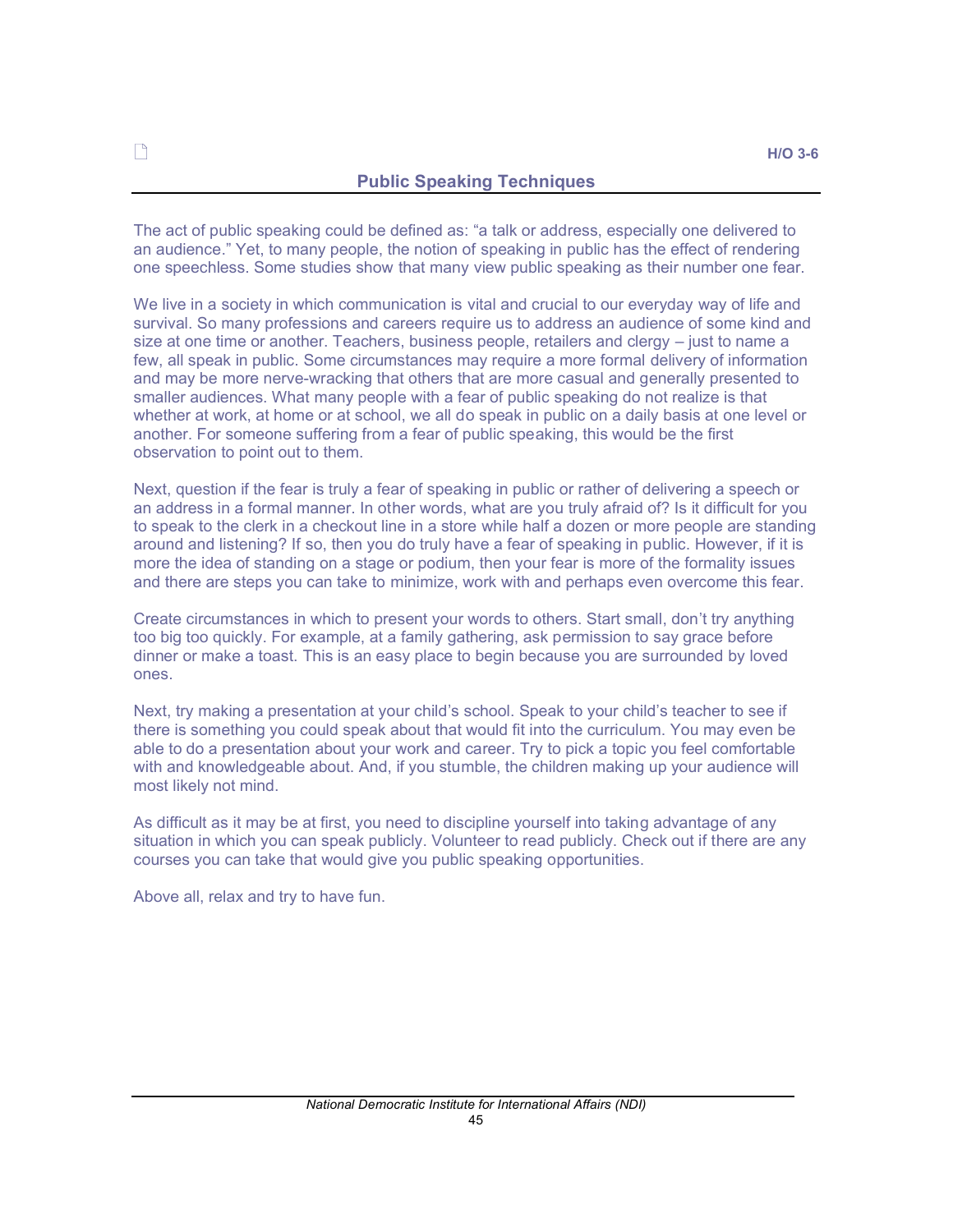H/O 3-6

## Public Speaking Techniques

The act of public speaking could be defined as: "a talk or address, especially one delivered to an audience." Yet, to many people, the notion of speaking in public has the effect of rendering one speechless. Some studies show that many view public speaking as their number one fear.

We live in a society in which communication is vital and crucial to our everyday way of life and survival. So many professions and careers require us to address an audience of some kind and size at one time or another. Teachers, business people, retailers and clergy – just to name a few, all speak in public. Some circumstances may require a more formal delivery of information and may be more nerve-wracking that others that are more casual and generally presented to smaller audiences. What many people with a fear of public speaking do not realize is that whether at work, at home or at school, we all do speak in public on a daily basis at one level or another. For someone suffering from a fear of public speaking, this would be the first observation to point out to them.

Next, question if the fear is truly a fear of speaking in public or rather of delivering a speech or an address in a formal manner. In other words, what are you truly afraid of? Is it difficult for you to speak to the clerk in a checkout line in a store while half a dozen or more people are standing around and listening? If so, then you do truly have a fear of speaking in public. However, if it is more the idea of standing on a stage or podium, then your fear is more of the formality issues and there are steps you can take to minimize, work with and perhaps even overcome this fear.

Create circumstances in which to present your words to others. Start small, don't try anything too big too quickly. For example, at a family gathering, ask permission to say grace before dinner or make a toast. This is an easy place to begin because you are surrounded by loved ones.

Next, try making a presentation at your child's school. Speak to your child's teacher to see if there is something you could speak about that would fit into the curriculum. You may even be able to do a presentation about your work and career. Try to pick a topic you feel comfortable with and knowledgeable about. And, if you stumble, the children making up your audience will most likely not mind.

As difficult as it may be at first, you need to discipline yourself into taking advantage of any situation in which you can speak publicly. Volunteer to read publicly. Check out if there are any courses you can take that would give you public speaking opportunities.

Above all, relax and try to have fun.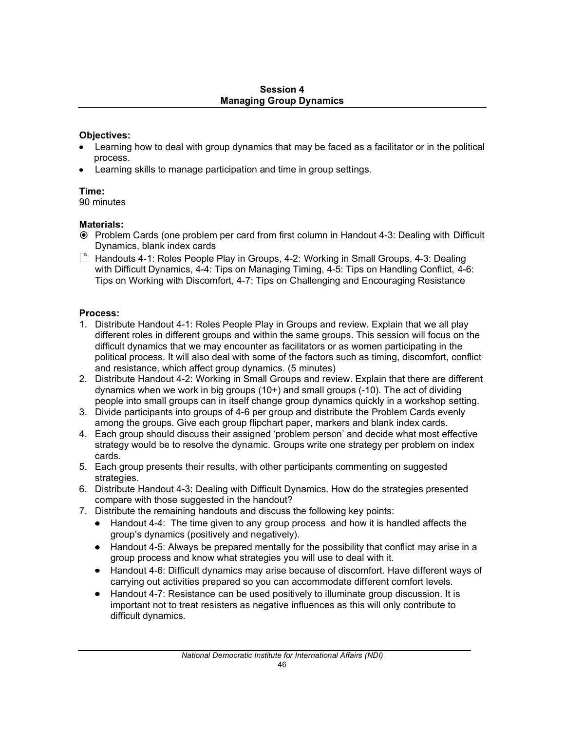## Session 4
## Managing Group Dynamics

**Objectives:**

- Learning how to deal with group dynamics that may be faced as a facilitator or in the political process.
- Learning skills to manage participation and time in group settings.

**Time:**
90 minutes

**Materials:**

- Problem Cards (one problem per card from first column in Handout 4-3: Dealing with Difficult Dynamics, blank index cards
- Handouts 4-1: Roles People Play in Groups, 4-2: Working in Small Groups, 4-3: Dealing with Difficult Dynamics, 4-4: Tips on Managing Timing, 4-5: Tips on Handling Conflict, 4-6: Tips on Working with Discomfort, 4-7: Tips on Challenging and Encouraging Resistance

**Process:**

1. Distribute Handout 4-1: Roles People Play in Groups and review. Explain that we all play different roles in different groups and within the same groups. This session will focus on the difficult dynamics that we may encounter as facilitators or as women participating in the political process. It will also deal with some of the factors such as timing, discomfort, conflict and resistance, which affect group dynamics. (5 minutes)
2. Distribute Handout 4-2: Working in Small Groups and review. Explain that there are different dynamics when we work in big groups (10+) and small groups (-10). The act of dividing people into small groups can in itself change group dynamics quickly in a workshop setting.
3. Divide participants into groups of 4-6 per group and distribute the Problem Cards evenly among the groups. Give each group flipchart paper, markers and blank index cards.
4. Each group should discuss their assigned 'problem person' and decide what most effective strategy would be to resolve the dynamic. Groups write one strategy per problem on index cards.
5. Each group presents their results, with other participants commenting on suggested strategies.
6. Distribute Handout 4-3: Dealing with Difficult Dynamics. How do the strategies presented compare with those suggested in the handout?
7. Distribute the remaining handouts and discuss the following key points:
   - Handout 4-4: The time given to any group process and how it is handled affects the group's dynamics (positively and negatively).
   - Handout 4-5: Always be prepared mentally for the possibility that conflict may arise in a group process and know what strategies you will use to deal with it.
   - Handout 4-6: Difficult dynamics may arise because of discomfort. Have different ways of carrying out activities prepared so you can accommodate different comfort levels.
   - Handout 4-7: Resistance can be used positively to illuminate group discussion. It is important not to treat resisters as negative influences as this will only contribute to difficult dynamics.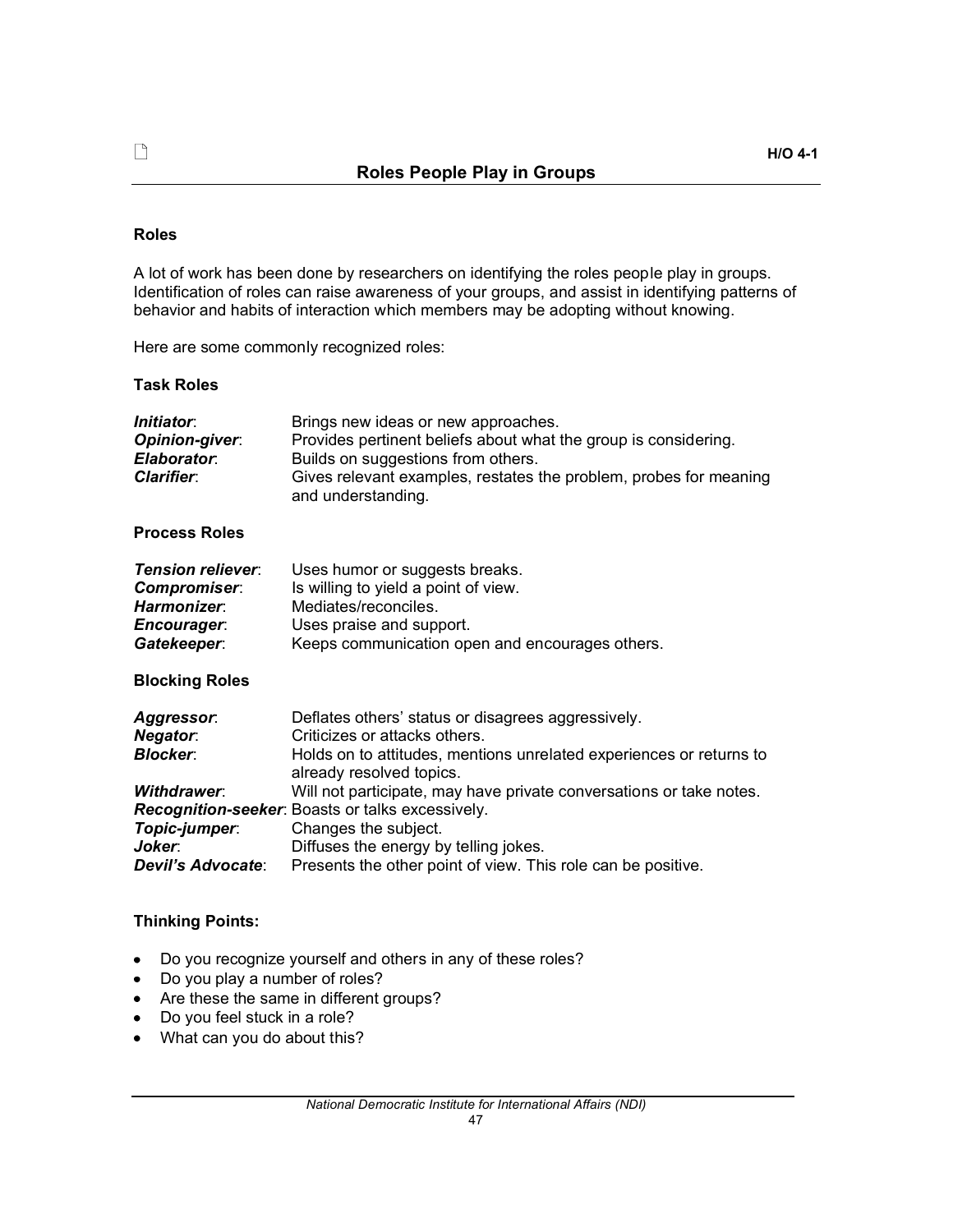H/O 4-1

# Roles People Play in Groups

**Roles**

A lot of work has been done by researchers on identifying the roles people play in groups. Identification of roles can raise awareness of your groups, and assist in identifying patterns of behavior and habits of interaction which members may be adopting without knowing.

Here are some commonly recognized roles:

**Task Roles**

***Initiator***: Brings new ideas or new approaches.
***Opinion-giver***: Provides pertinent beliefs about what the group is considering.
***Elaborator***: Builds on suggestions from others.
***Clarifier***: Gives relevant examples, restates the problem, probes for meaning and understanding.

**Process Roles**

***Tension reliever***: Uses humor or suggests breaks.
***Compromiser***: Is willing to yield a point of view.
***Harmonizer***: Mediates/reconciles.
***Encourager***: Uses praise and support.
***Gatekeeper***: Keeps communication open and encourages others.

**Blocking Roles**

***Aggressor***: Deflates others' status or disagrees aggressively.
***Negator***: Criticizes or attacks others.
***Blocker***: Holds on to attitudes, mentions unrelated experiences or returns to already resolved topics.
***Withdrawer***: Will not participate, may have private conversations or take notes.
***Recognition-seeker***: Boasts or talks excessively.
***Topic-jumper***: Changes the subject.
***Joker***: Diffuses the energy by telling jokes.
***Devil's Advocate***: Presents the other point of view. This role can be positive.

**Thinking Points:**

- Do you recognize yourself and others in any of these roles?
- Do you play a number of roles?
- Are these the same in different groups?
- Do you feel stuck in a role?
- What can you do about this?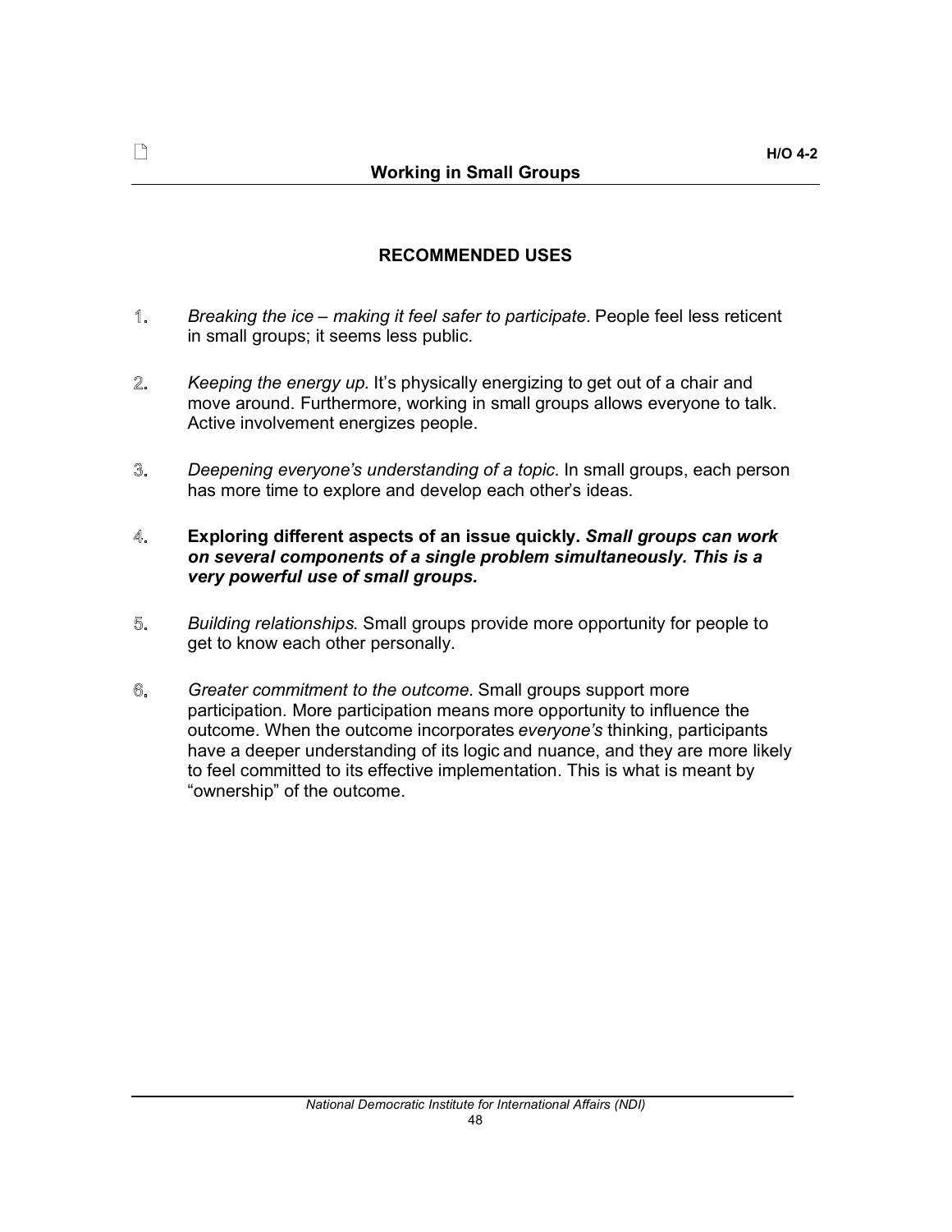## Working in Small Groups

### RECOMMENDED USES

1. *Breaking the ice – making it feel safer to participate.* People feel less reticent in small groups; it seems less public.

2. *Keeping the energy up.* It's physically energizing to get out of a chair and move around. Furthermore, working in small groups allows everyone to talk. Active involvement energizes people.

3. *Deepening everyone's understanding of a topic.* In small groups, each person has more time to explore and develop each other's ideas.

4. **Exploring different aspects of an issue quickly.** ***Small groups can work on several components of a single problem simultaneously. This is a very powerful use of small groups.***

5. *Building relationships.* Small groups provide more opportunity for people to get to know each other personally.

6. *Greater commitment to the outcome.* Small groups support more participation. More participation means more opportunity to influence the outcome. When the outcome incorporates *everyone's* thinking, participants have a deeper understanding of its logic and nuance, and they are more likely to feel committed to its effective implementation. This is what is meant by "ownership" of the outcome.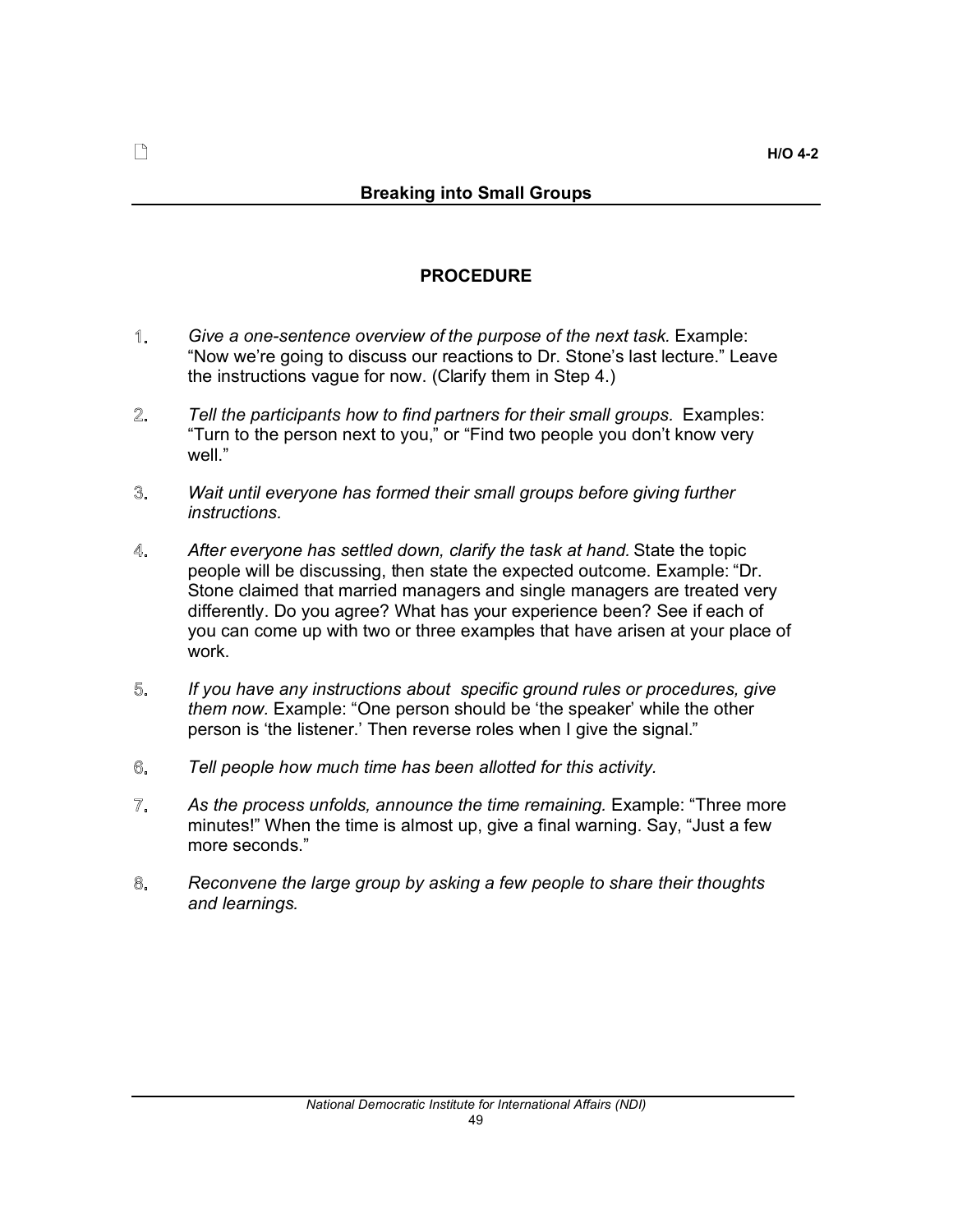H/O 4-2

## Breaking into Small Groups

### PROCEDURE

1. *Give a one-sentence overview of the purpose of the next task.* Example: "Now we're going to discuss our reactions to Dr. Stone's last lecture." Leave the instructions vague for now. (Clarify them in Step 4.)

2. *Tell the participants how to find partners for their small groups.* Examples: "Turn to the person next to you," or "Find two people you don't know very well."

3. *Wait until everyone has formed their small groups before giving further instructions.*

4. *After everyone has settled down, clarify the task at hand.* State the topic people will be discussing, then state the expected outcome. Example: "Dr. Stone claimed that married managers and single managers are treated very differently. Do you agree? What has your experience been? See if each of you can come up with two or three examples that have arisen at your place of work.

5. *If you have any instructions about specific ground rules or procedures, give them now.* Example: "One person should be 'the speaker' while the other person is 'the listener.' Then reverse roles when I give the signal."

6. *Tell people how much time has been allotted for this activity.*

7. *As the process unfolds, announce the time remaining.* Example: "Three more minutes!" When the time is almost up, give a final warning. Say, "Just a few more seconds."

8. *Reconvene the large group by asking a few people to share their thoughts and learnings.*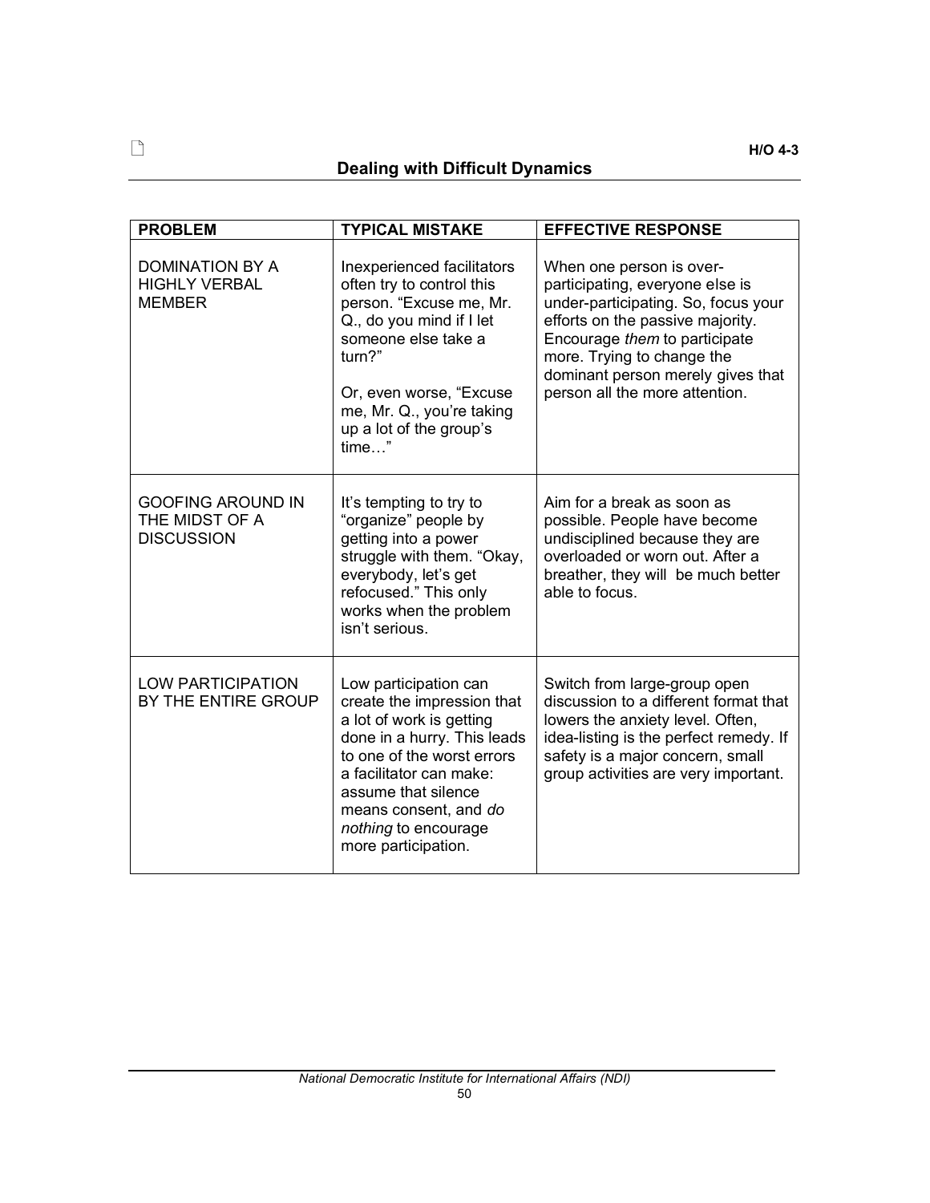H/O 4-3

## Dealing with Difficult Dynamics

| PROBLEM | TYPICAL MISTAKE | EFFECTIVE RESPONSE |
| --- | --- | --- |
| DOMINATION BY A HIGHLY VERBAL MEMBER | Inexperienced facilitators often try to control this person. “Excuse me, Mr. Q., do you mind if I let someone else take a turn?”<br><br>Or, even worse, “Excuse me, Mr. Q., you’re taking up a lot of the group’s time…” | When one person is over-participating, everyone else is under-participating. So, focus your efforts on the passive majority. Encourage *them* to participate more. Trying to change the dominant person merely gives that person all the more attention. |
| GOOFING AROUND IN THE MIDST OF A DISCUSSION | It’s tempting to try to “organize” people by getting into a power struggle with them. “Okay, everybody, let’s get refocused.” This only works when the problem isn’t serious. | Aim for a break as soon as possible. People have become undisciplined because they are overloaded or worn out. After a breather, they will be much better able to focus. |
| LOW PARTICIPATION BY THE ENTIRE GROUP | Low participation can create the impression that a lot of work is getting done in a hurry. This leads to one of the worst errors a facilitator can make: assume that silence means consent, and *do nothing* to encourage more participation. | Switch from large-group open discussion to a different format that lowers the anxiety level. Often, idea-listing is the perfect remedy. If safety is a major concern, small group activities are very important. |

National Democratic Institute for International Affairs (NDI)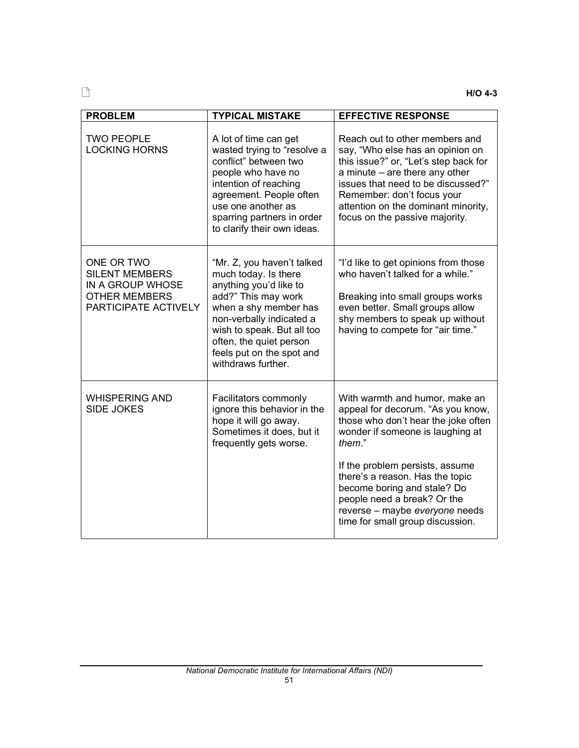H/O 4-3

| PROBLEM | TYPICAL MISTAKE | EFFECTIVE RESPONSE |
|---|---|---|
| TWO PEOPLE LOCKING HORNS | A lot of time can get wasted trying to "resolve a conflict" between two people who have no intention of reaching agreement. People often use one another as sparring partners in order to clarify their own ideas. | Reach out to other members and say, "Who else has an opinion on this issue?" or, "Let's step back for a minute – are there any other issues that need to be discussed?" Remember: don't focus your attention on the dominant minority, focus on the passive majority. |
| ONE OR TWO SILENT MEMBERS IN A GROUP WHOSE OTHER MEMBERS PARTICIPATE ACTIVELY | "Mr. Z, you haven't talked much today. Is there anything you'd like to add?" This may work when a shy member has non-verbally indicated a wish to speak. But all too often, the quiet person feels put on the spot and withdraws further. | "I'd like to get opinions from those who haven't talked for a while."<br><br>Breaking into small groups works even better. Small groups allow shy members to speak up without having to compete for "air time." |
| WHISPERING AND SIDE JOKES | Facilitators commonly ignore this behavior in the hope it will go away. Sometimes it does, but it frequently gets worse. | With warmth and humor, make an appeal for decorum. "As you know, those who don't hear the joke often wonder if someone is laughing at *them*."<br><br>If the problem persists, assume there's a reason. Has the topic become boring and stale? Do people need a break? Or the reverse – maybe *everyone* needs time for small group discussion. |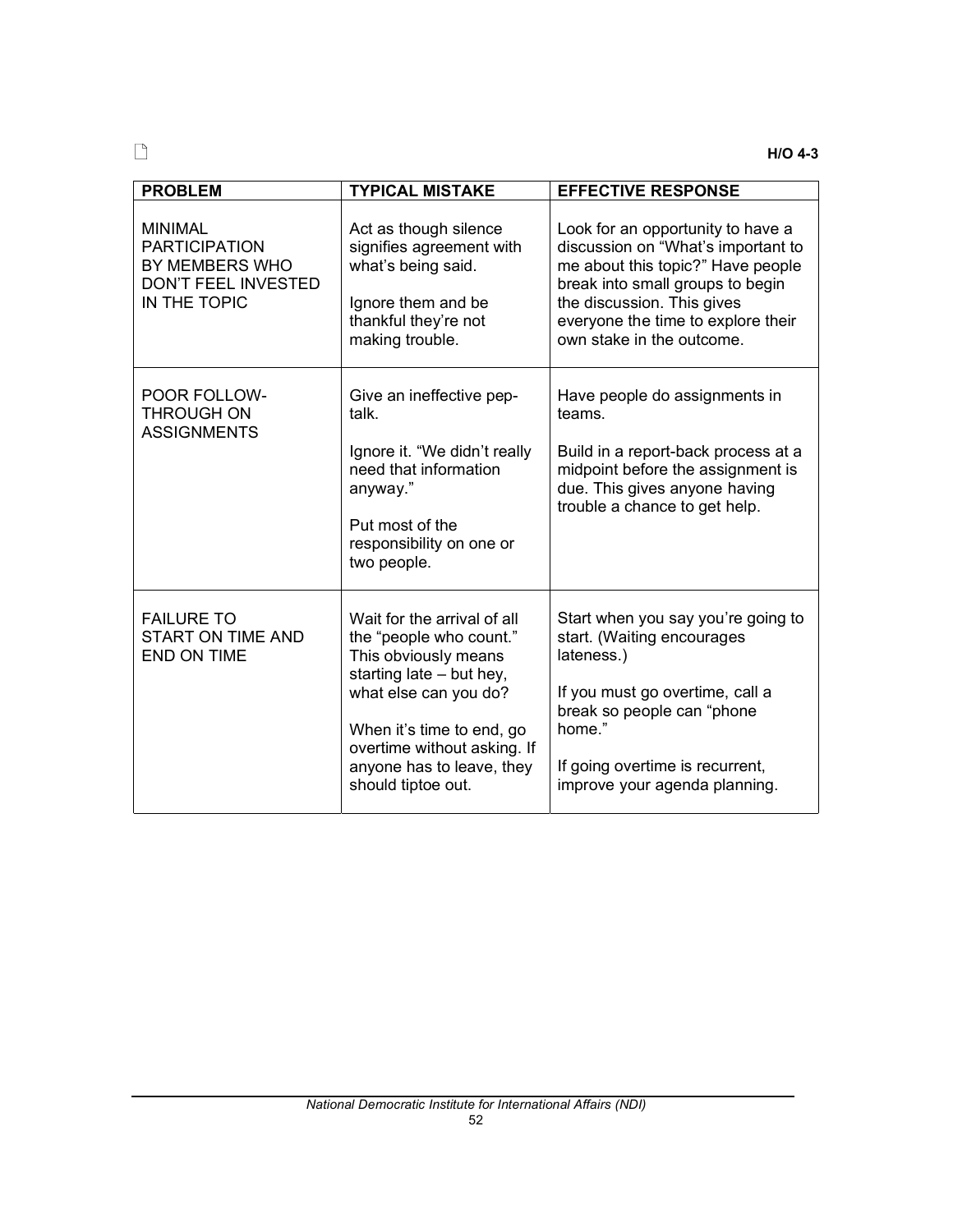H/O 4-3

| PROBLEM | TYPICAL MISTAKE | EFFECTIVE RESPONSE |
|---|---|---|
| MINIMAL PARTICIPATION BY MEMBERS WHO DON'T FEEL INVESTED IN THE TOPIC | Act as though silence signifies agreement with what's being said.<br><br>Ignore them and be thankful they're not making trouble. | Look for an opportunity to have a discussion on "What's important to me about this topic?" Have people break into small groups to begin the discussion. This gives everyone the time to explore their own stake in the outcome. |
| POOR FOLLOW-THROUGH ON ASSIGNMENTS | Give an ineffective pep-talk.<br><br>Ignore it. "We didn't really need that information anyway."<br><br>Put most of the responsibility on one or two people. | Have people do assignments in teams.<br><br>Build in a report-back process at a midpoint before the assignment is due. This gives anyone having trouble a chance to get help. |
| FAILURE TO START ON TIME AND END ON TIME | Wait for the arrival of all the "people who count." This obviously means starting late – but hey, what else can you do?<br><br>When it's time to end, go overtime without asking. If anyone has to leave, they should tiptoe out. | Start when you say you're going to start. (Waiting encourages lateness.)<br><br>If you must go overtime, call a break so people can "phone home."<br><br>If going overtime is recurrent, improve your agenda planning. |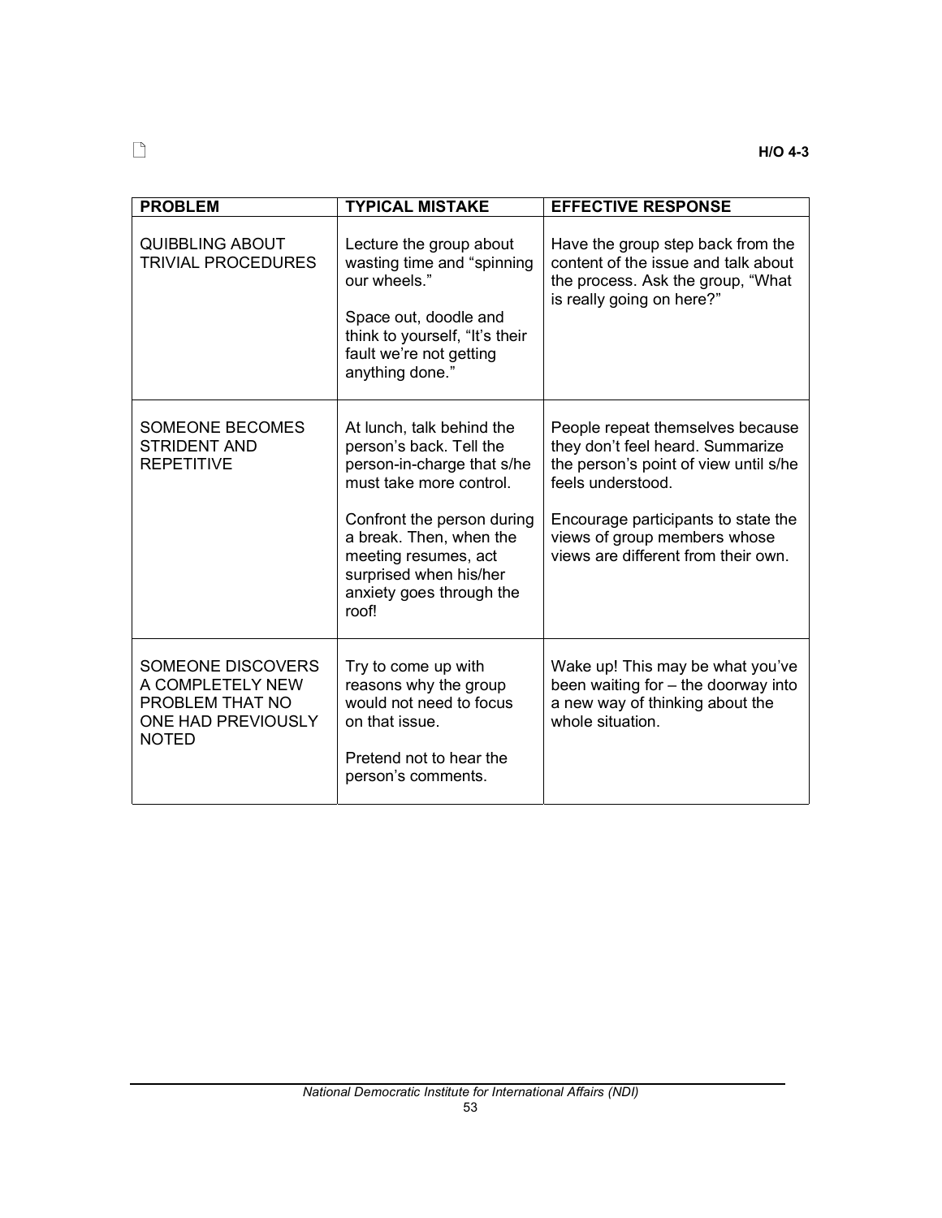H/O 4-3

| PROBLEM | TYPICAL MISTAKE | EFFECTIVE RESPONSE |
| --- | --- | --- |
| QUIBBLING ABOUT TRIVIAL PROCEDURES | Lecture the group about wasting time and “spinning our wheels.”<br><br>Space out, doodle and think to yourself, “It’s their fault we’re not getting anything done.” | Have the group step back from the content of the issue and talk about the process. Ask the group, “What is really going on here?” |
| SOMEONE BECOMES STRIDENT AND REPETITIVE | At lunch, talk behind the person’s back. Tell the person-in-charge that s/he must take more control.<br><br>Confront the person during a break. Then, when the meeting resumes, act surprised when his/her anxiety goes through the roof! | People repeat themselves because they don’t feel heard. Summarize the person’s point of view until s/he feels understood.<br><br>Encourage participants to state the views of group members whose views are different from their own. |
| SOMEONE DISCOVERS A COMPLETELY NEW PROBLEM THAT NO ONE HAD PREVIOUSLY NOTED | Try to come up with reasons why the group would not need to focus on that issue.<br><br>Pretend not to hear the person’s comments. | Wake up! This may be what you’ve been waiting for – the doorway into a new way of thinking about the whole situation. |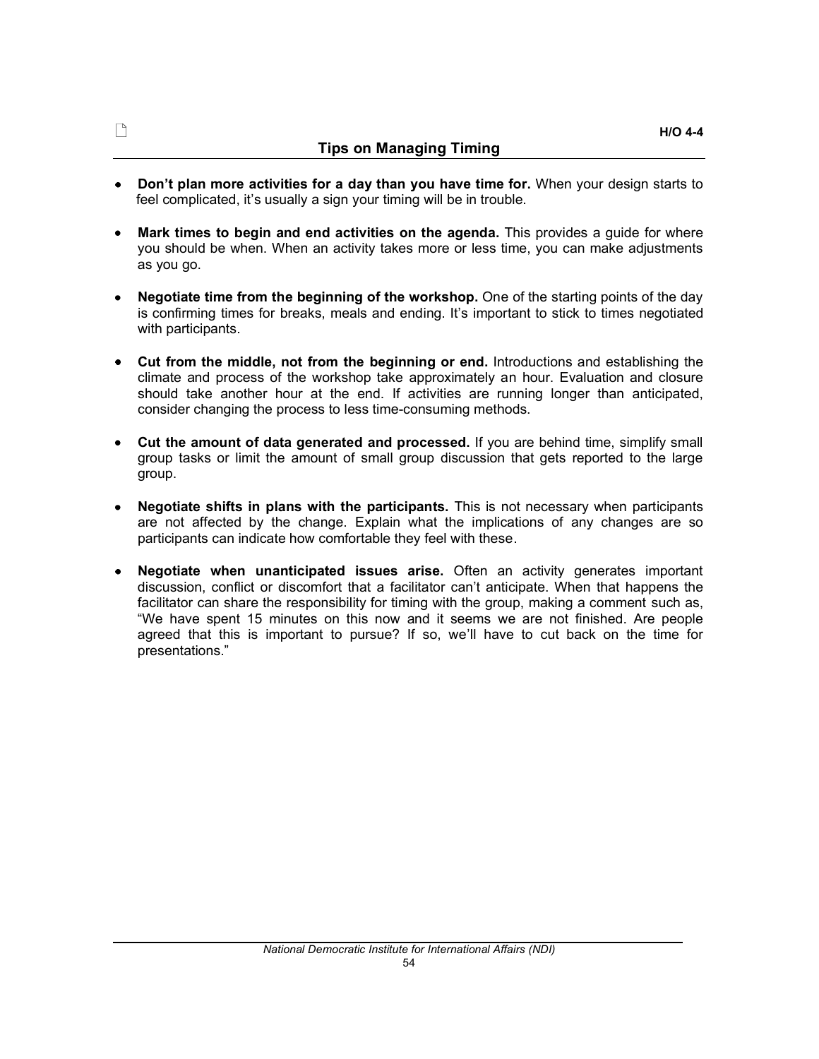H/O 4-4

## Tips on Managing Timing

- **Don't plan more activities for a day than you have time for.** When your design starts to feel complicated, it's usually a sign your timing will be in trouble.

- **Mark times to begin and end activities on the agenda.** This provides a guide for where you should be when. When an activity takes more or less time, you can make adjustments as you go.

- **Negotiate time from the beginning of the workshop.** One of the starting points of the day is confirming times for breaks, meals and ending. It's important to stick to times negotiated with participants.

- **Cut from the middle, not from the beginning or end.** Introductions and establishing the climate and process of the workshop take approximately an hour. Evaluation and closure should take another hour at the end. If activities are running longer than anticipated, consider changing the process to less time-consuming methods.

- **Cut the amount of data generated and processed.** If you are behind time, simplify small group tasks or limit the amount of small group discussion that gets reported to the large group.

- **Negotiate shifts in plans with the participants.** This is not necessary when participants are not affected by the change. Explain what the implications of any changes are so participants can indicate how comfortable they feel with these.

- **Negotiate when unanticipated issues arise.** Often an activity generates important discussion, conflict or discomfort that a facilitator can't anticipate. When that happens the facilitator can share the responsibility for timing with the group, making a comment such as, "We have spent 15 minutes on this now and it seems we are not finished. Are people agreed that this is important to pursue? If so, we'll have to cut back on the time for presentations."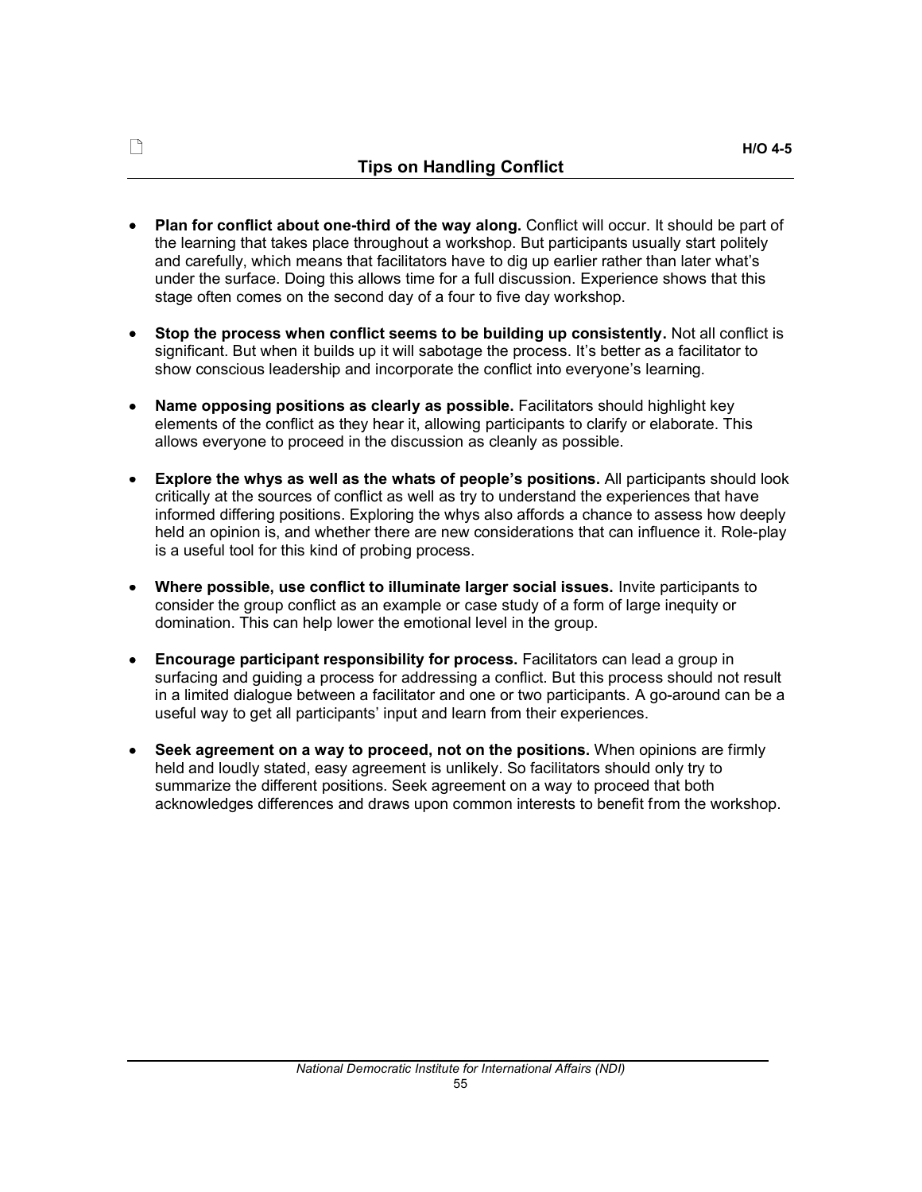H/O 4-5

## Tips on Handling Conflict

- **Plan for conflict about one-third of the way along.** Conflict will occur. It should be part of the learning that takes place throughout a workshop. But participants usually start politely and carefully, which means that facilitators have to dig up earlier rather than later what's under the surface. Doing this allows time for a full discussion. Experience shows that this stage often comes on the second day of a four to five day workshop.

- **Stop the process when conflict seems to be building up consistently.** Not all conflict is significant. But when it builds up it will sabotage the process. It's better as a facilitator to show conscious leadership and incorporate the conflict into everyone's learning.

- **Name opposing positions as clearly as possible.** Facilitators should highlight key elements of the conflict as they hear it, allowing participants to clarify or elaborate. This allows everyone to proceed in the discussion as cleanly as possible.

- **Explore the whys as well as the whats of people's positions.** All participants should look critically at the sources of conflict as well as try to understand the experiences that have informed differing positions. Exploring the whys also affords a chance to assess how deeply held an opinion is, and whether there are new considerations that can influence it. Role-play is a useful tool for this kind of probing process.

- **Where possible, use conflict to illuminate larger social issues.** Invite participants to consider the group conflict as an example or case study of a form of large inequity or domination. This can help lower the emotional level in the group.

- **Encourage participant responsibility for process.** Facilitators can lead a group in surfacing and guiding a process for addressing a conflict. But this process should not result in a limited dialogue between a facilitator and one or two participants. A go-around can be a useful way to get all participants' input and learn from their experiences.

- **Seek agreement on a way to proceed, not on the positions.** When opinions are firmly held and loudly stated, easy agreement is unlikely. So facilitators should only try to summarize the different positions. Seek agreement on a way to proceed that both acknowledges differences and draws upon common interests to benefit from the workshop.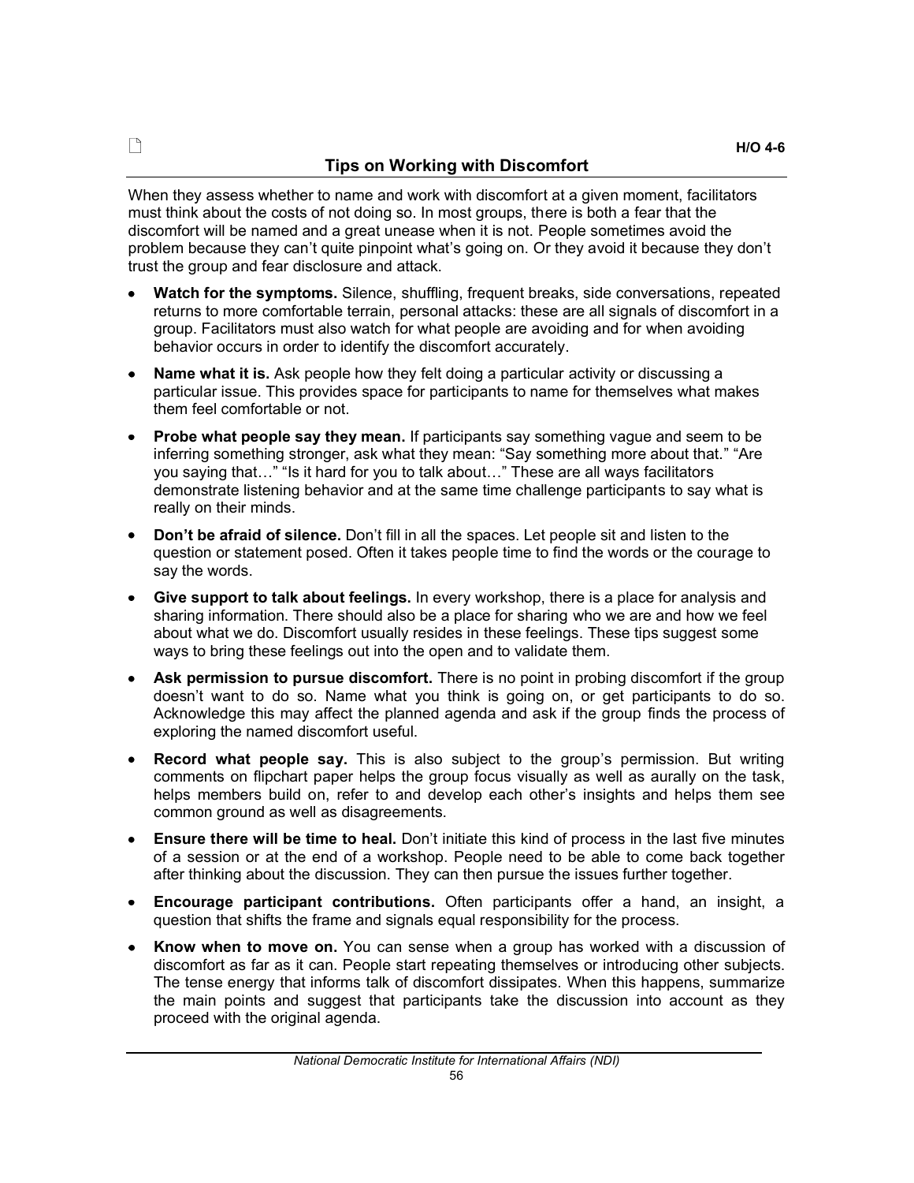H/O 4-6

## Tips on Working with Discomfort

When they assess whether to name and work with discomfort at a given moment, facilitators must think about the costs of not doing so. In most groups, there is both a fear that the discomfort will be named and a great unease when it is not. People sometimes avoid the problem because they can't quite pinpoint what's going on. Or they avoid it because they don't trust the group and fear disclosure and attack.

- **Watch for the symptoms.** Silence, shuffling, frequent breaks, side conversations, repeated returns to more comfortable terrain, personal attacks: these are all signals of discomfort in a group. Facilitators must also watch for what people are avoiding and for when avoiding behavior occurs in order to identify the discomfort accurately.
- **Name what it is.** Ask people how they felt doing a particular activity or discussing a particular issue. This provides space for participants to name for themselves what makes them feel comfortable or not.
- **Probe what people say they mean.** If participants say something vague and seem to be inferring something stronger, ask what they mean: "Say something more about that." "Are you saying that…" "Is it hard for you to talk about…" These are all ways facilitators demonstrate listening behavior and at the same time challenge participants to say what is really on their minds.
- **Don't be afraid of silence.** Don't fill in all the spaces. Let people sit and listen to the question or statement posed. Often it takes people time to find the words or the courage to say the words.
- **Give support to talk about feelings.** In every workshop, there is a place for analysis and sharing information. There should also be a place for sharing who we are and how we feel about what we do. Discomfort usually resides in these feelings. These tips suggest some ways to bring these feelings out into the open and to validate them.
- **Ask permission to pursue discomfort.** There is no point in probing discomfort if the group doesn't want to do so. Name what you think is going on, or get participants to do so. Acknowledge this may affect the planned agenda and ask if the group finds the process of exploring the named discomfort useful.
- **Record what people say.** This is also subject to the group's permission. But writing comments on flipchart paper helps the group focus visually as well as aurally on the task, helps members build on, refer to and develop each other's insights and helps them see common ground as well as disagreements.
- **Ensure there will be time to heal.** Don't initiate this kind of process in the last five minutes of a session or at the end of a workshop. People need to be able to come back together after thinking about the discussion. They can then pursue the issues further together.
- **Encourage participant contributions.** Often participants offer a hand, an insight, a question that shifts the frame and signals equal responsibility for the process.
- **Know when to move on.** You can sense when a group has worked with a discussion of discomfort as far as it can. People start repeating themselves or introducing other subjects. The tense energy that informs talk of discomfort dissipates. When this happens, summarize the main points and suggest that participants take the discussion into account as they proceed with the original agenda.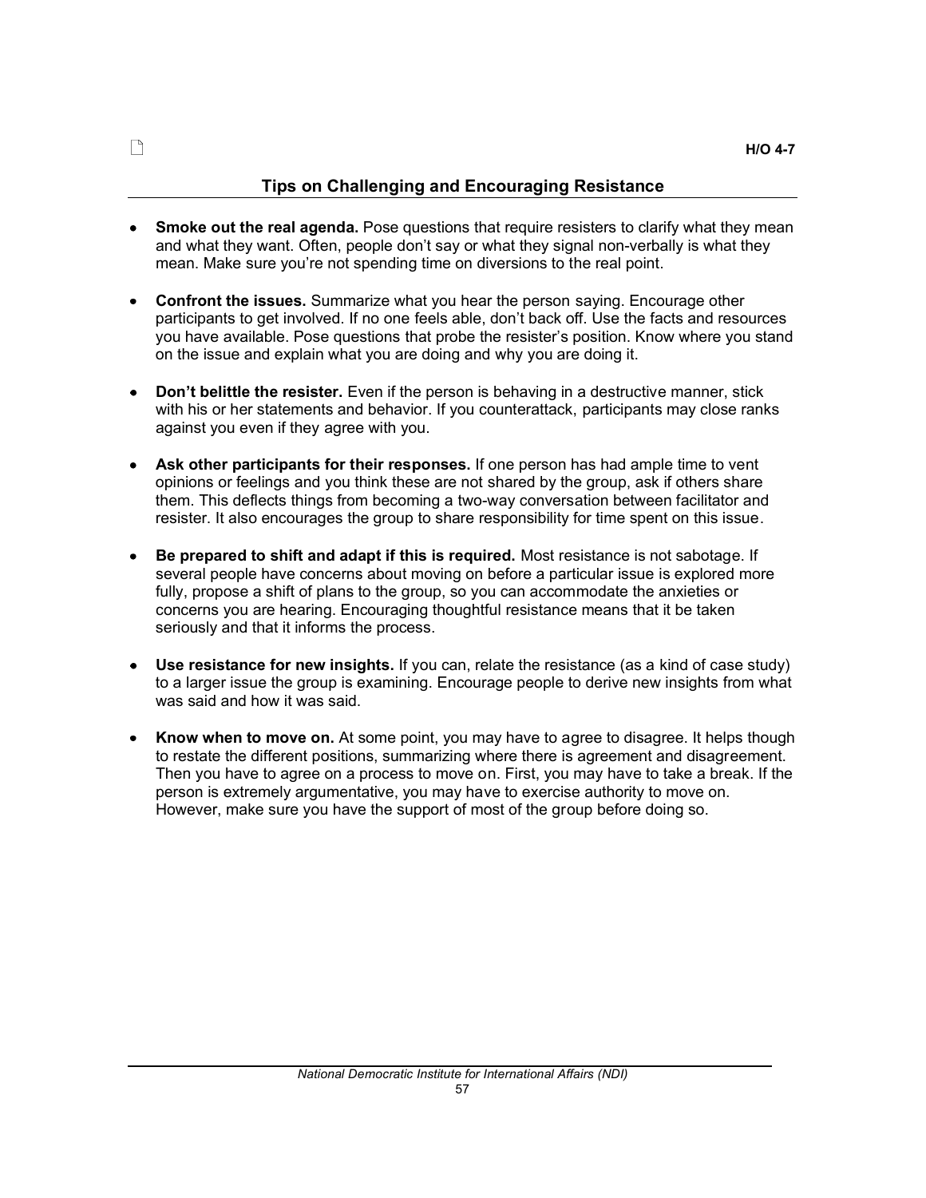H/O 4-7

## Tips on Challenging and Encouraging Resistance

- **Smoke out the real agenda.** Pose questions that require resisters to clarify what they mean and what they want. Often, people don't say or what they signal non-verbally is what they mean. Make sure you're not spending time on diversions to the real point.

- **Confront the issues.** Summarize what you hear the person saying. Encourage other participants to get involved. If no one feels able, don't back off. Use the facts and resources you have available. Pose questions that probe the resister's position. Know where you stand on the issue and explain what you are doing and why you are doing it.

- **Don't belittle the resister.** Even if the person is behaving in a destructive manner, stick with his or her statements and behavior. If you counterattack, participants may close ranks against you even if they agree with you.

- **Ask other participants for their responses.** If one person has had ample time to vent opinions or feelings and you think these are not shared by the group, ask if others share them. This deflects things from becoming a two-way conversation between facilitator and resister. It also encourages the group to share responsibility for time spent on this issue.

- **Be prepared to shift and adapt if this is required.** Most resistance is not sabotage. If several people have concerns about moving on before a particular issue is explored more fully, propose a shift of plans to the group, so you can accommodate the anxieties or concerns you are hearing. Encouraging thoughtful resistance means that it be taken seriously and that it informs the process.

- **Use resistance for new insights.** If you can, relate the resistance (as a kind of case study) to a larger issue the group is examining. Encourage people to derive new insights from what was said and how it was said.

- **Know when to move on.** At some point, you may have to agree to disagree. It helps though to restate the different positions, summarizing where there is agreement and disagreement. Then you have to agree on a process to move on. First, you may have to take a break. If the person is extremely argumentative, you may have to exercise authority to move on. However, make sure you have the support of most of the group before doing so.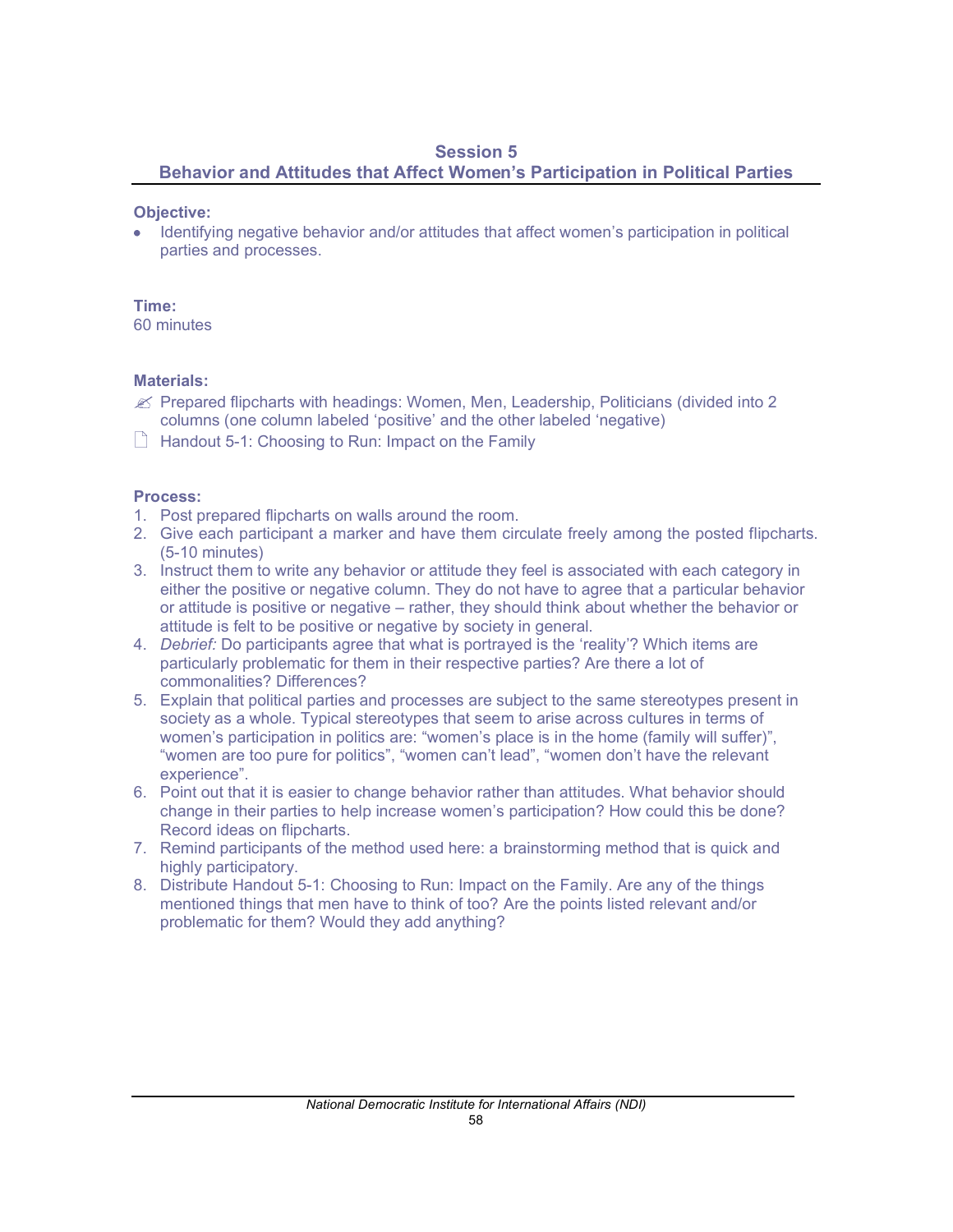## Session 5
## Behavior and Attitudes that Affect Women's Participation in Political Parties

**Objective:**

- Identifying negative behavior and/or attitudes that affect women's participation in political parties and processes.

**Time:**
60 minutes

**Materials:**

- ✍ Prepared flipcharts with headings: Women, Men, Leadership, Politicians (divided into 2 columns (one column labeled 'positive' and the other labeled 'negative')
- 🗋 Handout 5-1: Choosing to Run: Impact on the Family

**Process:**

1. Post prepared flipcharts on walls around the room.
2. Give each participant a marker and have them circulate freely among the posted flipcharts. (5-10 minutes)
3. Instruct them to write any behavior or attitude they feel is associated with each category in either the positive or negative column. They do not have to agree that a particular behavior or attitude is positive or negative – rather, they should think about whether the behavior or attitude is felt to be positive or negative by society in general.
4. *Debrief:* Do participants agree that what is portrayed is the 'reality'? Which items are particularly problematic for them in their respective parties? Are there a lot of commonalities? Differences?
5. Explain that political parties and processes are subject to the same stereotypes present in society as a whole. Typical stereotypes that seem to arise across cultures in terms of women's participation in politics are: "women's place is in the home (family will suffer)", "women are too pure for politics", "women can't lead", "women don't have the relevant experience".
6. Point out that it is easier to change behavior rather than attitudes. What behavior should change in their parties to help increase women's participation? How could this be done? Record ideas on flipcharts.
7. Remind participants of the method used here: a brainstorming method that is quick and highly participatory.
8. Distribute Handout 5-1: Choosing to Run: Impact on the Family. Are any of the things mentioned things that men have to think of too? Are the points listed relevant and/or problematic for them? Would they add anything?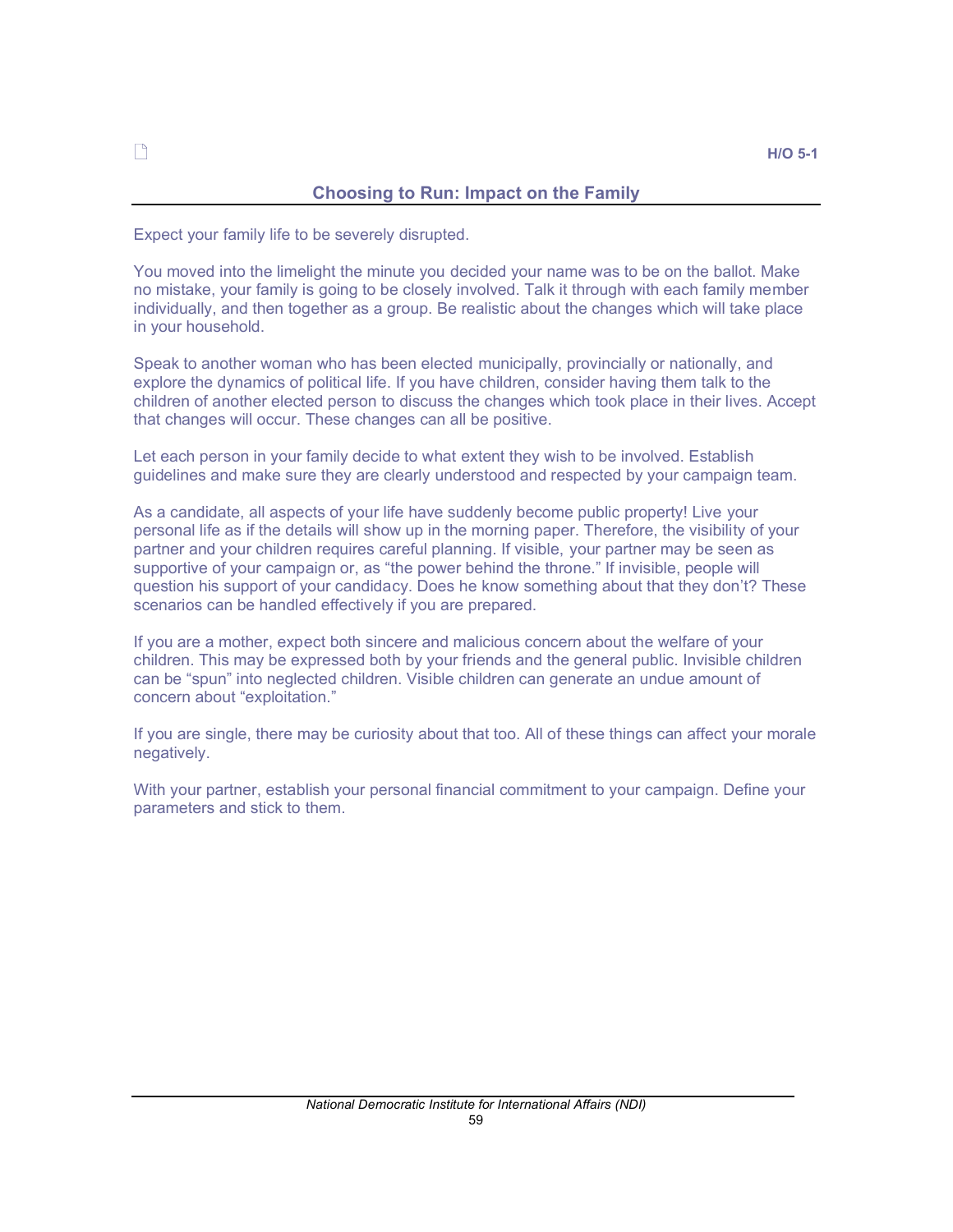H/O 5-1

## Choosing to Run: Impact on the Family

Expect your family life to be severely disrupted.

You moved into the limelight the minute you decided your name was to be on the ballot. Make no mistake, your family is going to be closely involved. Talk it through with each family member individually, and then together as a group. Be realistic about the changes which will take place in your household.

Speak to another woman who has been elected municipally, provincially or nationally, and explore the dynamics of political life. If you have children, consider having them talk to the children of another elected person to discuss the changes which took place in their lives. Accept that changes will occur. These changes can all be positive.

Let each person in your family decide to what extent they wish to be involved. Establish guidelines and make sure they are clearly understood and respected by your campaign team.

As a candidate, all aspects of your life have suddenly become public property! Live your personal life as if the details will show up in the morning paper. Therefore, the visibility of your partner and your children requires careful planning. If visible, your partner may be seen as supportive of your campaign or, as "the power behind the throne." If invisible, people will question his support of your candidacy. Does he know something about that they don't? These scenarios can be handled effectively if you are prepared.

If you are a mother, expect both sincere and malicious concern about the welfare of your children. This may be expressed both by your friends and the general public. Invisible children can be "spun" into neglected children. Visible children can generate an undue amount of concern about "exploitation."

If you are single, there may be curiosity about that too. All of these things can affect your morale negatively.

With your partner, establish your personal financial commitment to your campaign. Define your parameters and stick to them.